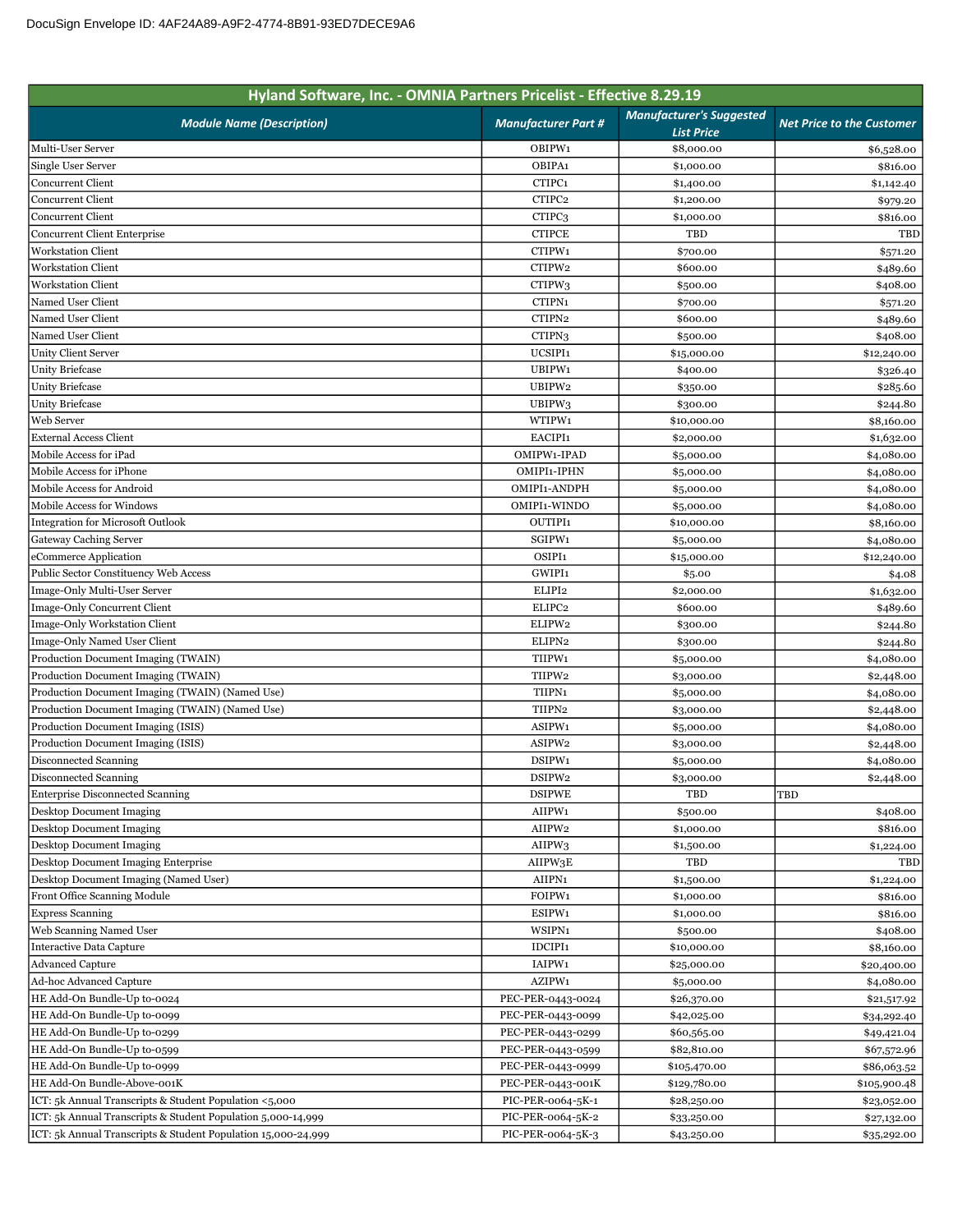DocuSign Envelope ID: 4AF24A89-A9F2-4774-8B91-93ED7DECE9A6

| Hyland Software, Inc. - OMNIA Partners Pricelist - Effective 8.29.19 | | | |
|---|---|---|---|
| ***Module Name (Description)*** | ***Manufacturer Part #*** | ***Manufacturer's Suggested List Price*** | ***Net Price to the Customer*** |
| Multi-User Server | OBIPW1 | $8,000.00 | $6,528.00 |
| Single User Server | OBIPA1 | $1,000.00 | $816.00 |
| Concurrent Client | CTIPC1 | $1,400.00 | $1,142.40 |
| Concurrent Client | CTIPC2 | $1,200.00 | $979.20 |
| Concurrent Client | CTIPC3 | $1,000.00 | $816.00 |
| Concurrent Client Enterprise | CTIPCE | TBD | TBD |
| Workstation Client | CTIPW1 | $700.00 | $571.20 |
| Workstation Client | CTIPW2 | $600.00 | $489.60 |
| Workstation Client | CTIPW3 | $500.00 | $408.00 |
| Named User Client | CTIPN1 | $700.00 | $571.20 |
| Named User Client | CTIPN2 | $600.00 | $489.60 |
| Named User Client | CTIPN3 | $500.00 | $408.00 |
| Unity Client Server | UCSIPI1 | $15,000.00 | $12,240.00 |
| Unity Briefcase | UBIPW1 | $400.00 | $326.40 |
| Unity Briefcase | UBIPW2 | $350.00 | $285.60 |
| Unity Briefcase | UBIPW3 | $300.00 | $244.80 |
| Web Server | WTIPW1 | $10,000.00 | $8,160.00 |
| External Access Client | EACIPI1 | $2,000.00 | $1,632.00 |
| Mobile Access for iPad | OMIPW1-IPAD | $5,000.00 | $4,080.00 |
| Mobile Access for iPhone | OMIPI1-IPHN | $5,000.00 | $4,080.00 |
| Mobile Access for Android | OMIPI1-ANDPH | $5,000.00 | $4,080.00 |
| Mobile Access for Windows | OMIPI1-WINDO | $5,000.00 | $4,080.00 |
| Integration for Microsoft Outlook | OUTIPI1 | $10,000.00 | $8,160.00 |
| Gateway Caching Server | SGIPW1 | $5,000.00 | $4,080.00 |
| eCommerce Application | OSIPI1 | $15,000.00 | $12,240.00 |
| Public Sector Constituency Web Access | GWIPI1 | $5.00 | $4.08 |
| Image-Only Multi-User Server | ELIPI2 | $2,000.00 | $1,632.00 |
| Image-Only Concurrent Client | ELIPC2 | $600.00 | $489.60 |
| Image-Only Workstation Client | ELIPW2 | $300.00 | $244.80 |
| Image-Only Named User Client | ELIPN2 | $300.00 | $244.80 |
| Production Document Imaging (TWAIN) | TIIPW1 | $5,000.00 | $4,080.00 |
| Production Document Imaging (TWAIN) | TIIPW2 | $3,000.00 | $2,448.00 |
| Production Document Imaging (TWAIN) (Named Use) | TIIPN1 | $5,000.00 | $4,080.00 |
| Production Document Imaging (TWAIN) (Named Use) | TIIPN2 | $3,000.00 | $2,448.00 |
| Production Document Imaging (ISIS) | ASIPW1 | $5,000.00 | $4,080.00 |
| Production Document Imaging (ISIS) | ASIPW2 | $3,000.00 | $2,448.00 |
| Disconnected Scanning | DSIPW1 | $5,000.00 | $4,080.00 |
| Disconnected Scanning | DSIPW2 | $3,000.00 | $2,448.00 |
| Enterprise Disconnected Scanning | DSIPWE | TBD | TBD |
| Desktop Document Imaging | AIIPW1 | $500.00 | $408.00 |
| Desktop Document Imaging | AIIPW2 | $1,000.00 | $816.00 |
| Desktop Document Imaging | AIIPW3 | $1,500.00 | $1,224.00 |
| Desktop Document Imaging Enterprise | AIIPW3E | TBD | TBD |
| Desktop Document Imaging (Named User) | AIIPN1 | $1,500.00 | $1,224.00 |
| Front Office Scanning Module | FOIPW1 | $1,000.00 | $816.00 |
| Express Scanning | ESIPW1 | $1,000.00 | $816.00 |
| Web Scanning Named User | WSIPN1 | $500.00 | $408.00 |
| Interactive Data Capture | IDCIPI1 | $10,000.00 | $8,160.00 |
| Advanced Capture | IAIPW1 | $25,000.00 | $20,400.00 |
| Ad-hoc Advanced Capture | AZIPW1 | $5,000.00 | $4,080.00 |
| HE Add-On Bundle-Up to-0024 | PEC-PER-0443-0024 | $26,370.00 | $21,517.92 |
| HE Add-On Bundle-Up to-0099 | PEC-PER-0443-0099 | $42,025.00 | $34,292.40 |
| HE Add-On Bundle-Up to-0299 | PEC-PER-0443-0299 | $60,565.00 | $49,421.04 |
| HE Add-On Bundle-Up to-0599 | PEC-PER-0443-0599 | $82,810.00 | $67,572.96 |
| HE Add-On Bundle-Up to-0999 | PEC-PER-0443-0999 | $105,470.00 | $86,063.52 |
| HE Add-On Bundle-Above-001K | PEC-PER-0443-001K | $129,780.00 | $105,900.48 |
| ICT: 5k Annual Transcripts & Student Population <5,000 | PIC-PER-0064-5K-1 | $28,250.00 | $23,052.00 |
| ICT: 5k Annual Transcripts & Student Population 5,000-14,999 | PIC-PER-0064-5K-2 | $33,250.00 | $27,132.00 |
| ICT: 5k Annual Transcripts & Student Population 15,000-24,999 | PIC-PER-0064-5K-3 | $43,250.00 | $35,292.00 |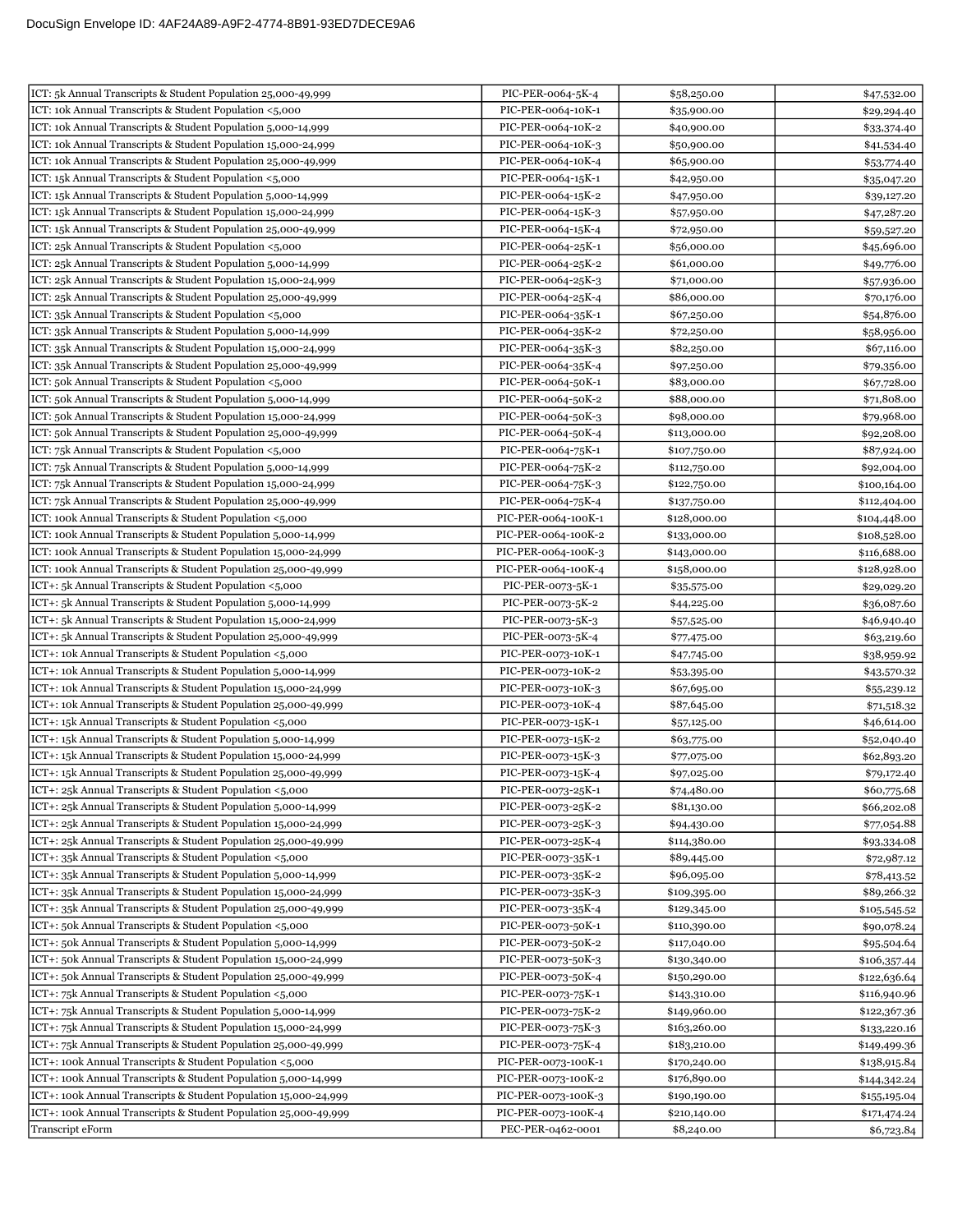| | | | |
|---|---|---|---|
| ICT: 5k Annual Transcripts & Student Population 25,000-49,999 | PIC-PER-0064-5K-4 | $58,250.00 | $47,532.00 |
| ICT: 10k Annual Transcripts & Student Population <5,000 | PIC-PER-0064-10K-1 | $35,900.00 | $29,294.40 |
| ICT: 10k Annual Transcripts & Student Population 5,000-14,999 | PIC-PER-0064-10K-2 | $40,900.00 | $33,374.40 |
| ICT: 10k Annual Transcripts & Student Population 15,000-24,999 | PIC-PER-0064-10K-3 | $50,900.00 | $41,534.40 |
| ICT: 10k Annual Transcripts & Student Population 25,000-49,999 | PIC-PER-0064-10K-4 | $65,900.00 | $53,774.40 |
| ICT: 15k Annual Transcripts & Student Population <5,000 | PIC-PER-0064-15K-1 | $42,950.00 | $35,047.20 |
| ICT: 15k Annual Transcripts & Student Population 5,000-14,999 | PIC-PER-0064-15K-2 | $47,950.00 | $39,127.20 |
| ICT: 15k Annual Transcripts & Student Population 15,000-24,999 | PIC-PER-0064-15K-3 | $57,950.00 | $47,287.20 |
| ICT: 15k Annual Transcripts & Student Population 25,000-49,999 | PIC-PER-0064-15K-4 | $72,950.00 | $59,527.20 |
| ICT: 25k Annual Transcripts & Student Population <5,000 | PIC-PER-0064-25K-1 | $56,000.00 | $45,696.00 |
| ICT: 25k Annual Transcripts & Student Population 5,000-14,999 | PIC-PER-0064-25K-2 | $61,000.00 | $49,776.00 |
| ICT: 25k Annual Transcripts & Student Population 15,000-24,999 | PIC-PER-0064-25K-3 | $71,000.00 | $57,936.00 |
| ICT: 25k Annual Transcripts & Student Population 25,000-49,999 | PIC-PER-0064-25K-4 | $86,000.00 | $70,176.00 |
| ICT: 35k Annual Transcripts & Student Population <5,000 | PIC-PER-0064-35K-1 | $67,250.00 | $54,876.00 |
| ICT: 35k Annual Transcripts & Student Population 5,000-14,999 | PIC-PER-0064-35K-2 | $72,250.00 | $58,956.00 |
| ICT: 35k Annual Transcripts & Student Population 15,000-24,999 | PIC-PER-0064-35K-3 | $82,250.00 | $67,116.00 |
| ICT: 35k Annual Transcripts & Student Population 25,000-49,999 | PIC-PER-0064-35K-4 | $97,250.00 | $79,356.00 |
| ICT: 50k Annual Transcripts & Student Population <5,000 | PIC-PER-0064-50K-1 | $83,000.00 | $67,728.00 |
| ICT: 50k Annual Transcripts & Student Population 5,000-14,999 | PIC-PER-0064-50K-2 | $88,000.00 | $71,808.00 |
| ICT: 50k Annual Transcripts & Student Population 15,000-24,999 | PIC-PER-0064-50K-3 | $98,000.00 | $79,968.00 |
| ICT: 50k Annual Transcripts & Student Population 25,000-49,999 | PIC-PER-0064-50K-4 | $113,000.00 | $92,208.00 |
| ICT: 75k Annual Transcripts & Student Population <5,000 | PIC-PER-0064-75K-1 | $107,750.00 | $87,924.00 |
| ICT: 75k Annual Transcripts & Student Population 5,000-14,999 | PIC-PER-0064-75K-2 | $112,750.00 | $92,004.00 |
| ICT: 75k Annual Transcripts & Student Population 15,000-24,999 | PIC-PER-0064-75K-3 | $122,750.00 | $100,164.00 |
| ICT: 75k Annual Transcripts & Student Population 25,000-49,999 | PIC-PER-0064-75K-4 | $137,750.00 | $112,404.00 |
| ICT: 100k Annual Transcripts & Student Population <5,000 | PIC-PER-0064-100K-1 | $128,000.00 | $104,448.00 |
| ICT: 100k Annual Transcripts & Student Population 5,000-14,999 | PIC-PER-0064-100K-2 | $133,000.00 | $108,528.00 |
| ICT: 100k Annual Transcripts & Student Population 15,000-24,999 | PIC-PER-0064-100K-3 | $143,000.00 | $116,688.00 |
| ICT: 100k Annual Transcripts & Student Population 25,000-49,999 | PIC-PER-0064-100K-4 | $158,000.00 | $128,928.00 |
| ICT+: 5k Annual Transcripts & Student Population <5,000 | PIC-PER-0073-5K-1 | $35,575.00 | $29,029.20 |
| ICT+: 5k Annual Transcripts & Student Population 5,000-14,999 | PIC-PER-0073-5K-2 | $44,225.00 | $36,087.60 |
| ICT+: 5k Annual Transcripts & Student Population 15,000-24,999 | PIC-PER-0073-5K-3 | $57,525.00 | $46,940.40 |
| ICT+: 5k Annual Transcripts & Student Population 25,000-49,999 | PIC-PER-0073-5K-4 | $77,475.00 | $63,219.60 |
| ICT+: 10k Annual Transcripts & Student Population <5,000 | PIC-PER-0073-10K-1 | $47,745.00 | $38,959.92 |
| ICT+: 10k Annual Transcripts & Student Population 5,000-14,999 | PIC-PER-0073-10K-2 | $53,395.00 | $43,570.32 |
| ICT+: 10k Annual Transcripts & Student Population 15,000-24,999 | PIC-PER-0073-10K-3 | $67,695.00 | $55,239.12 |
| ICT+: 10k Annual Transcripts & Student Population 25,000-49,999 | PIC-PER-0073-10K-4 | $87,645.00 | $71,518.32 |
| ICT+: 15k Annual Transcripts & Student Population <5,000 | PIC-PER-0073-15K-1 | $57,125.00 | $46,614.00 |
| ICT+: 15k Annual Transcripts & Student Population 5,000-14,999 | PIC-PER-0073-15K-2 | $63,775.00 | $52,040.40 |
| ICT+: 15k Annual Transcripts & Student Population 15,000-24,999 | PIC-PER-0073-15K-3 | $77,075.00 | $62,893.20 |
| ICT+: 15k Annual Transcripts & Student Population 25,000-49,999 | PIC-PER-0073-15K-4 | $97,025.00 | $79,172.40 |
| ICT+: 25k Annual Transcripts & Student Population <5,000 | PIC-PER-0073-25K-1 | $74,480.00 | $60,775.68 |
| ICT+: 25k Annual Transcripts & Student Population 5,000-14,999 | PIC-PER-0073-25K-2 | $81,130.00 | $66,202.08 |
| ICT+: 25k Annual Transcripts & Student Population 15,000-24,999 | PIC-PER-0073-25K-3 | $94,430.00 | $77,054.88 |
| ICT+: 25k Annual Transcripts & Student Population 25,000-49,999 | PIC-PER-0073-25K-4 | $114,380.00 | $93,334.08 |
| ICT+: 35k Annual Transcripts & Student Population <5,000 | PIC-PER-0073-35K-1 | $89,445.00 | $72,987.12 |
| ICT+: 35k Annual Transcripts & Student Population 5,000-14,999 | PIC-PER-0073-35K-2 | $96,095.00 | $78,413.52 |
| ICT+: 35k Annual Transcripts & Student Population 15,000-24,999 | PIC-PER-0073-35K-3 | $109,395.00 | $89,266.32 |
| ICT+: 35k Annual Transcripts & Student Population 25,000-49,999 | PIC-PER-0073-35K-4 | $129,345.00 | $105,545.52 |
| ICT+: 50k Annual Transcripts & Student Population <5,000 | PIC-PER-0073-50K-1 | $110,390.00 | $90,078.24 |
| ICT+: 50k Annual Transcripts & Student Population 5,000-14,999 | PIC-PER-0073-50K-2 | $117,040.00 | $95,504.64 |
| ICT+: 50k Annual Transcripts & Student Population 15,000-24,999 | PIC-PER-0073-50K-3 | $130,340.00 | $106,357.44 |
| ICT+: 50k Annual Transcripts & Student Population 25,000-49,999 | PIC-PER-0073-50K-4 | $150,290.00 | $122,636.64 |
| ICT+: 75k Annual Transcripts & Student Population <5,000 | PIC-PER-0073-75K-1 | $143,310.00 | $116,940.96 |
| ICT+: 75k Annual Transcripts & Student Population 5,000-14,999 | PIC-PER-0073-75K-2 | $149,960.00 | $122,367.36 |
| ICT+: 75k Annual Transcripts & Student Population 15,000-24,999 | PIC-PER-0073-75K-3 | $163,260.00 | $133,220.16 |
| ICT+: 75k Annual Transcripts & Student Population 25,000-49,999 | PIC-PER-0073-75K-4 | $183,210.00 | $149,499.36 |
| ICT+: 100k Annual Transcripts & Student Population <5,000 | PIC-PER-0073-100K-1 | $170,240.00 | $138,915.84 |
| ICT+: 100k Annual Transcripts & Student Population 5,000-14,999 | PIC-PER-0073-100K-2 | $176,890.00 | $144,342.24 |
| ICT+: 100k Annual Transcripts & Student Population 15,000-24,999 | PIC-PER-0073-100K-3 | $190,190.00 | $155,195.04 |
| ICT+: 100k Annual Transcripts & Student Population 25,000-49,999 | PIC-PER-0073-100K-4 | $210,140.00 | $171,474.24 |
| Transcript eForm | PEC-PER-0462-0001 | $8,240.00 | $6,723.84 |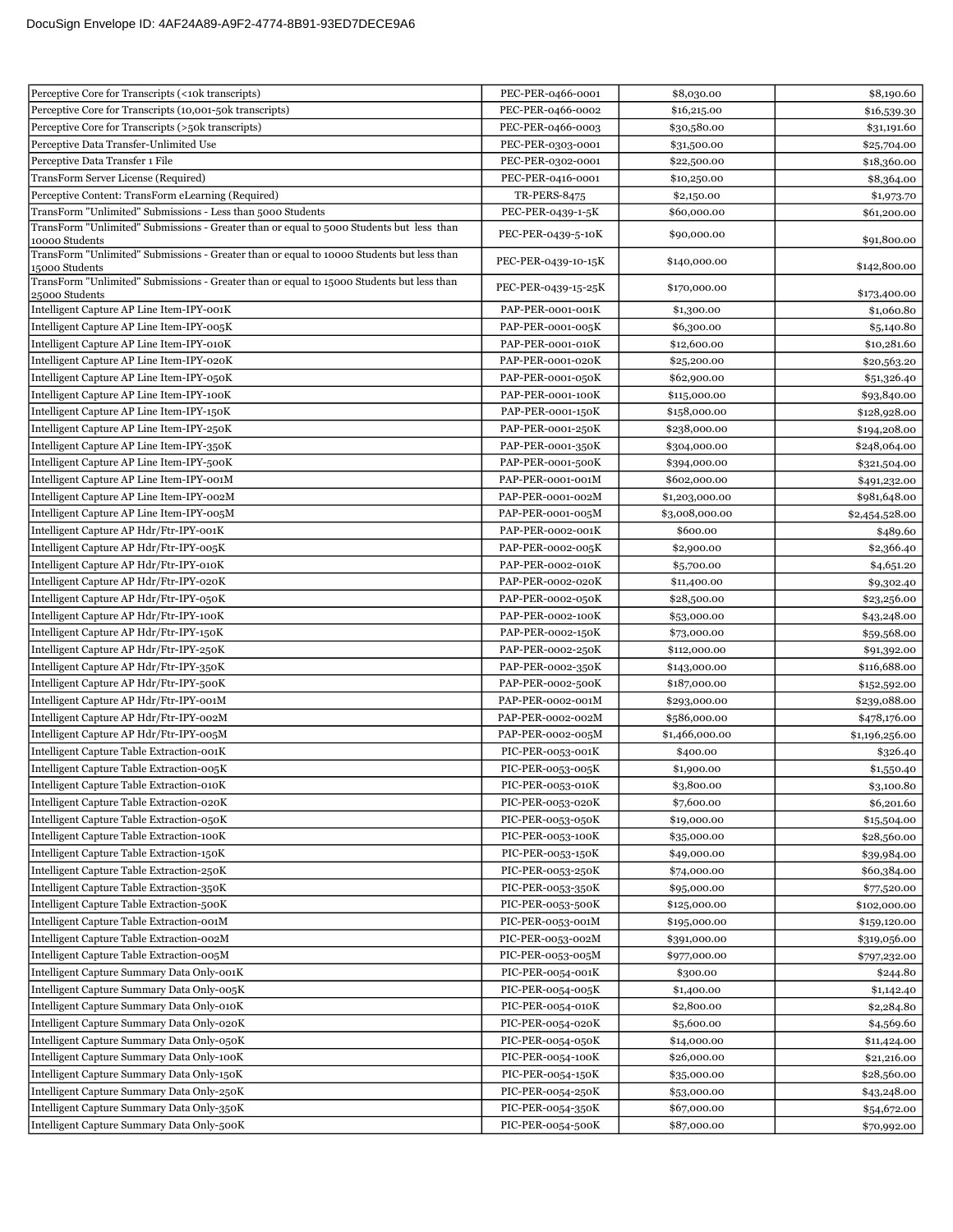| | | | |
|---|---|---|---|
| Perceptive Core for Transcripts (<10k transcripts) | PEC-PER-0466-0001 | $8,030.00 | $8,190.60 |
| Perceptive Core for Transcripts (10,001-50k transcripts) | PEC-PER-0466-0002 | $16,215.00 | $16,539.30 |
| Perceptive Core for Transcripts (>50k transcripts) | PEC-PER-0466-0003 | $30,580.00 | $31,191.60 |
| Perceptive Data Transfer-Unlimited Use | PEC-PER-0303-0001 | $31,500.00 | $25,704.00 |
| Perceptive Data Transfer 1 File | PEC-PER-0302-0001 | $22,500.00 | $18,360.00 |
| TransForm Server License (Required) | PEC-PER-0416-0001 | $10,250.00 | $8,364.00 |
| Perceptive Content: TransForm eLearning (Required) | TR-PERS-8475 | $2,150.00 | $1,973.70 |
| TransForm "Unlimited" Submissions - Less than 5000 Students | PEC-PER-0439-1-5K | $60,000.00 | $61,200.00 |
| TransForm "Unlimited" Submissions - Greater than or equal to 5000 Students but less than 10000 Students | PEC-PER-0439-5-10K | $90,000.00 | $91,800.00 |
| TransForm "Unlimited" Submissions - Greater than or equal to 10000 Students but less than 15000 Students | PEC-PER-0439-10-15K | $140,000.00 | $142,800.00 |
| TransForm "Unlimited" Submissions - Greater than or equal to 15000 Students but less than 25000 Students | PEC-PER-0439-15-25K | $170,000.00 | $173,400.00 |
| Intelligent Capture AP Line Item-IPY-001K | PAP-PER-0001-001K | $1,300.00 | $1,060.80 |
| Intelligent Capture AP Line Item-IPY-005K | PAP-PER-0001-005K | $6,300.00 | $5,140.80 |
| Intelligent Capture AP Line Item-IPY-010K | PAP-PER-0001-010K | $12,600.00 | $10,281.60 |
| Intelligent Capture AP Line Item-IPY-020K | PAP-PER-0001-020K | $25,200.00 | $20,563.20 |
| Intelligent Capture AP Line Item-IPY-050K | PAP-PER-0001-050K | $62,900.00 | $51,326.40 |
| Intelligent Capture AP Line Item-IPY-100K | PAP-PER-0001-100K | $115,000.00 | $93,840.00 |
| Intelligent Capture AP Line Item-IPY-150K | PAP-PER-0001-150K | $158,000.00 | $128,928.00 |
| Intelligent Capture AP Line Item-IPY-250K | PAP-PER-0001-250K | $238,000.00 | $194,208.00 |
| Intelligent Capture AP Line Item-IPY-350K | PAP-PER-0001-350K | $304,000.00 | $248,064.00 |
| Intelligent Capture AP Line Item-IPY-500K | PAP-PER-0001-500K | $394,000.00 | $321,504.00 |
| Intelligent Capture AP Line Item-IPY-001M | PAP-PER-0001-001M | $602,000.00 | $491,232.00 |
| Intelligent Capture AP Line Item-IPY-002M | PAP-PER-0001-002M | $1,203,000.00 | $981,648.00 |
| Intelligent Capture AP Line Item-IPY-005M | PAP-PER-0001-005M | $3,008,000.00 | $2,454,528.00 |
| Intelligent Capture AP Hdr/Ftr-IPY-001K | PAP-PER-0002-001K | $600.00 | $489.60 |
| Intelligent Capture AP Hdr/Ftr-IPY-005K | PAP-PER-0002-005K | $2,900.00 | $2,366.40 |
| Intelligent Capture AP Hdr/Ftr-IPY-010K | PAP-PER-0002-010K | $5,700.00 | $4,651.20 |
| Intelligent Capture AP Hdr/Ftr-IPY-020K | PAP-PER-0002-020K | $11,400.00 | $9,302.40 |
| Intelligent Capture AP Hdr/Ftr-IPY-050K | PAP-PER-0002-050K | $28,500.00 | $23,256.00 |
| Intelligent Capture AP Hdr/Ftr-IPY-100K | PAP-PER-0002-100K | $53,000.00 | $43,248.00 |
| Intelligent Capture AP Hdr/Ftr-IPY-150K | PAP-PER-0002-150K | $73,000.00 | $59,568.00 |
| Intelligent Capture AP Hdr/Ftr-IPY-250K | PAP-PER-0002-250K | $112,000.00 | $91,392.00 |
| Intelligent Capture AP Hdr/Ftr-IPY-350K | PAP-PER-0002-350K | $143,000.00 | $116,688.00 |
| Intelligent Capture AP Hdr/Ftr-IPY-500K | PAP-PER-0002-500K | $187,000.00 | $152,592.00 |
| Intelligent Capture AP Hdr/Ftr-IPY-001M | PAP-PER-0002-001M | $293,000.00 | $239,088.00 |
| Intelligent Capture AP Hdr/Ftr-IPY-002M | PAP-PER-0002-002M | $586,000.00 | $478,176.00 |
| Intelligent Capture AP Hdr/Ftr-IPY-005M | PAP-PER-0002-005M | $1,466,000.00 | $1,196,256.00 |
| Intelligent Capture Table Extraction-001K | PIC-PER-0053-001K | $400.00 | $326.40 |
| Intelligent Capture Table Extraction-005K | PIC-PER-0053-005K | $1,900.00 | $1,550.40 |
| Intelligent Capture Table Extraction-010K | PIC-PER-0053-010K | $3,800.00 | $3,100.80 |
| Intelligent Capture Table Extraction-020K | PIC-PER-0053-020K | $7,600.00 | $6,201.60 |
| Intelligent Capture Table Extraction-050K | PIC-PER-0053-050K | $19,000.00 | $15,504.00 |
| Intelligent Capture Table Extraction-100K | PIC-PER-0053-100K | $35,000.00 | $28,560.00 |
| Intelligent Capture Table Extraction-150K | PIC-PER-0053-150K | $49,000.00 | $39,984.00 |
| Intelligent Capture Table Extraction-250K | PIC-PER-0053-250K | $74,000.00 | $60,384.00 |
| Intelligent Capture Table Extraction-350K | PIC-PER-0053-350K | $95,000.00 | $77,520.00 |
| Intelligent Capture Table Extraction-500K | PIC-PER-0053-500K | $125,000.00 | $102,000.00 |
| Intelligent Capture Table Extraction-001M | PIC-PER-0053-001M | $195,000.00 | $159,120.00 |
| Intelligent Capture Table Extraction-002M | PIC-PER-0053-002M | $391,000.00 | $319,056.00 |
| Intelligent Capture Table Extraction-005M | PIC-PER-0053-005M | $977,000.00 | $797,232.00 |
| Intelligent Capture Summary Data Only-001K | PIC-PER-0054-001K | $300.00 | $244.80 |
| Intelligent Capture Summary Data Only-005K | PIC-PER-0054-005K | $1,400.00 | $1,142.40 |
| Intelligent Capture Summary Data Only-010K | PIC-PER-0054-010K | $2,800.00 | $2,284.80 |
| Intelligent Capture Summary Data Only-020K | PIC-PER-0054-020K | $5,600.00 | $4,569.60 |
| Intelligent Capture Summary Data Only-050K | PIC-PER-0054-050K | $14,000.00 | $11,424.00 |
| Intelligent Capture Summary Data Only-100K | PIC-PER-0054-100K | $26,000.00 | $21,216.00 |
| Intelligent Capture Summary Data Only-150K | PIC-PER-0054-150K | $35,000.00 | $28,560.00 |
| Intelligent Capture Summary Data Only-250K | PIC-PER-0054-250K | $53,000.00 | $43,248.00 |
| Intelligent Capture Summary Data Only-350K | PIC-PER-0054-350K | $67,000.00 | $54,672.00 |
| Intelligent Capture Summary Data Only-500K | PIC-PER-0054-500K | $87,000.00 | $70,992.00 |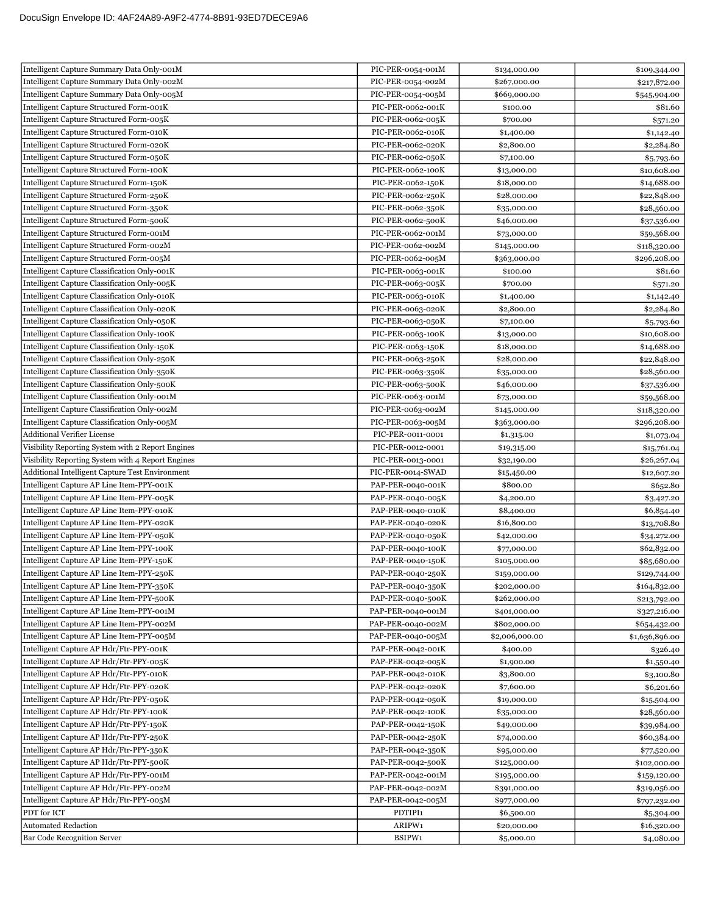| Intelligent Capture Summary Data Only-001M | PIC-PER-0054-001M | $134,000.00 | $109,344.00 |
|---|---|---|---|
| Intelligent Capture Summary Data Only-002M | PIC-PER-0054-002M | $267,000.00 | $217,872.00 |
| Intelligent Capture Summary Data Only-005M | PIC-PER-0054-005M | $669,000.00 | $545,904.00 |
| Intelligent Capture Structured Form-001K | PIC-PER-0062-001K | $100.00 | $81.60 |
| Intelligent Capture Structured Form-005K | PIC-PER-0062-005K | $700.00 | $571.20 |
| Intelligent Capture Structured Form-010K | PIC-PER-0062-010K | $1,400.00 | $1,142.40 |
| Intelligent Capture Structured Form-020K | PIC-PER-0062-020K | $2,800.00 | $2,284.80 |
| Intelligent Capture Structured Form-050K | PIC-PER-0062-050K | $7,100.00 | $5,793.60 |
| Intelligent Capture Structured Form-100K | PIC-PER-0062-100K | $13,000.00 | $10,608.00 |
| Intelligent Capture Structured Form-150K | PIC-PER-0062-150K | $18,000.00 | $14,688.00 |
| Intelligent Capture Structured Form-250K | PIC-PER-0062-250K | $28,000.00 | $22,848.00 |
| Intelligent Capture Structured Form-350K | PIC-PER-0062-350K | $35,000.00 | $28,560.00 |
| Intelligent Capture Structured Form-500K | PIC-PER-0062-500K | $46,000.00 | $37,536.00 |
| Intelligent Capture Structured Form-001M | PIC-PER-0062-001M | $73,000.00 | $59,568.00 |
| Intelligent Capture Structured Form-002M | PIC-PER-0062-002M | $145,000.00 | $118,320.00 |
| Intelligent Capture Structured Form-005M | PIC-PER-0062-005M | $363,000.00 | $296,208.00 |
| Intelligent Capture Classification Only-001K | PIC-PER-0063-001K | $100.00 | $81.60 |
| Intelligent Capture Classification Only-005K | PIC-PER-0063-005K | $700.00 | $571.20 |
| Intelligent Capture Classification Only-010K | PIC-PER-0063-010K | $1,400.00 | $1,142.40 |
| Intelligent Capture Classification Only-020K | PIC-PER-0063-020K | $2,800.00 | $2,284.80 |
| Intelligent Capture Classification Only-050K | PIC-PER-0063-050K | $7,100.00 | $5,793.60 |
| Intelligent Capture Classification Only-100K | PIC-PER-0063-100K | $13,000.00 | $10,608.00 |
| Intelligent Capture Classification Only-150K | PIC-PER-0063-150K | $18,000.00 | $14,688.00 |
| Intelligent Capture Classification Only-250K | PIC-PER-0063-250K | $28,000.00 | $22,848.00 |
| Intelligent Capture Classification Only-350K | PIC-PER-0063-350K | $35,000.00 | $28,560.00 |
| Intelligent Capture Classification Only-500K | PIC-PER-0063-500K | $46,000.00 | $37,536.00 |
| Intelligent Capture Classification Only-001M | PIC-PER-0063-001M | $73,000.00 | $59,568.00 |
| Intelligent Capture Classification Only-002M | PIC-PER-0063-002M | $145,000.00 | $118,320.00 |
| Intelligent Capture Classification Only-005M | PIC-PER-0063-005M | $363,000.00 | $296,208.00 |
| Additional Verifier License | PIC-PER-0011-0001 | $1,315.00 | $1,073.04 |
| Visibility Reporting System with 2 Report Engines | PIC-PER-0012-0001 | $19,315.00 | $15,761.04 |
| Visibility Reporting System with 4 Report Engines | PIC-PER-0013-0001 | $32,190.00 | $26,267.04 |
| Additional Intelligent Capture Test Environment | PIC-PER-0014-SWAD | $15,450.00 | $12,607.20 |
| Intelligent Capture AP Line Item-PPY-001K | PAP-PER-0040-001K | $800.00 | $652.80 |
| Intelligent Capture AP Line Item-PPY-005K | PAP-PER-0040-005K | $4,200.00 | $3,427.20 |
| Intelligent Capture AP Line Item-PPY-010K | PAP-PER-0040-010K | $8,400.00 | $6,854.40 |
| Intelligent Capture AP Line Item-PPY-020K | PAP-PER-0040-020K | $16,800.00 | $13,708.80 |
| Intelligent Capture AP Line Item-PPY-050K | PAP-PER-0040-050K | $42,000.00 | $34,272.00 |
| Intelligent Capture AP Line Item-PPY-100K | PAP-PER-0040-100K | $77,000.00 | $62,832.00 |
| Intelligent Capture AP Line Item-PPY-150K | PAP-PER-0040-150K | $105,000.00 | $85,680.00 |
| Intelligent Capture AP Line Item-PPY-250K | PAP-PER-0040-250K | $159,000.00 | $129,744.00 |
| Intelligent Capture AP Line Item-PPY-350K | PAP-PER-0040-350K | $202,000.00 | $164,832.00 |
| Intelligent Capture AP Line Item-PPY-500K | PAP-PER-0040-500K | $262,000.00 | $213,792.00 |
| Intelligent Capture AP Line Item-PPY-001M | PAP-PER-0040-001M | $401,000.00 | $327,216.00 |
| Intelligent Capture AP Line Item-PPY-002M | PAP-PER-0040-002M | $802,000.00 | $654,432.00 |
| Intelligent Capture AP Line Item-PPY-005M | PAP-PER-0040-005M | $2,006,000.00 | $1,636,896.00 |
| Intelligent Capture AP Hdr/Ftr-PPY-001K | PAP-PER-0042-001K | $400.00 | $326.40 |
| Intelligent Capture AP Hdr/Ftr-PPY-005K | PAP-PER-0042-005K | $1,900.00 | $1,550.40 |
| Intelligent Capture AP Hdr/Ftr-PPY-010K | PAP-PER-0042-010K | $3,800.00 | $3,100.80 |
| Intelligent Capture AP Hdr/Ftr-PPY-020K | PAP-PER-0042-020K | $7,600.00 | $6,201.60 |
| Intelligent Capture AP Hdr/Ftr-PPY-050K | PAP-PER-0042-050K | $19,000.00 | $15,504.00 |
| Intelligent Capture AP Hdr/Ftr-PPY-100K | PAP-PER-0042-100K | $35,000.00 | $28,560.00 |
| Intelligent Capture AP Hdr/Ftr-PPY-150K | PAP-PER-0042-150K | $49,000.00 | $39,984.00 |
| Intelligent Capture AP Hdr/Ftr-PPY-250K | PAP-PER-0042-250K | $74,000.00 | $60,384.00 |
| Intelligent Capture AP Hdr/Ftr-PPY-350K | PAP-PER-0042-350K | $95,000.00 | $77,520.00 |
| Intelligent Capture AP Hdr/Ftr-PPY-500K | PAP-PER-0042-500K | $125,000.00 | $102,000.00 |
| Intelligent Capture AP Hdr/Ftr-PPY-001M | PAP-PER-0042-001M | $195,000.00 | $159,120.00 |
| Intelligent Capture AP Hdr/Ftr-PPY-002M | PAP-PER-0042-002M | $391,000.00 | $319,056.00 |
| Intelligent Capture AP Hdr/Ftr-PPY-005M | PAP-PER-0042-005M | $977,000.00 | $797,232.00 |
| PDT for ICT | PDTIPI1 | $6,500.00 | $5,304.00 |
| Automated Redaction | ARIPW1 | $20,000.00 | $16,320.00 |
| Bar Code Recognition Server | BSIPW1 | $5,000.00 | $4,080.00 |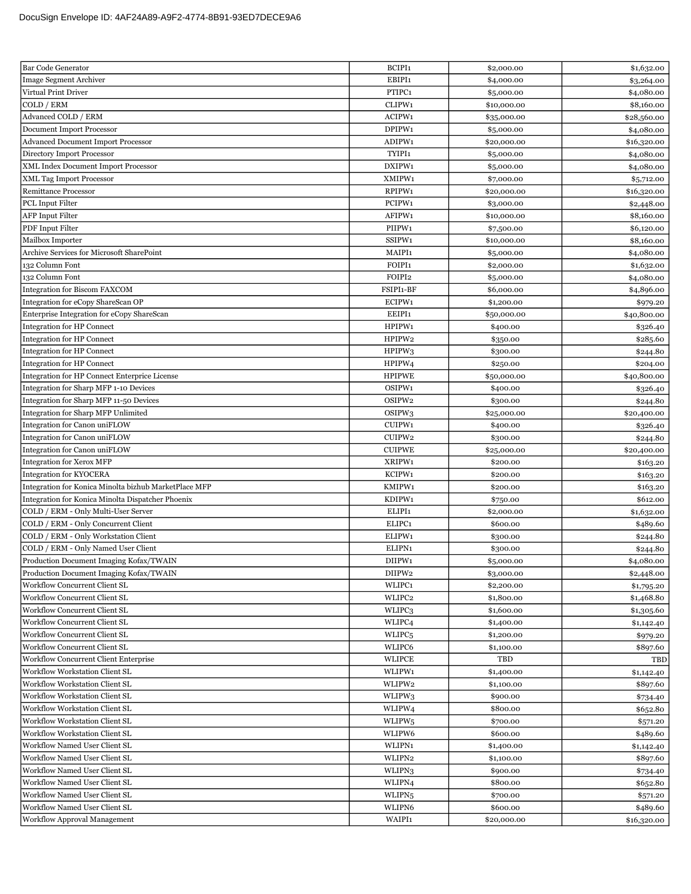| Bar Code Generator | BCIPI1 | $2,000.00 | $1,632.00 |
|---|---|---|---|
| Image Segment Archiver | EBIPI1 | $4,000.00 | $3,264.00 |
| Virtual Print Driver | PTIPC1 | $5,000.00 | $4,080.00 |
| COLD / ERM | CLIPW1 | $10,000.00 | $8,160.00 |
| Advanced COLD / ERM | ACIPW1 | $35,000.00 | $28,560.00 |
| Document Import Processor | DPIPW1 | $5,000.00 | $4,080.00 |
| Advanced Document Import Processor | ADIPW1 | $20,000.00 | $16,320.00 |
| Directory Import Processor | TYIPI1 | $5,000.00 | $4,080.00 |
| XML Index Document Import Processor | DXIPW1 | $5,000.00 | $4,080.00 |
| XML Tag Import Processor | XMIPW1 | $7,000.00 | $5,712.00 |
| Remittance Processor | RPIPW1 | $20,000.00 | $16,320.00 |
| PCL Input Filter | PCIPW1 | $3,000.00 | $2,448.00 |
| AFP Input Filter | AFIPW1 | $10,000.00 | $8,160.00 |
| PDF Input Filter | PIIPW1 | $7,500.00 | $6,120.00 |
| Mailbox Importer | SSIPW1 | $10,000.00 | $8,160.00 |
| Archive Services for Microsoft SharePoint | MAIPI1 | $5,000.00 | $4,080.00 |
| 132 Column Font | FOIPI1 | $2,000.00 | $1,632.00 |
| 132 Column Font | FOIPI2 | $5,000.00 | $4,080.00 |
| Integration for Biscom FAXCOM | FSIPI1-BF | $6,000.00 | $4,896.00 |
| Integration for eCopy ShareScan OP | ECIPW1 | $1,200.00 | $979.20 |
| Enterprise Integration for eCopy ShareScan | EEIPI1 | $50,000.00 | $40,800.00 |
| Integration for HP Connect | HPIPW1 | $400.00 | $326.40 |
| Integration for HP Connect | HPIPW2 | $350.00 | $285.60 |
| Integration for HP Connect | HPIPW3 | $300.00 | $244.80 |
| Integration for HP Connect | HPIPW4 | $250.00 | $204.00 |
| Integration for HP Connect Enterprice License | HPIPWE | $50,000.00 | $40,800.00 |
| Integration for Sharp MFP 1-10 Devices | OSIPW1 | $400.00 | $326.40 |
| Integration for Sharp MFP 11-50 Devices | OSIPW2 | $300.00 | $244.80 |
| Integration for Sharp MFP Unlimited | OSIPW3 | $25,000.00 | $20,400.00 |
| Integration for Canon uniFLOW | CUIPW1 | $400.00 | $326.40 |
| Integration for Canon uniFLOW | CUIPW2 | $300.00 | $244.80 |
| Integration for Canon uniFLOW | CUIPWE | $25,000.00 | $20,400.00 |
| Integration for Xerox MFP | XRIPW1 | $200.00 | $163.20 |
| Integration for KYOCERA | KCIPW1 | $200.00 | $163.20 |
| Integration for Konica Minolta bizhub MarketPlace MFP | KMIPW1 | $200.00 | $163.20 |
| Integration for Konica Minolta Dispatcher Phoenix | KDIPW1 | $750.00 | $612.00 |
| COLD / ERM - Only Multi-User Server | ELIPI1 | $2,000.00 | $1,632.00 |
| COLD / ERM - Only Concurrent Client | ELIPC1 | $600.00 | $489.60 |
| COLD / ERM - Only Workstation Client | ELIPW1 | $300.00 | $244.80 |
| COLD / ERM - Only Named User Client | ELIPN1 | $300.00 | $244.80 |
| Production Document Imaging Kofax/TWAIN | DIIPW1 | $5,000.00 | $4,080.00 |
| Production Document Imaging Kofax/TWAIN | DIIPW2 | $3,000.00 | $2,448.00 |
| Workflow Concurrent Client SL | WLIPC1 | $2,200.00 | $1,795.20 |
| Workflow Concurrent Client SL | WLIPC2 | $1,800.00 | $1,468.80 |
| Workflow Concurrent Client SL | WLIPC3 | $1,600.00 | $1,305.60 |
| Workflow Concurrent Client SL | WLIPC4 | $1,400.00 | $1,142.40 |
| Workflow Concurrent Client SL | WLIPC5 | $1,200.00 | $979.20 |
| Workflow Concurrent Client SL | WLIPC6 | $1,100.00 | $897.60 |
| Workflow Concurrent Client Enterprise | WLIPCE | TBD | TBD |
| Workflow Workstation Client SL | WLIPW1 | $1,400.00 | $1,142.40 |
| Workflow Workstation Client SL | WLIPW2 | $1,100.00 | $897.60 |
| Workflow Workstation Client SL | WLIPW3 | $900.00 | $734.40 |
| Workflow Workstation Client SL | WLIPW4 | $800.00 | $652.80 |
| Workflow Workstation Client SL | WLIPW5 | $700.00 | $571.20 |
| Workflow Workstation Client SL | WLIPW6 | $600.00 | $489.60 |
| Workflow Named User Client SL | WLIPN1 | $1,400.00 | $1,142.40 |
| Workflow Named User Client SL | WLIPN2 | $1,100.00 | $897.60 |
| Workflow Named User Client SL | WLIPN3 | $900.00 | $734.40 |
| Workflow Named User Client SL | WLIPN4 | $800.00 | $652.80 |
| Workflow Named User Client SL | WLIPN5 | $700.00 | $571.20 |
| Workflow Named User Client SL | WLIPN6 | $600.00 | $489.60 |
| Workflow Approval Management | WAIPI1 | $20,000.00 | $16,320.00 |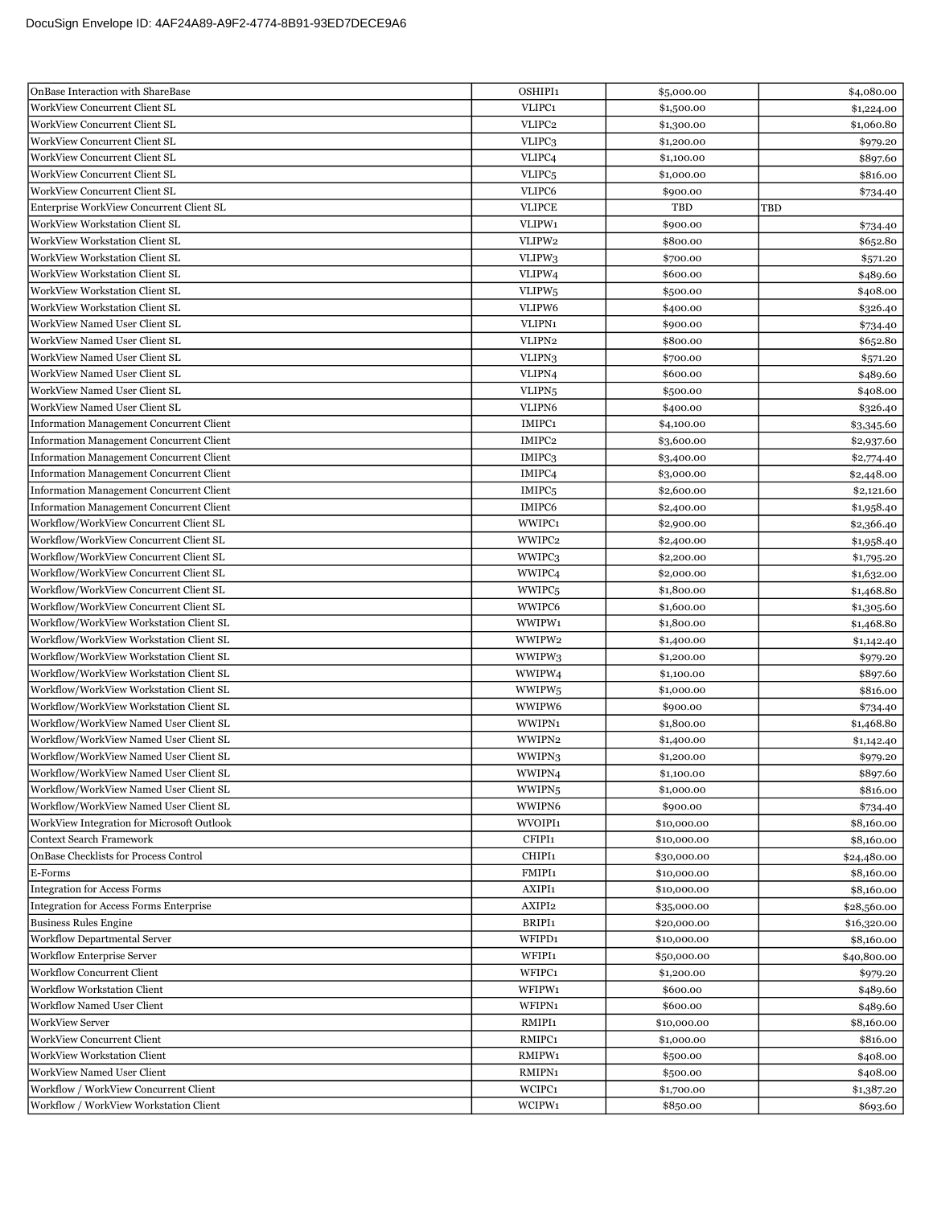| OnBase Interaction with ShareBase | OSHIPI1 | $5,000.00 | $4,080.00 |
|---|---|---|---|
| WorkView Concurrent Client SL | VLIPC1 | $1,500.00 | $1,224.00 |
| WorkView Concurrent Client SL | VLIPC2 | $1,300.00 | $1,060.80 |
| WorkView Concurrent Client SL | VLIPC3 | $1,200.00 | $979.20 |
| WorkView Concurrent Client SL | VLIPC4 | $1,100.00 | $897.60 |
| WorkView Concurrent Client SL | VLIPC5 | $1,000.00 | $816.00 |
| WorkView Concurrent Client SL | VLIPC6 | $900.00 | $734.40 |
| Enterprise WorkView Concurrent Client SL | VLIPCE | TBD | TBD |
| WorkView Workstation Client SL | VLIPW1 | $900.00 | $734.40 |
| WorkView Workstation Client SL | VLIPW2 | $800.00 | $652.80 |
| WorkView Workstation Client SL | VLIPW3 | $700.00 | $571.20 |
| WorkView Workstation Client SL | VLIPW4 | $600.00 | $489.60 |
| WorkView Workstation Client SL | VLIPW5 | $500.00 | $408.00 |
| WorkView Workstation Client SL | VLIPW6 | $400.00 | $326.40 |
| WorkView Named User Client SL | VLIPN1 | $900.00 | $734.40 |
| WorkView Named User Client SL | VLIPN2 | $800.00 | $652.80 |
| WorkView Named User Client SL | VLIPN3 | $700.00 | $571.20 |
| WorkView Named User Client SL | VLIPN4 | $600.00 | $489.60 |
| WorkView Named User Client SL | VLIPN5 | $500.00 | $408.00 |
| WorkView Named User Client SL | VLIPN6 | $400.00 | $326.40 |
| Information Management Concurrent Client | IMIPC1 | $4,100.00 | $3,345.60 |
| Information Management Concurrent Client | IMIPC2 | $3,600.00 | $2,937.60 |
| Information Management Concurrent Client | IMIPC3 | $3,400.00 | $2,774.40 |
| Information Management Concurrent Client | IMIPC4 | $3,000.00 | $2,448.00 |
| Information Management Concurrent Client | IMIPC5 | $2,600.00 | $2,121.60 |
| Information Management Concurrent Client | IMIPC6 | $2,400.00 | $1,958.40 |
| Workflow/WorkView Concurrent Client SL | WWIPC1 | $2,900.00 | $2,366.40 |
| Workflow/WorkView Concurrent Client SL | WWIPC2 | $2,400.00 | $1,958.40 |
| Workflow/WorkView Concurrent Client SL | WWIPC3 | $2,200.00 | $1,795.20 |
| Workflow/WorkView Concurrent Client SL | WWIPC4 | $2,000.00 | $1,632.00 |
| Workflow/WorkView Concurrent Client SL | WWIPC5 | $1,800.00 | $1,468.80 |
| Workflow/WorkView Concurrent Client SL | WWIPC6 | $1,600.00 | $1,305.60 |
| Workflow/WorkView Workstation Client SL | WWIPW1 | $1,800.00 | $1,468.80 |
| Workflow/WorkView Workstation Client SL | WWIPW2 | $1,400.00 | $1,142.40 |
| Workflow/WorkView Workstation Client SL | WWIPW3 | $1,200.00 | $979.20 |
| Workflow/WorkView Workstation Client SL | WWIPW4 | $1,100.00 | $897.60 |
| Workflow/WorkView Workstation Client SL | WWIPW5 | $1,000.00 | $816.00 |
| Workflow/WorkView Workstation Client SL | WWIPW6 | $900.00 | $734.40 |
| Workflow/WorkView Named User Client SL | WWIPN1 | $1,800.00 | $1,468.80 |
| Workflow/WorkView Named User Client SL | WWIPN2 | $1,400.00 | $1,142.40 |
| Workflow/WorkView Named User Client SL | WWIPN3 | $1,200.00 | $979.20 |
| Workflow/WorkView Named User Client SL | WWIPN4 | $1,100.00 | $897.60 |
| Workflow/WorkView Named User Client SL | WWIPN5 | $1,000.00 | $816.00 |
| Workflow/WorkView Named User Client SL | WWIPN6 | $900.00 | $734.40 |
| WorkView Integration for Microsoft Outlook | WVOIPI1 | $10,000.00 | $8,160.00 |
| Context Search Framework | CFIPI1 | $10,000.00 | $8,160.00 |
| OnBase Checklists for Process Control | CHIPI1 | $30,000.00 | $24,480.00 |
| E-Forms | FMIPI1 | $10,000.00 | $8,160.00 |
| Integration for Access Forms | AXIPI1 | $10,000.00 | $8,160.00 |
| Integration for Access Forms Enterprise | AXIPI2 | $35,000.00 | $28,560.00 |
| Business Rules Engine | BRIPI1 | $20,000.00 | $16,320.00 |
| Workflow Departmental Server | WFIPD1 | $10,000.00 | $8,160.00 |
| Workflow Enterprise Server | WFIPI1 | $50,000.00 | $40,800.00 |
| Workflow Concurrent Client | WFIPC1 | $1,200.00 | $979.20 |
| Workflow Workstation Client | WFIPW1 | $600.00 | $489.60 |
| Workflow Named User Client | WFIPN1 | $600.00 | $489.60 |
| WorkView Server | RMIPI1 | $10,000.00 | $8,160.00 |
| WorkView Concurrent Client | RMIPC1 | $1,000.00 | $816.00 |
| WorkView Workstation Client | RMIPW1 | $500.00 | $408.00 |
| WorkView Named User Client | RMIPN1 | $500.00 | $408.00 |
| Workflow / WorkView Concurrent Client | WCIPC1 | $1,700.00 | $1,387.20 |
| Workflow / WorkView Workstation Client | WCIPW1 | $850.00 | $693.60 |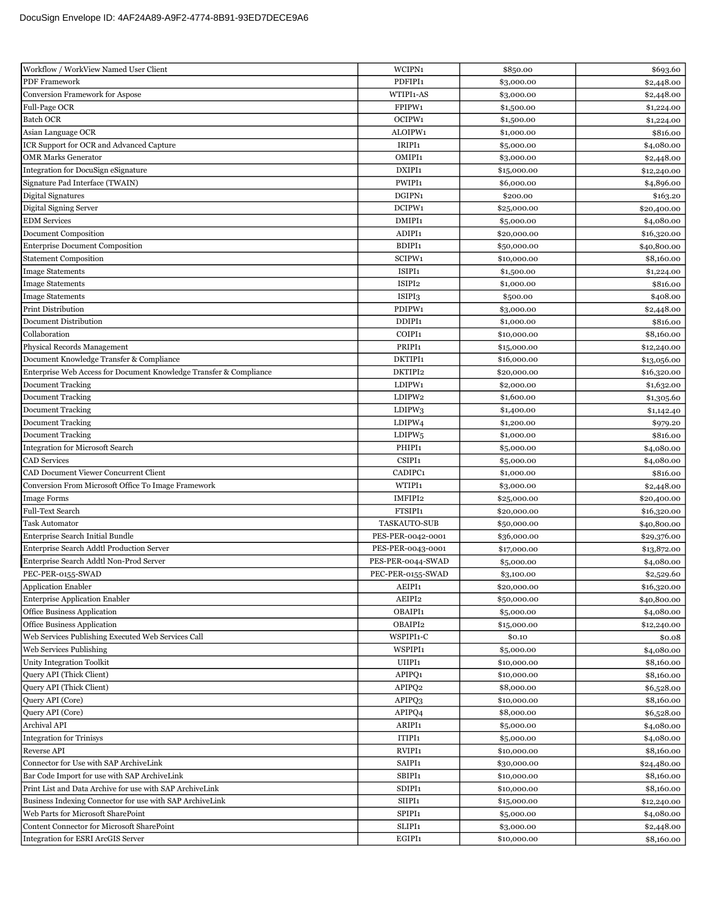| Workflow / WorkView Named User Client | WCIPN1 | $850.00 | $693.60 |
|---|---|---|---|
| PDF Framework | PDFIPI1 | $3,000.00 | $2,448.00 |
| Conversion Framework for Aspose | WTIPI1-AS | $3,000.00 | $2,448.00 |
| Full-Page OCR | FPIPW1 | $1,500.00 | $1,224.00 |
| Batch OCR | OCIPW1 | $1,500.00 | $1,224.00 |
| Asian Language OCR | ALOIPW1 | $1,000.00 | $816.00 |
| ICR Support for OCR and Advanced Capture | IRIPI1 | $5,000.00 | $4,080.00 |
| OMR Marks Generator | OMIPI1 | $3,000.00 | $2,448.00 |
| Integration for DocuSign eSignature | DXIPI1 | $15,000.00 | $12,240.00 |
| Signature Pad Interface (TWAIN) | PWIPI1 | $6,000.00 | $4,896.00 |
| Digital Signatures | DGIPN1 | $200.00 | $163.20 |
| Digital Signing Server | DCIPW1 | $25,000.00 | $20,400.00 |
| EDM Services | DMIPI1 | $5,000.00 | $4,080.00 |
| Document Composition | ADIPI1 | $20,000.00 | $16,320.00 |
| Enterprise Document Composition | BDIPI1 | $50,000.00 | $40,800.00 |
| Statement Composition | SCIPW1 | $10,000.00 | $8,160.00 |
| Image Statements | ISIPI1 | $1,500.00 | $1,224.00 |
| Image Statements | ISIPI2 | $1,000.00 | $816.00 |
| Image Statements | ISIPI3 | $500.00 | $408.00 |
| Print Distribution | PDIPW1 | $3,000.00 | $2,448.00 |
| Document Distribution | DDIPI1 | $1,000.00 | $816.00 |
| Collaboration | COIPI1 | $10,000.00 | $8,160.00 |
| Physical Records Management | PRIPI1 | $15,000.00 | $12,240.00 |
| Document Knowledge Transfer & Compliance | DKTIPI1 | $16,000.00 | $13,056.00 |
| Enterprise Web Access for Document Knowledge Transfer & Compliance | DKTIPI2 | $20,000.00 | $16,320.00 |
| Document Tracking | LDIPW1 | $2,000.00 | $1,632.00 |
| Document Tracking | LDIPW2 | $1,600.00 | $1,305.60 |
| Document Tracking | LDIPW3 | $1,400.00 | $1,142.40 |
| Document Tracking | LDIPW4 | $1,200.00 | $979.20 |
| Document Tracking | LDIPW5 | $1,000.00 | $816.00 |
| Integration for Microsoft Search | PHIPI1 | $5,000.00 | $4,080.00 |
| CAD Services | CSIPI1 | $5,000.00 | $4,080.00 |
| CAD Document Viewer Concurrent Client | CADIPC1 | $1,000.00 | $816.00 |
| Conversion From Microsoft Office To Image Framework | WTIPI1 | $3,000.00 | $2,448.00 |
| Image Forms | IMFIPI2 | $25,000.00 | $20,400.00 |
| Full-Text Search | FTSIPI1 | $20,000.00 | $16,320.00 |
| Task Automator | TASKAUTO-SUB | $50,000.00 | $40,800.00 |
| Enterprise Search Initial Bundle | PES-PER-0042-0001 | $36,000.00 | $29,376.00 |
| Enterprise Search Addtl Production Server | PES-PER-0043-0001 | $17,000.00 | $13,872.00 |
| Enterprise Search Addtl Non-Prod Server | PES-PER-0044-SWAD | $5,000.00 | $4,080.00 |
| PEC-PER-0155-SWAD | PEC-PER-0155-SWAD | $3,100.00 | $2,529.60 |
| Application Enabler | AEIPI1 | $20,000.00 | $16,320.00 |
| Enterprise Application Enabler | AEIPI2 | $50,000.00 | $40,800.00 |
| Office Business Application | OBAIPI1 | $5,000.00 | $4,080.00 |
| Office Business Application | OBAIPI2 | $15,000.00 | $12,240.00 |
| Web Services Publishing Executed Web Services Call | WSPIPI1-C | $0.10 | $0.08 |
| Web Services Publishing | WSPIPI1 | $5,000.00 | $4,080.00 |
| Unity Integration Toolkit | UIIPI1 | $10,000.00 | $8,160.00 |
| Query API (Thick Client) | APIPQ1 | $10,000.00 | $8,160.00 |
| Query API (Thick Client) | APIPQ2 | $8,000.00 | $6,528.00 |
| Query API (Core) | APIPQ3 | $10,000.00 | $8,160.00 |
| Query API (Core) | APIPQ4 | $8,000.00 | $6,528.00 |
| Archival API | ARIPI1 | $5,000.00 | $4,080.00 |
| Integration for Trinisys | ITIPI1 | $5,000.00 | $4,080.00 |
| Reverse API | RVIPI1 | $10,000.00 | $8,160.00 |
| Connector for Use with SAP ArchiveLink | SAIPI1 | $30,000.00 | $24,480.00 |
| Bar Code Import for use with SAP ArchiveLink | SBIPI1 | $10,000.00 | $8,160.00 |
| Print List and Data Archive for use with SAP ArchiveLink | SDIPI1 | $10,000.00 | $8,160.00 |
| Business Indexing Connector for use with SAP ArchiveLink | SIIPI1 | $15,000.00 | $12,240.00 |
| Web Parts for Microsoft SharePoint | SPIPI1 | $5,000.00 | $4,080.00 |
| Content Connector for Microsoft SharePoint | SLIPI1 | $3,000.00 | $2,448.00 |
| Integration for ESRI ArcGIS Server | EGIPI1 | $10,000.00 | $8,160.00 |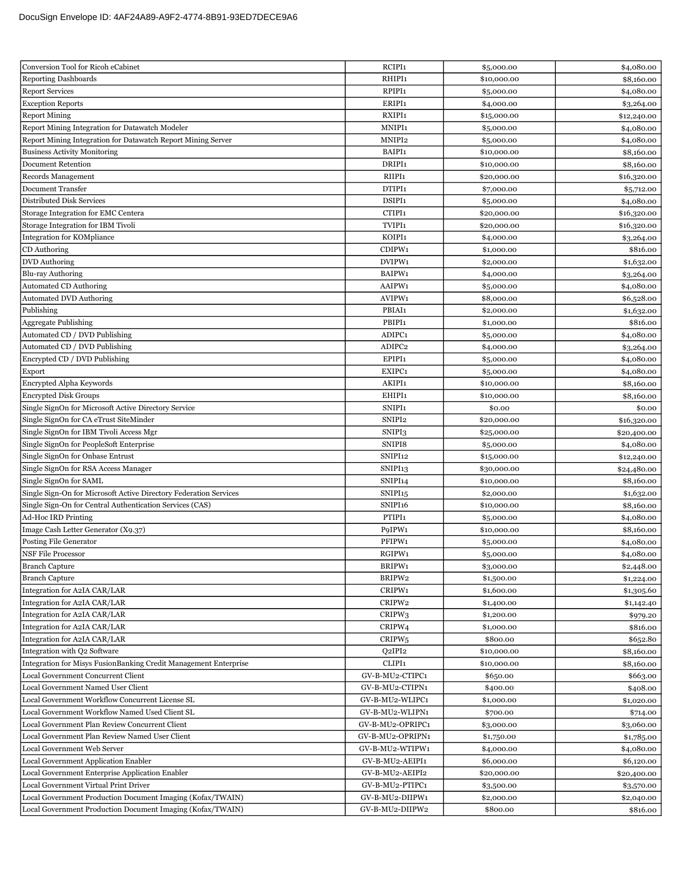| | | | |
|---|---|---|---|
| Conversion Tool for Ricoh eCabinet | RCIPI1 | $5,000.00 | $4,080.00 |
| Reporting Dashboards | RHIPI1 | $10,000.00 | $8,160.00 |
| Report Services | RPIPI1 | $5,000.00 | $4,080.00 |
| Exception Reports | ERIPI1 | $4,000.00 | $3,264.00 |
| Report Mining | RXIPI1 | $15,000.00 | $12,240.00 |
| Report Mining Integration for Datawatch Modeler | MNIPI1 | $5,000.00 | $4,080.00 |
| Report Mining Integration for Datawatch Report Mining Server | MNIPI2 | $5,000.00 | $4,080.00 |
| Business Activity Monitoring | BAIPI1 | $10,000.00 | $8,160.00 |
| Document Retention | DRIPI1 | $10,000.00 | $8,160.00 |
| Records Management | RIIPI1 | $20,000.00 | $16,320.00 |
| Document Transfer | DTIPI1 | $7,000.00 | $5,712.00 |
| Distributed Disk Services | DSIPI1 | $5,000.00 | $4,080.00 |
| Storage Integration for EMC Centera | CTIPI1 | $20,000.00 | $16,320.00 |
| Storage Integration for IBM Tivoli | TVIPI1 | $20,000.00 | $16,320.00 |
| Integration for KOMpliance | KOIPI1 | $4,000.00 | $3,264.00 |
| CD Authoring | CDIPW1 | $1,000.00 | $816.00 |
| DVD Authoring | DVIPW1 | $2,000.00 | $1,632.00 |
| Blu-ray Authoring | BAIPW1 | $4,000.00 | $3,264.00 |
| Automated CD Authoring | AAIPW1 | $5,000.00 | $4,080.00 |
| Automated DVD Authoring | AVIPW1 | $8,000.00 | $6,528.00 |
| Publishing | PBIAI1 | $2,000.00 | $1,632.00 |
| Aggregate Publishing | PBIPI1 | $1,000.00 | $816.00 |
| Automated CD / DVD Publishing | ADIPC1 | $5,000.00 | $4,080.00 |
| Automated CD / DVD Publishing | ADIPC2 | $4,000.00 | $3,264.00 |
| Encrypted CD / DVD Publishing | EPIPI1 | $5,000.00 | $4,080.00 |
| Export | EXIPC1 | $5,000.00 | $4,080.00 |
| Encrypted Alpha Keywords | AKIPI1 | $10,000.00 | $8,160.00 |
| Encrypted Disk Groups | EHIPI1 | $10,000.00 | $8,160.00 |
| Single SignOn for Microsoft Active Directory Service | SNIPI1 | $0.00 | $0.00 |
| Single SignOn for CA eTrust SiteMinder | SNIPI2 | $20,000.00 | $16,320.00 |
| Single SignOn for IBM Tivoli Access Mgr | SNIPI3 | $25,000.00 | $20,400.00 |
| Single SignOn for PeopleSoft Enterprise | SNIPI8 | $5,000.00 | $4,080.00 |
| Single SignOn for Onbase Entrust | SNIPI12 | $15,000.00 | $12,240.00 |
| Single SignOn for RSA Access Manager | SNIPI13 | $30,000.00 | $24,480.00 |
| Single SignOn for SAML | SNIPI14 | $10,000.00 | $8,160.00 |
| Single Sign-On for Microsoft Active Directory Federation Services | SNIPI15 | $2,000.00 | $1,632.00 |
| Single Sign-On for Central Authentication Services (CAS) | SNIPI16 | $10,000.00 | $8,160.00 |
| Ad-Hoc IRD Printing | PTIPI1 | $5,000.00 | $4,080.00 |
| Image Cash Letter Generator (X9.37) | P9IPW1 | $10,000.00 | $8,160.00 |
| Posting File Generator | PFIPW1 | $5,000.00 | $4,080.00 |
| NSF File Processor | RGIPW1 | $5,000.00 | $4,080.00 |
| Branch Capture | BRIPW1 | $3,000.00 | $2,448.00 |
| Branch Capture | BRIPW2 | $1,500.00 | $1,224.00 |
| Integration for A2IA CAR/LAR | CRIPW1 | $1,600.00 | $1,305.60 |
| Integration for A2IA CAR/LAR | CRIPW2 | $1,400.00 | $1,142.40 |
| Integration for A2IA CAR/LAR | CRIPW3 | $1,200.00 | $979.20 |
| Integration for A2IA CAR/LAR | CRIPW4 | $1,000.00 | $816.00 |
| Integration for A2IA CAR/LAR | CRIPW5 | $800.00 | $652.80 |
| Integration with Q2 Software | Q2IPI2 | $10,000.00 | $8,160.00 |
| Integration for Misys FusionBanking Credit Management Enterprise | CLIPI1 | $10,000.00 | $8,160.00 |
| Local Government Concurrent Client | GV-B-MU2-CTIPC1 | $650.00 | $663.00 |
| Local Government Named User Client | GV-B-MU2-CTIPN1 | $400.00 | $408.00 |
| Local Government Workflow Concurrent License SL | GV-B-MU2-WLIPC1 | $1,000.00 | $1,020.00 |
| Local Government Workflow Named Used Client SL | GV-B-MU2-WLIPN1 | $700.00 | $714.00 |
| Local Government Plan Review Concurrent Client | GV-B-MU2-OPRIPC1 | $3,000.00 | $3,060.00 |
| Local Government Plan Review Named User Client | GV-B-MU2-OPRIPN1 | $1,750.00 | $1,785.00 |
| Local Government Web Server | GV-B-MU2-WTIPW1 | $4,000.00 | $4,080.00 |
| Local Government Application Enabler | GV-B-MU2-AEIPI1 | $6,000.00 | $6,120.00 |
| Local Government Enterprise Application Enabler | GV-B-MU2-AEIPI2 | $20,000.00 | $20,400.00 |
| Local Government Virtual Print Driver | GV-B-MU2-PTIPC1 | $3,500.00 | $3,570.00 |
| Local Government Production Document Imaging (Kofax/TWAIN) | GV-B-MU2-DIIPW1 | $2,000.00 | $2,040.00 |
| Local Government Production Document Imaging (Kofax/TWAIN) | GV-B-MU2-DIIPW2 | $800.00 | $816.00 |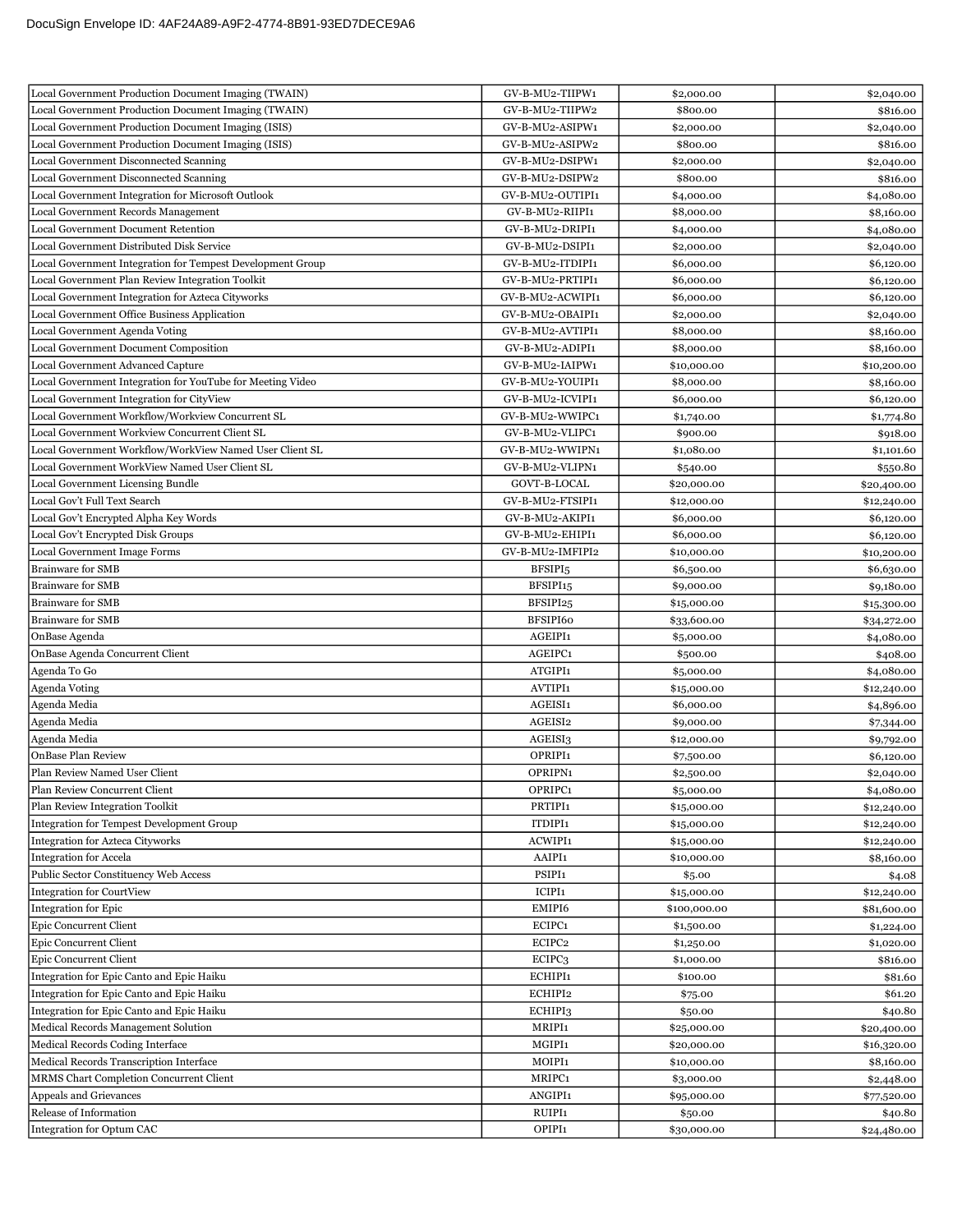| | | | |
|---|---|---|---|
| Local Government Production Document Imaging (TWAIN) | GV-B-MU2-TIIPW1 | $2,000.00 | $2,040.00 |
| Local Government Production Document Imaging (TWAIN) | GV-B-MU2-TIIPW2 | $800.00 | $816.00 |
| Local Government Production Document Imaging (ISIS) | GV-B-MU2-ASIPW1 | $2,000.00 | $2,040.00 |
| Local Government Production Document Imaging (ISIS) | GV-B-MU2-ASIPW2 | $800.00 | $816.00 |
| Local Government Disconnected Scanning | GV-B-MU2-DSIPW1 | $2,000.00 | $2,040.00 |
| Local Government Disconnected Scanning | GV-B-MU2-DSIPW2 | $800.00 | $816.00 |
| Local Government Integration for Microsoft Outlook | GV-B-MU2-OUTIPI1 | $4,000.00 | $4,080.00 |
| Local Government Records Management | GV-B-MU2-RIIPI1 | $8,000.00 | $8,160.00 |
| Local Government Document Retention | GV-B-MU2-DRIPI1 | $4,000.00 | $4,080.00 |
| Local Government Distributed Disk Service | GV-B-MU2-DSIPI1 | $2,000.00 | $2,040.00 |
| Local Government Integration for Tempest Development Group | GV-B-MU2-ITDIPI1 | $6,000.00 | $6,120.00 |
| Local Government Plan Review Integration Toolkit | GV-B-MU2-PRTIPI1 | $6,000.00 | $6,120.00 |
| Local Government Integration for Azteca Cityworks | GV-B-MU2-ACWIPI1 | $6,000.00 | $6,120.00 |
| Local Government Office Business Application | GV-B-MU2-OBAIPI1 | $2,000.00 | $2,040.00 |
| Local Government Agenda Voting | GV-B-MU2-AVTIPI1 | $8,000.00 | $8,160.00 |
| Local Government Document Composition | GV-B-MU2-ADIPI1 | $8,000.00 | $8,160.00 |
| Local Government Advanced Capture | GV-B-MU2-IAIPW1 | $10,000.00 | $10,200.00 |
| Local Government Integration for YouTube for Meeting Video | GV-B-MU2-YOUIPI1 | $8,000.00 | $8,160.00 |
| Local Government Integration for CityView | GV-B-MU2-ICVIPI1 | $6,000.00 | $6,120.00 |
| Local Government Workflow/Workview Concurrent SL | GV-B-MU2-WWIPC1 | $1,740.00 | $1,774.80 |
| Local Government Workview Concurrent Client SL | GV-B-MU2-VLIPC1 | $900.00 | $918.00 |
| Local Government Workflow/WorkView Named User Client SL | GV-B-MU2-WWIPN1 | $1,080.00 | $1,101.60 |
| Local Government WorkView Named User Client SL | GV-B-MU2-VLIPN1 | $540.00 | $550.80 |
| Local Government Licensing Bundle | GOVT-B-LOCAL | $20,000.00 | $20,400.00 |
| Local Gov't Full Text Search | GV-B-MU2-FTSIPI1 | $12,000.00 | $12,240.00 |
| Local Gov't Encrypted Alpha Key Words | GV-B-MU2-AKIPI1 | $6,000.00 | $6,120.00 |
| Local Gov't Encrypted Disk Groups | GV-B-MU2-EHIPI1 | $6,000.00 | $6,120.00 |
| Local Government Image Forms | GV-B-MU2-IMFIPI2 | $10,000.00 | $10,200.00 |
| Brainware for SMB | BFSIPI5 | $6,500.00 | $6,630.00 |
| Brainware for SMB | BFSIPI15 | $9,000.00 | $9,180.00 |
| Brainware for SMB | BFSIPI25 | $15,000.00 | $15,300.00 |
| Brainware for SMB | BFSIPI60 | $33,600.00 | $34,272.00 |
| OnBase Agenda | AGEIPI1 | $5,000.00 | $4,080.00 |
| OnBase Agenda Concurrent Client | AGEIPC1 | $500.00 | $408.00 |
| Agenda To Go | ATGIPI1 | $5,000.00 | $4,080.00 |
| Agenda Voting | AVTIPI1 | $15,000.00 | $12,240.00 |
| Agenda Media | AGEISI1 | $6,000.00 | $4,896.00 |
| Agenda Media | AGEISI2 | $9,000.00 | $7,344.00 |
| Agenda Media | AGEISI3 | $12,000.00 | $9,792.00 |
| OnBase Plan Review | OPRIPI1 | $7,500.00 | $6,120.00 |
| Plan Review Named User Client | OPRIPN1 | $2,500.00 | $2,040.00 |
| Plan Review Concurrent Client | OPRIPC1 | $5,000.00 | $4,080.00 |
| Plan Review Integration Toolkit | PRTIPI1 | $15,000.00 | $12,240.00 |
| Integration for Tempest Development Group | ITDIPI1 | $15,000.00 | $12,240.00 |
| Integration for Azteca Cityworks | ACWIPI1 | $15,000.00 | $12,240.00 |
| Integration for Accela | AAIPI1 | $10,000.00 | $8,160.00 |
| Public Sector Constituency Web Access | PSIPI1 | $5.00 | $4.08 |
| Integration for CourtView | ICIPI1 | $15,000.00 | $12,240.00 |
| Integration for Epic | EMIPI6 | $100,000.00 | $81,600.00 |
| Epic Concurrent Client | ECIPC1 | $1,500.00 | $1,224.00 |
| Epic Concurrent Client | ECIPC2 | $1,250.00 | $1,020.00 |
| Epic Concurrent Client | ECIPC3 | $1,000.00 | $816.00 |
| Integration for Epic Canto and Epic Haiku | ECHIPI1 | $100.00 | $81.60 |
| Integration for Epic Canto and Epic Haiku | ECHIPI2 | $75.00 | $61.20 |
| Integration for Epic Canto and Epic Haiku | ECHIPI3 | $50.00 | $40.80 |
| Medical Records Management Solution | MRIPI1 | $25,000.00 | $20,400.00 |
| Medical Records Coding Interface | MGIPI1 | $20,000.00 | $16,320.00 |
| Medical Records Transcription Interface | MOIPI1 | $10,000.00 | $8,160.00 |
| MRMS Chart Completion Concurrent Client | MRIPC1 | $3,000.00 | $2,448.00 |
| Appeals and Grievances | ANGIPI1 | $95,000.00 | $77,520.00 |
| Release of Information | RUIPI1 | $50.00 | $40.80 |
| Integration for Optum CAC | OPIPI1 | $30,000.00 | $24,480.00 |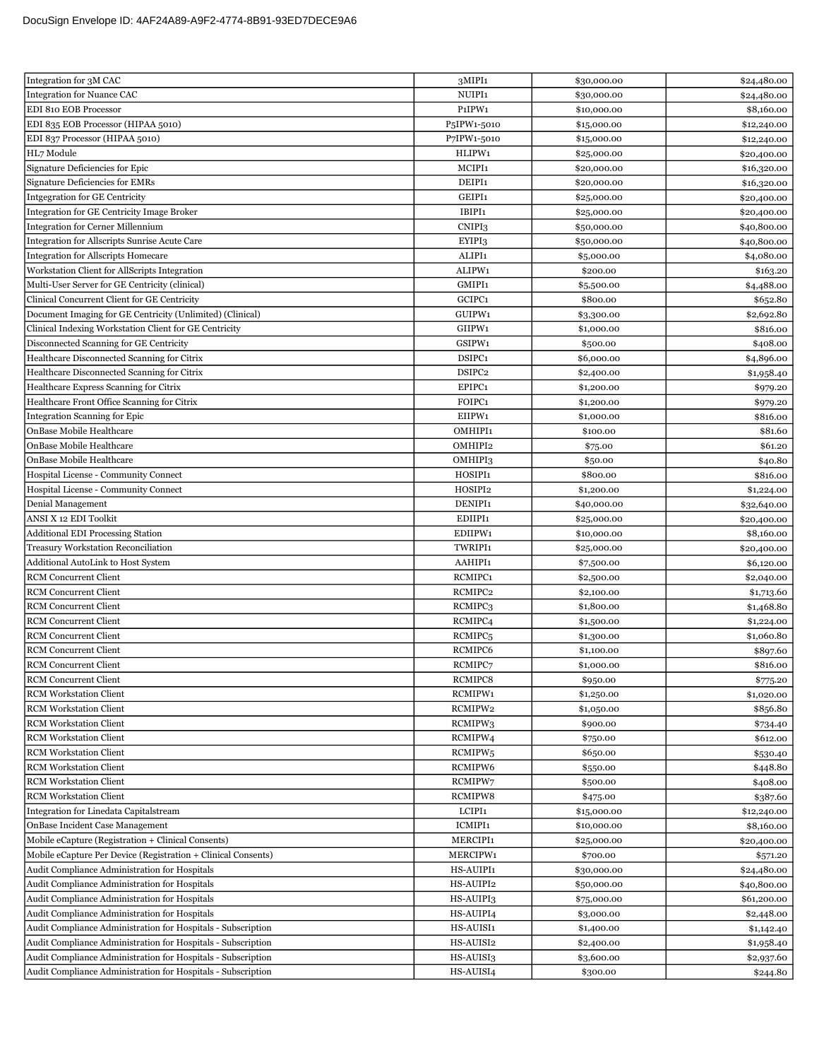| Integration for 3M CAC | 3MIPI1 | $30,000.00 | $24,480.00 |
|---|---|---|---|
| Integration for Nuance CAC | NUIPI1 | $30,000.00 | $24,480.00 |
| EDI 810 EOB Processor | P1IPW1 | $10,000.00 | $8,160.00 |
| EDI 835 EOB Processor (HIPAA 5010) | P5IPW1-5010 | $15,000.00 | $12,240.00 |
| EDI 837 Processor (HIPAA 5010) | P7IPW1-5010 | $15,000.00 | $12,240.00 |
| HL7 Module | HLIPW1 | $25,000.00 | $20,400.00 |
| Signature Deficiencies for Epic | MCIPI1 | $20,000.00 | $16,320.00 |
| Signature Deficiencies for EMRs | DEIPI1 | $20,000.00 | $16,320.00 |
| Intgegration for GE Centricity | GEIPI1 | $25,000.00 | $20,400.00 |
| Integration for GE Centricity Image Broker | IBIPI1 | $25,000.00 | $20,400.00 |
| Integration for Cerner Millennium | CNIPI3 | $50,000.00 | $40,800.00 |
| Integration for Allscripts Sunrise Acute Care | EYIPI3 | $50,000.00 | $40,800.00 |
| Integration for Allscripts Homecare | ALIPI1 | $5,000.00 | $4,080.00 |
| Workstation Client for AllScripts Integration | ALIPW1 | $200.00 | $163.20 |
| Multi-User Server for GE Centricity (clinical) | GMIPI1 | $5,500.00 | $4,488.00 |
| Clinical Concurrent Client for GE Centricity | GCIPC1 | $800.00 | $652.80 |
| Document Imaging for GE Centricity (Unlimited) (Clinical) | GUIPW1 | $3,300.00 | $2,692.80 |
| Clinical Indexing Workstation Client for GE Centricity | GIIPW1 | $1,000.00 | $816.00 |
| Disconnected Scanning for GE Centricity | GSIPW1 | $500.00 | $408.00 |
| Healthcare Disconnected Scanning for Citrix | DSIPC1 | $6,000.00 | $4,896.00 |
| Healthcare Disconnected Scanning for Citrix | DSIPC2 | $2,400.00 | $1,958.40 |
| Healthcare Express Scanning for Citrix | EPIPC1 | $1,200.00 | $979.20 |
| Healthcare Front Office Scanning for Citrix | FOIPC1 | $1,200.00 | $979.20 |
| Integration Scanning for Epic | EIIPW1 | $1,000.00 | $816.00 |
| OnBase Mobile Healthcare | OMHIPI1 | $100.00 | $81.60 |
| OnBase Mobile Healthcare | OMHIPI2 | $75.00 | $61.20 |
| OnBase Mobile Healthcare | OMHIPI3 | $50.00 | $40.80 |
| Hospital License - Community Connect | HOSIPI1 | $800.00 | $816.00 |
| Hospital License - Community Connect | HOSIPI2 | $1,200.00 | $1,224.00 |
| Denial Management | DENIPI1 | $40,000.00 | $32,640.00 |
| ANSI X 12 EDI Toolkit | EDIIPI1 | $25,000.00 | $20,400.00 |
| Additional EDI Processing Station | EDIIPW1 | $10,000.00 | $8,160.00 |
| Treasury Workstation Reconciliation | TWRIPI1 | $25,000.00 | $20,400.00 |
| Additional AutoLink to Host System | AAHIPI1 | $7,500.00 | $6,120.00 |
| RCM Concurrent Client | RCMIPC1 | $2,500.00 | $2,040.00 |
| RCM Concurrent Client | RCMIPC2 | $2,100.00 | $1,713.60 |
| RCM Concurrent Client | RCMIPC3 | $1,800.00 | $1,468.80 |
| RCM Concurrent Client | RCMIPC4 | $1,500.00 | $1,224.00 |
| RCM Concurrent Client | RCMIPC5 | $1,300.00 | $1,060.80 |
| RCM Concurrent Client | RCMIPC6 | $1,100.00 | $897.60 |
| RCM Concurrent Client | RCMIPC7 | $1,000.00 | $816.00 |
| RCM Concurrent Client | RCMIPC8 | $950.00 | $775.20 |
| RCM Workstation Client | RCMIPW1 | $1,250.00 | $1,020.00 |
| RCM Workstation Client | RCMIPW2 | $1,050.00 | $856.80 |
| RCM Workstation Client | RCMIPW3 | $900.00 | $734.40 |
| RCM Workstation Client | RCMIPW4 | $750.00 | $612.00 |
| RCM Workstation Client | RCMIPW5 | $650.00 | $530.40 |
| RCM Workstation Client | RCMIPW6 | $550.00 | $448.80 |
| RCM Workstation Client | RCMIPW7 | $500.00 | $408.00 |
| RCM Workstation Client | RCMIPW8 | $475.00 | $387.60 |
| Integration for Linedata Capitalstream | LCIPI1 | $15,000.00 | $12,240.00 |
| OnBase Incident Case Management | ICMIPI1 | $10,000.00 | $8,160.00 |
| Mobile eCapture (Registration + Clinical Consents) | MERCIPI1 | $25,000.00 | $20,400.00 |
| Mobile eCapture Per Device (Registration + Clinical Consents) | MERCIPW1 | $700.00 | $571.20 |
| Audit Compliance Administration for Hospitals | HS-AUIPI1 | $30,000.00 | $24,480.00 |
| Audit Compliance Administration for Hospitals | HS-AUIPI2 | $50,000.00 | $40,800.00 |
| Audit Compliance Administration for Hospitals | HS-AUIPI3 | $75,000.00 | $61,200.00 |
| Audit Compliance Administration for Hospitals | HS-AUIPI4 | $3,000.00 | $2,448.00 |
| Audit Compliance Administration for Hospitals - Subscription | HS-AUISI1 | $1,400.00 | $1,142.40 |
| Audit Compliance Administration for Hospitals - Subscription | HS-AUISI2 | $2,400.00 | $1,958.40 |
| Audit Compliance Administration for Hospitals - Subscription | HS-AUISI3 | $3,600.00 | $2,937.60 |
| Audit Compliance Administration for Hospitals - Subscription | HS-AUISI4 | $300.00 | $244.80 |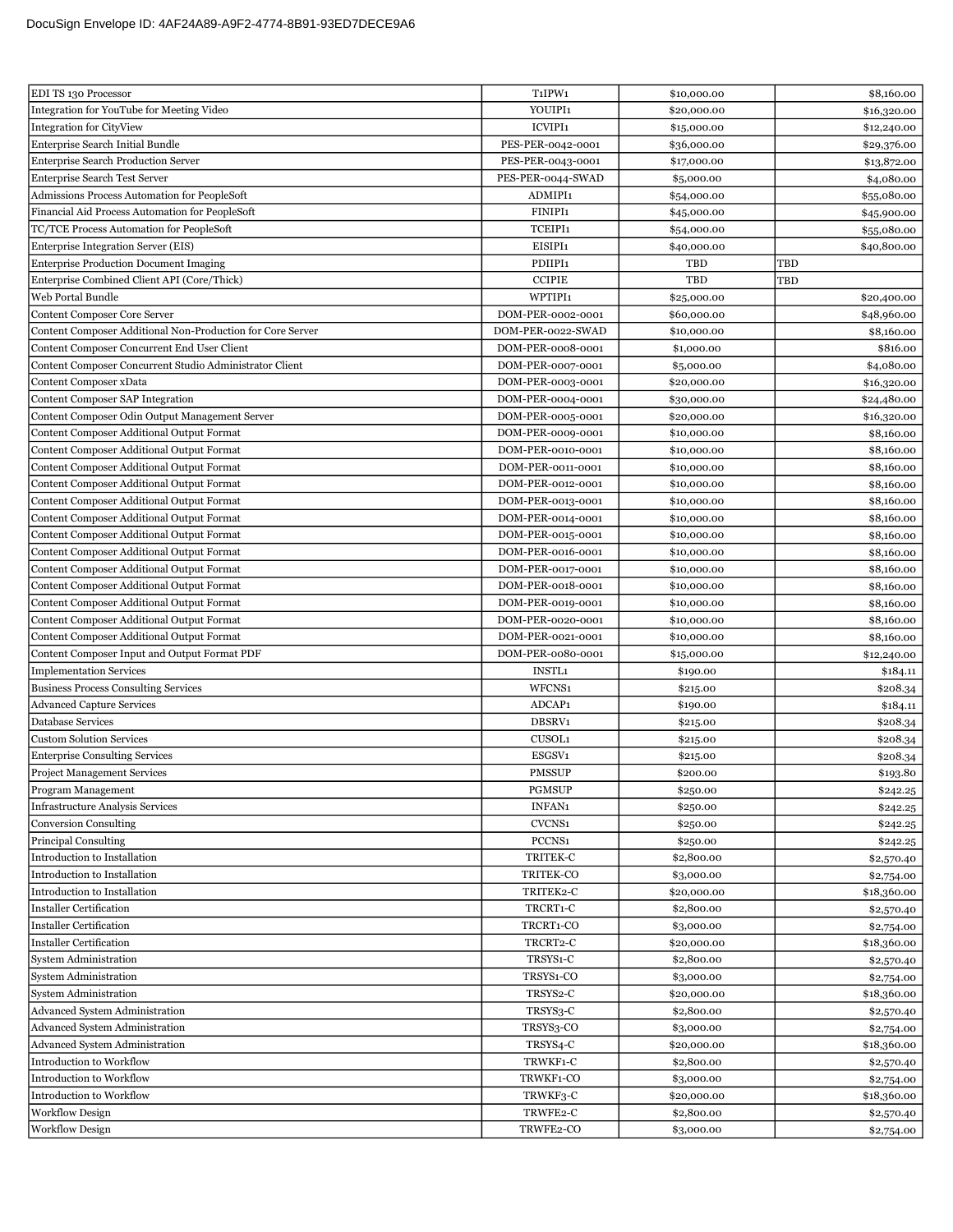| | | | |
|---|---|---|---|
| EDI TS 130 Processor | T1IPW1 | $10,000.00 | $8,160.00 |
| Integration for YouTube for Meeting Video | YOUIPI1 | $20,000.00 | $16,320.00 |
| Integration for CityView | ICVIPI1 | $15,000.00 | $12,240.00 |
| Enterprise Search Initial Bundle | PES-PER-0042-0001 | $36,000.00 | $29,376.00 |
| Enterprise Search Production Server | PES-PER-0043-0001 | $17,000.00 | $13,872.00 |
| Enterprise Search Test Server | PES-PER-0044-SWAD | $5,000.00 | $4,080.00 |
| Admissions Process Automation for PeopleSoft | ADMIPI1 | $54,000.00 | $55,080.00 |
| Financial Aid Process Automation for PeopleSoft | FINIPI1 | $45,000.00 | $45,900.00 |
| TC/TCE Process Automation for PeopleSoft | TCEIPI1 | $54,000.00 | $55,080.00 |
| Enterprise Integration Server (EIS) | EISIPI1 | $40,000.00 | $40,800.00 |
| Enterprise Production Document Imaging | PDIIPI1 | TBD | TBD |
| Enterprise Combined Client API (Core/Thick) | CCIPIE | TBD | TBD |
| Web Portal Bundle | WPTIPI1 | $25,000.00 | $20,400.00 |
| Content Composer Core Server | DOM-PER-0002-0001 | $60,000.00 | $48,960.00 |
| Content Composer Additional Non-Production for Core Server | DOM-PER-0022-SWAD | $10,000.00 | $8,160.00 |
| Content Composer Concurrent End User Client | DOM-PER-0008-0001 | $1,000.00 | $816.00 |
| Content Composer Concurrent Studio Administrator Client | DOM-PER-0007-0001 | $5,000.00 | $4,080.00 |
| Content Composer xData | DOM-PER-0003-0001 | $20,000.00 | $16,320.00 |
| Content Composer SAP Integration | DOM-PER-0004-0001 | $30,000.00 | $24,480.00 |
| Content Composer Odin Output Management Server | DOM-PER-0005-0001 | $20,000.00 | $16,320.00 |
| Content Composer Additional Output Format | DOM-PER-0009-0001 | $10,000.00 | $8,160.00 |
| Content Composer Additional Output Format | DOM-PER-0010-0001 | $10,000.00 | $8,160.00 |
| Content Composer Additional Output Format | DOM-PER-0011-0001 | $10,000.00 | $8,160.00 |
| Content Composer Additional Output Format | DOM-PER-0012-0001 | $10,000.00 | $8,160.00 |
| Content Composer Additional Output Format | DOM-PER-0013-0001 | $10,000.00 | $8,160.00 |
| Content Composer Additional Output Format | DOM-PER-0014-0001 | $10,000.00 | $8,160.00 |
| Content Composer Additional Output Format | DOM-PER-0015-0001 | $10,000.00 | $8,160.00 |
| Content Composer Additional Output Format | DOM-PER-0016-0001 | $10,000.00 | $8,160.00 |
| Content Composer Additional Output Format | DOM-PER-0017-0001 | $10,000.00 | $8,160.00 |
| Content Composer Additional Output Format | DOM-PER-0018-0001 | $10,000.00 | $8,160.00 |
| Content Composer Additional Output Format | DOM-PER-0019-0001 | $10,000.00 | $8,160.00 |
| Content Composer Additional Output Format | DOM-PER-0020-0001 | $10,000.00 | $8,160.00 |
| Content Composer Additional Output Format | DOM-PER-0021-0001 | $10,000.00 | $8,160.00 |
| Content Composer Input and Output Format PDF | DOM-PER-0080-0001 | $15,000.00 | $12,240.00 |
| Implementation Services | INSTL1 | $190.00 | $184.11 |
| Business Process Consulting Services | WFCNS1 | $215.00 | $208.34 |
| Advanced Capture Services | ADCAP1 | $190.00 | $184.11 |
| Database Services | DBSRV1 | $215.00 | $208.34 |
| Custom Solution Services | CUSOL1 | $215.00 | $208.34 |
| Enterprise Consulting Services | ESGSV1 | $215.00 | $208.34 |
| Project Management Services | PMSSUP | $200.00 | $193.80 |
| Program Management | PGMSUP | $250.00 | $242.25 |
| Infrastructure Analysis Services | INFAN1 | $250.00 | $242.25 |
| Conversion Consulting | CVCNS1 | $250.00 | $242.25 |
| Principal Consulting | PCCNS1 | $250.00 | $242.25 |
| Introduction to Installation | TRITEK-C | $2,800.00 | $2,570.40 |
| Introduction to Installation | TRITEK-CO | $3,000.00 | $2,754.00 |
| Introduction to Installation | TRITEK2-C | $20,000.00 | $18,360.00 |
| Installer Certification | TRCRT1-C | $2,800.00 | $2,570.40 |
| Installer Certification | TRCRT1-CO | $3,000.00 | $2,754.00 |
| Installer Certification | TRCRT2-C | $20,000.00 | $18,360.00 |
| System Administration | TRSYS1-C | $2,800.00 | $2,570.40 |
| System Administration | TRSYS1-CO | $3,000.00 | $2,754.00 |
| System Administration | TRSYS2-C | $20,000.00 | $18,360.00 |
| Advanced System Administration | TRSYS3-C | $2,800.00 | $2,570.40 |
| Advanced System Administration | TRSYS3-CO | $3,000.00 | $2,754.00 |
| Advanced System Administration | TRSYS4-C | $20,000.00 | $18,360.00 |
| Introduction to Workflow | TRWKF1-C | $2,800.00 | $2,570.40 |
| Introduction to Workflow | TRWKF1-CO | $3,000.00 | $2,754.00 |
| Introduction to Workflow | TRWKF3-C | $20,000.00 | $18,360.00 |
| Workflow Design | TRWFE2-C | $2,800.00 | $2,570.40 |
| Workflow Design | TRWFE2-CO | $3,000.00 | $2,754.00 |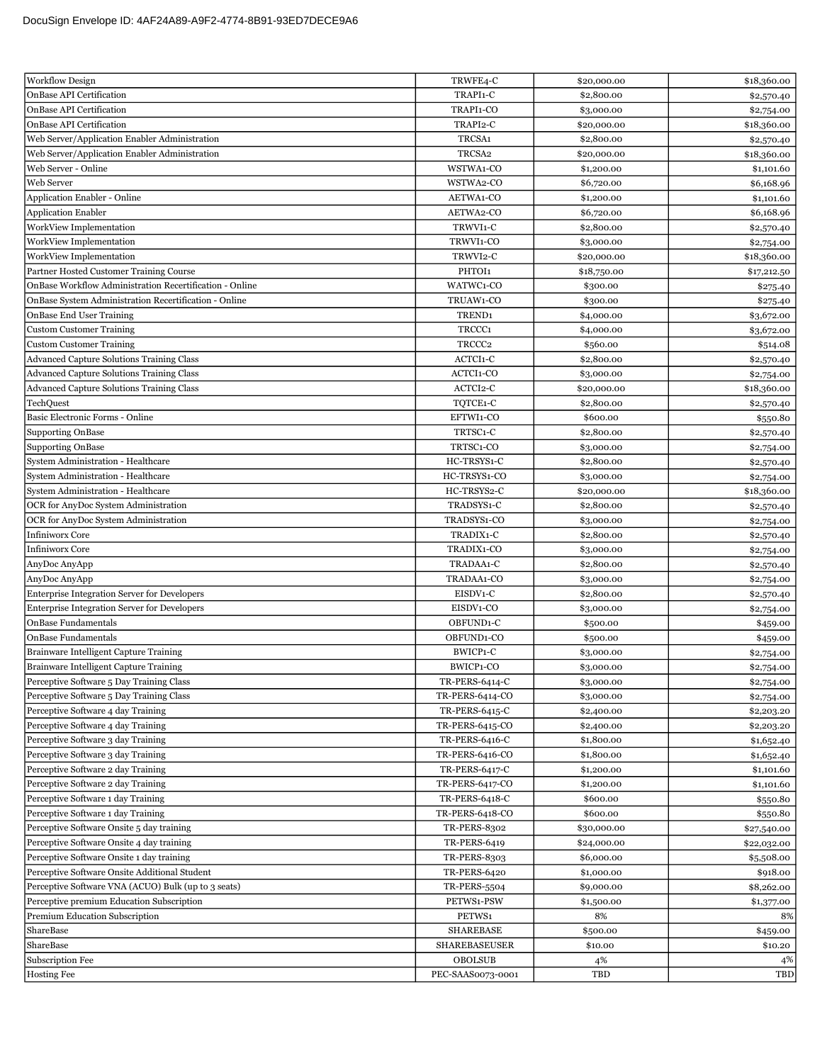| | | | |
|---|---|---|---|
| Workflow Design | TRWFE4-C | $20,000.00 | $18,360.00 |
| OnBase API Certification | TRAPI1-C | $2,800.00 | $2,570.40 |
| OnBase API Certification | TRAPI1-CO | $3,000.00 | $2,754.00 |
| OnBase API Certification | TRAPI2-C | $20,000.00 | $18,360.00 |
| Web Server/Application Enabler Administration | TRCSA1 | $2,800.00 | $2,570.40 |
| Web Server/Application Enabler Administration | TRCSA2 | $20,000.00 | $18,360.00 |
| Web Server - Online | WSTWA1-CO | $1,200.00 | $1,101.60 |
| Web Server | WSTWA2-CO | $6,720.00 | $6,168.96 |
| Application Enabler - Online | AETWA1-CO | $1,200.00 | $1,101.60 |
| Application Enabler | AETWA2-CO | $6,720.00 | $6,168.96 |
| WorkView Implementation | TRWVI1-C | $2,800.00 | $2,570.40 |
| WorkView Implementation | TRWVI1-CO | $3,000.00 | $2,754.00 |
| WorkView Implementation | TRWVI2-C | $20,000.00 | $18,360.00 |
| Partner Hosted Customer Training Course | PHTOI1 | $18,750.00 | $17,212.50 |
| OnBase Workflow Administration Recertification - Online | WATWC1-CO | $300.00 | $275.40 |
| OnBase System Administration Recertification - Online | TRUAW1-CO | $300.00 | $275.40 |
| OnBase End User Training | TREND1 | $4,000.00 | $3,672.00 |
| Custom Customer Training | TRCCC1 | $4,000.00 | $3,672.00 |
| Custom Customer Training | TRCCC2 | $560.00 | $514.08 |
| Advanced Capture Solutions Training Class | ACTCI1-C | $2,800.00 | $2,570.40 |
| Advanced Capture Solutions Training Class | ACTCI1-CO | $3,000.00 | $2,754.00 |
| Advanced Capture Solutions Training Class | ACTCI2-C | $20,000.00 | $18,360.00 |
| TechQuest | TQTCE1-C | $2,800.00 | $2,570.40 |
| Basic Electronic Forms - Online | EFTWI1-CO | $600.00 | $550.80 |
| Supporting OnBase | TRTSC1-C | $2,800.00 | $2,570.40 |
| Supporting OnBase | TRTSC1-CO | $3,000.00 | $2,754.00 |
| System Administration - Healthcare | HC-TRSYS1-C | $2,800.00 | $2,570.40 |
| System Administration - Healthcare | HC-TRSYS1-CO | $3,000.00 | $2,754.00 |
| System Administration - Healthcare | HC-TRSYS2-C | $20,000.00 | $18,360.00 |
| OCR for AnyDoc System Administration | TRADSYS1-C | $2,800.00 | $2,570.40 |
| OCR for AnyDoc System Administration | TRADSYS1-CO | $3,000.00 | $2,754.00 |
| Infiniworx Core | TRADIX1-C | $2,800.00 | $2,570.40 |
| Infiniworx Core | TRADIX1-CO | $3,000.00 | $2,754.00 |
| AnyDoc AnyApp | TRADAA1-C | $2,800.00 | $2,570.40 |
| AnyDoc AnyApp | TRADAA1-CO | $3,000.00 | $2,754.00 |
| Enterprise Integration Server for Developers | EISDV1-C | $2,800.00 | $2,570.40 |
| Enterprise Integration Server for Developers | EISDV1-CO | $3,000.00 | $2,754.00 |
| OnBase Fundamentals | OBFUND1-C | $500.00 | $459.00 |
| OnBase Fundamentals | OBFUND1-CO | $500.00 | $459.00 |
| Brainware Intelligent Capture Training | BWICP1-C | $3,000.00 | $2,754.00 |
| Brainware Intelligent Capture Training | BWICP1-CO | $3,000.00 | $2,754.00 |
| Perceptive Software 5 Day Training Class | TR-PERS-6414-C | $3,000.00 | $2,754.00 |
| Perceptive Software 5 Day Training Class | TR-PERS-6414-CO | $3,000.00 | $2,754.00 |
| Perceptive Software 4 day Training | TR-PERS-6415-C | $2,400.00 | $2,203.20 |
| Perceptive Software 4 day Training | TR-PERS-6415-CO | $2,400.00 | $2,203.20 |
| Perceptive Software 3 day Training | TR-PERS-6416-C | $1,800.00 | $1,652.40 |
| Perceptive Software 3 day Training | TR-PERS-6416-CO | $1,800.00 | $1,652.40 |
| Perceptive Software 2 day Training | TR-PERS-6417-C | $1,200.00 | $1,101.60 |
| Perceptive Software 2 day Training | TR-PERS-6417-CO | $1,200.00 | $1,101.60 |
| Perceptive Software 1 day Training | TR-PERS-6418-C | $600.00 | $550.80 |
| Perceptive Software 1 day Training | TR-PERS-6418-CO | $600.00 | $550.80 |
| Perceptive Software Onsite 5 day training | TR-PERS-8302 | $30,000.00 | $27,540.00 |
| Perceptive Software Onsite 4 day training | TR-PERS-6419 | $24,000.00 | $22,032.00 |
| Perceptive Software Onsite 1 day training | TR-PERS-8303 | $6,000.00 | $5,508.00 |
| Perceptive Software Onsite Additional Student | TR-PERS-6420 | $1,000.00 | $918.00 |
| Perceptive Software VNA (ACUO) Bulk (up to 3 seats) | TR-PERS-5504 | $9,000.00 | $8,262.00 |
| Perceptive premium Education Subscription | PETWS1-PSW | $1,500.00 | $1,377.00 |
| Premium Education Subscription | PETWS1 | 8% | 8% |
| ShareBase | SHAREBASE | $500.00 | $459.00 |
| ShareBase | SHAREBASEUSER | $10.00 | $10.20 |
| Subscription Fee | OBOLSUB | 4% | 4% |
| Hosting Fee | PEC-SAAS0073-0001 | TBD | TBD |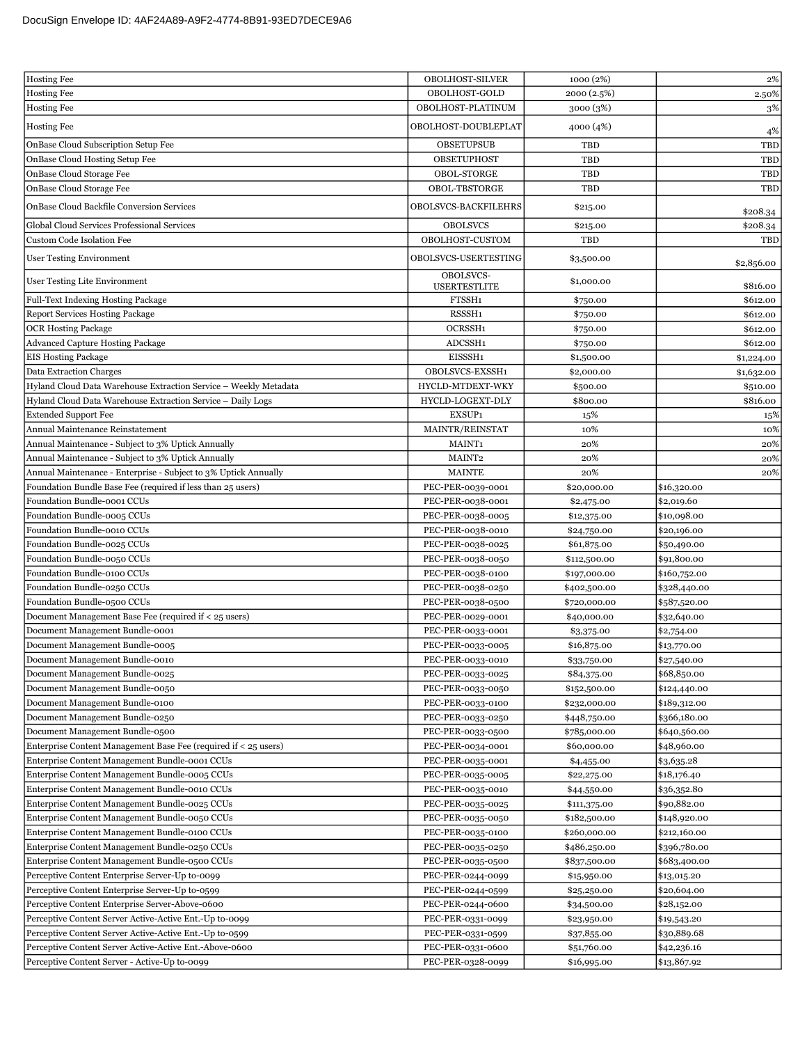| | | | |
|---|---|---|---|
| Hosting Fee | OBOLHOST-SILVER | 1000 (2%) | 2% |
| Hosting Fee | OBOLHOST-GOLD | 2000 (2.5%) | 2.50% |
| Hosting Fee | OBOLHOST-PLATINUM | 3000 (3%) | 3% |
| Hosting Fee | OBOLHOST-DOUBLEPLAT | 4000 (4%) | 4% |
| OnBase Cloud Subscription Setup Fee | OBSETUPSUB | TBD | TBD |
| OnBase Cloud Hosting Setup Fee | OBSETUPHOST | TBD | TBD |
| OnBase Cloud Storage Fee | OBOL-STORGE | TBD | TBD |
| OnBase Cloud Storage Fee | OBOL-TBSTORGE | TBD | TBD |
| OnBase Cloud Backfile Conversion Services | OBOLSVCS-BACKFILEHRS | $215.00 | $208.34 |
| Global Cloud Services Professional Services | OBOLSVCS | $215.00 | $208.34 |
| Custom Code Isolation Fee | OBOLHOST-CUSTOM | TBD | TBD |
| User Testing Environment | OBOLSVCS-USERTESTING | $3,500.00 | $2,856.00 |
| User Testing Lite Environment | OBOLSVCS-USERTESTLITE | $1,000.00 | $816.00 |
| Full-Text Indexing Hosting Package | FTSSH1 | $750.00 | $612.00 |
| Report Services Hosting Package | RSSSH1 | $750.00 | $612.00 |
| OCR Hosting Package | OCRSSH1 | $750.00 | $612.00 |
| Advanced Capture Hosting Package | ADCSSH1 | $750.00 | $612.00 |
| EIS Hosting Package | EISSSH1 | $1,500.00 | $1,224.00 |
| Data Extraction Charges | OBOLSVCS-EXSSH1 | $2,000.00 | $1,632.00 |
| Hyland Cloud Data Warehouse Extraction Service – Weekly Metadata | HYCLD-MTDEXT-WKY | $500.00 | $510.00 |
| Hyland Cloud Data Warehouse Extraction Service – Daily Logs | HYCLD-LOGEXT-DLY | $800.00 | $816.00 |
| Extended Support Fee | EXSUP1 | 15% | 15% |
| Annual Maintenance Reinstatement | MAINTR/REINSTAT | 10% | 10% |
| Annual Maintenance - Subject to 3% Uptick Annually | MAINT1 | 20% | 20% |
| Annual Maintenance - Subject to 3% Uptick Annually | MAINT2 | 20% | 20% |
| Annual Maintenance - Enterprise - Subject to 3% Uptick Annually | MAINTE | 20% | 20% |
| Foundation Bundle Base Fee (required if less than 25 users) | PEC-PER-0039-0001 | $20,000.00 | $16,320.00 |
| Foundation Bundle-0001 CCUs | PEC-PER-0038-0001 | $2,475.00 | $2,019.60 |
| Foundation Bundle-0005 CCUs | PEC-PER-0038-0005 | $12,375.00 | $10,098.00 |
| Foundation Bundle-0010 CCUs | PEC-PER-0038-0010 | $24,750.00 | $20,196.00 |
| Foundation Bundle-0025 CCUs | PEC-PER-0038-0025 | $61,875.00 | $50,490.00 |
| Foundation Bundle-0050 CCUs | PEC-PER-0038-0050 | $112,500.00 | $91,800.00 |
| Foundation Bundle-0100 CCUs | PEC-PER-0038-0100 | $197,000.00 | $160,752.00 |
| Foundation Bundle-0250 CCUs | PEC-PER-0038-0250 | $402,500.00 | $328,440.00 |
| Foundation Bundle-0500 CCUs | PEC-PER-0038-0500 | $720,000.00 | $587,520.00 |
| Document Management Base Fee (required if < 25 users) | PEC-PER-0029-0001 | $40,000.00 | $32,640.00 |
| Document Management Bundle-0001 | PEC-PER-0033-0001 | $3,375.00 | $2,754.00 |
| Document Management Bundle-0005 | PEC-PER-0033-0005 | $16,875.00 | $13,770.00 |
| Document Management Bundle-0010 | PEC-PER-0033-0010 | $33,750.00 | $27,540.00 |
| Document Management Bundle-0025 | PEC-PER-0033-0025 | $84,375.00 | $68,850.00 |
| Document Management Bundle-0050 | PEC-PER-0033-0050 | $152,500.00 | $124,440.00 |
| Document Management Bundle-0100 | PEC-PER-0033-0100 | $232,000.00 | $189,312.00 |
| Document Management Bundle-0250 | PEC-PER-0033-0250 | $448,750.00 | $366,180.00 |
| Document Management Bundle-0500 | PEC-PER-0033-0500 | $785,000.00 | $640,560.00 |
| Enterprise Content Management Base Fee (required if < 25 users) | PEC-PER-0034-0001 | $60,000.00 | $48,960.00 |
| Enterprise Content Management Bundle-0001 CCUs | PEC-PER-0035-0001 | $4,455.00 | $3,635.28 |
| Enterprise Content Management Bundle-0005 CCUs | PEC-PER-0035-0005 | $22,275.00 | $18,176.40 |
| Enterprise Content Management Bundle-0010 CCUs | PEC-PER-0035-0010 | $44,550.00 | $36,352.80 |
| Enterprise Content Management Bundle-0025 CCUs | PEC-PER-0035-0025 | $111,375.00 | $90,882.00 |
| Enterprise Content Management Bundle-0050 CCUs | PEC-PER-0035-0050 | $182,500.00 | $148,920.00 |
| Enterprise Content Management Bundle-0100 CCUs | PEC-PER-0035-0100 | $260,000.00 | $212,160.00 |
| Enterprise Content Management Bundle-0250 CCUs | PEC-PER-0035-0250 | $486,250.00 | $396,780.00 |
| Enterprise Content Management Bundle-0500 CCUs | PEC-PER-0035-0500 | $837,500.00 | $683,400.00 |
| Perceptive Content Enterprise Server-Up to-0099 | PEC-PER-0244-0099 | $15,950.00 | $13,015.20 |
| Perceptive Content Enterprise Server-Up to-0599 | PEC-PER-0244-0599 | $25,250.00 | $20,604.00 |
| Perceptive Content Enterprise Server-Above-0600 | PEC-PER-0244-0600 | $34,500.00 | $28,152.00 |
| Perceptive Content Server Active-Active Ent.-Up to-0099 | PEC-PER-0331-0099 | $23,950.00 | $19,543.20 |
| Perceptive Content Server Active-Active Ent.-Up to-0599 | PEC-PER-0331-0599 | $37,855.00 | $30,889.68 |
| Perceptive Content Server Active-Active Ent.-Above-0600 | PEC-PER-0331-0600 | $51,760.00 | $42,236.16 |
| Perceptive Content Server - Active-Up to-0099 | PEC-PER-0328-0099 | $16,995.00 | $13,867.92 |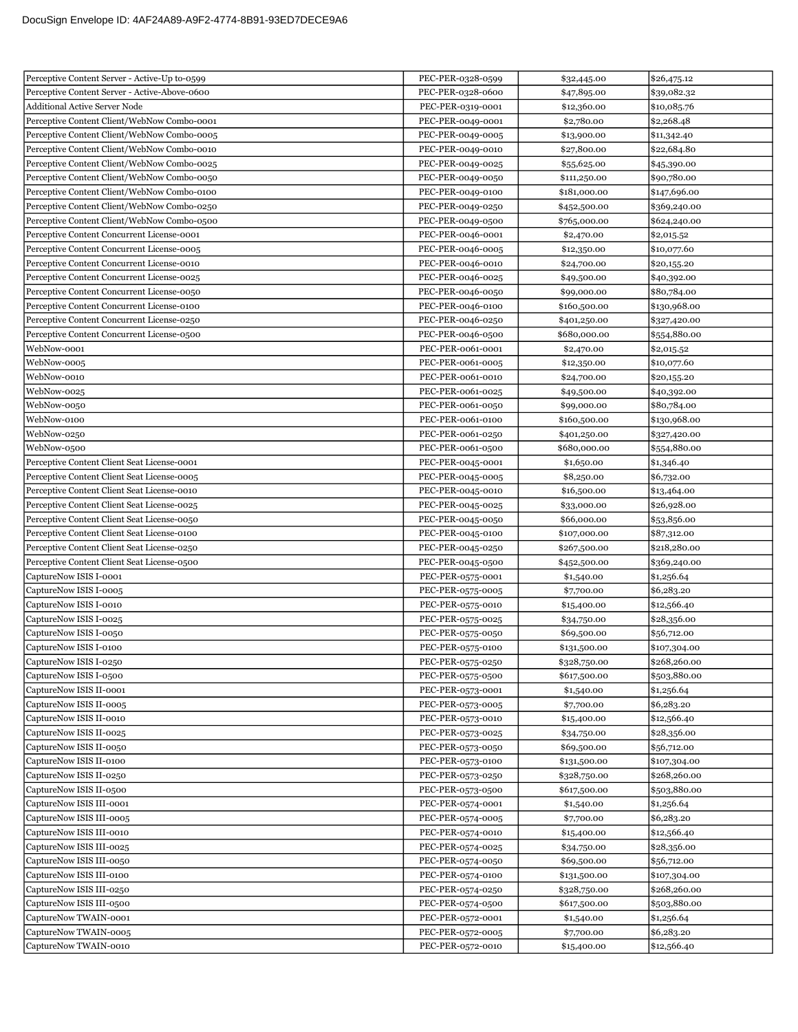DocuSign Envelope ID: 4AF24A89-A9F2-4774-8B91-93ED7DECE9A6

| | | | |
|---|---|---|---|
| Perceptive Content Server - Active-Up to-0599 | PEC-PER-0328-0599 | $32,445.00 | $26,475.12 |
| Perceptive Content Server - Active-Above-0600 | PEC-PER-0328-0600 | $47,895.00 | $39,082.32 |
| Additional Active Server Node | PEC-PER-0319-0001 | $12,360.00 | $10,085.76 |
| Perceptive Content Client/WebNow Combo-0001 | PEC-PER-0049-0001 | $2,780.00 | $2,268.48 |
| Perceptive Content Client/WebNow Combo-0005 | PEC-PER-0049-0005 | $13,900.00 | $11,342.40 |
| Perceptive Content Client/WebNow Combo-0010 | PEC-PER-0049-0010 | $27,800.00 | $22,684.80 |
| Perceptive Content Client/WebNow Combo-0025 | PEC-PER-0049-0025 | $55,625.00 | $45,390.00 |
| Perceptive Content Client/WebNow Combo-0050 | PEC-PER-0049-0050 | $111,250.00 | $90,780.00 |
| Perceptive Content Client/WebNow Combo-0100 | PEC-PER-0049-0100 | $181,000.00 | $147,696.00 |
| Perceptive Content Client/WebNow Combo-0250 | PEC-PER-0049-0250 | $452,500.00 | $369,240.00 |
| Perceptive Content Client/WebNow Combo-0500 | PEC-PER-0049-0500 | $765,000.00 | $624,240.00 |
| Perceptive Content Concurrent License-0001 | PEC-PER-0046-0001 | $2,470.00 | $2,015.52 |
| Perceptive Content Concurrent License-0005 | PEC-PER-0046-0005 | $12,350.00 | $10,077.60 |
| Perceptive Content Concurrent License-0010 | PEC-PER-0046-0010 | $24,700.00 | $20,155.20 |
| Perceptive Content Concurrent License-0025 | PEC-PER-0046-0025 | $49,500.00 | $40,392.00 |
| Perceptive Content Concurrent License-0050 | PEC-PER-0046-0050 | $99,000.00 | $80,784.00 |
| Perceptive Content Concurrent License-0100 | PEC-PER-0046-0100 | $160,500.00 | $130,968.00 |
| Perceptive Content Concurrent License-0250 | PEC-PER-0046-0250 | $401,250.00 | $327,420.00 |
| Perceptive Content Concurrent License-0500 | PEC-PER-0046-0500 | $680,000.00 | $554,880.00 |
| WebNow-0001 | PEC-PER-0061-0001 | $2,470.00 | $2,015.52 |
| WebNow-0005 | PEC-PER-0061-0005 | $12,350.00 | $10,077.60 |
| WebNow-0010 | PEC-PER-0061-0010 | $24,700.00 | $20,155.20 |
| WebNow-0025 | PEC-PER-0061-0025 | $49,500.00 | $40,392.00 |
| WebNow-0050 | PEC-PER-0061-0050 | $99,000.00 | $80,784.00 |
| WebNow-0100 | PEC-PER-0061-0100 | $160,500.00 | $130,968.00 |
| WebNow-0250 | PEC-PER-0061-0250 | $401,250.00 | $327,420.00 |
| WebNow-0500 | PEC-PER-0061-0500 | $680,000.00 | $554,880.00 |
| Perceptive Content Client Seat License-0001 | PEC-PER-0045-0001 | $1,650.00 | $1,346.40 |
| Perceptive Content Client Seat License-0005 | PEC-PER-0045-0005 | $8,250.00 | $6,732.00 |
| Perceptive Content Client Seat License-0010 | PEC-PER-0045-0010 | $16,500.00 | $13,464.00 |
| Perceptive Content Client Seat License-0025 | PEC-PER-0045-0025 | $33,000.00 | $26,928.00 |
| Perceptive Content Client Seat License-0050 | PEC-PER-0045-0050 | $66,000.00 | $53,856.00 |
| Perceptive Content Client Seat License-0100 | PEC-PER-0045-0100 | $107,000.00 | $87,312.00 |
| Perceptive Content Client Seat License-0250 | PEC-PER-0045-0250 | $267,500.00 | $218,280.00 |
| Perceptive Content Client Seat License-0500 | PEC-PER-0045-0500 | $452,500.00 | $369,240.00 |
| CaptureNow ISIS I-0001 | PEC-PER-0575-0001 | $1,540.00 | $1,256.64 |
| CaptureNow ISIS I-0005 | PEC-PER-0575-0005 | $7,700.00 | $6,283.20 |
| CaptureNow ISIS I-0010 | PEC-PER-0575-0010 | $15,400.00 | $12,566.40 |
| CaptureNow ISIS I-0025 | PEC-PER-0575-0025 | $34,750.00 | $28,356.00 |
| CaptureNow ISIS I-0050 | PEC-PER-0575-0050 | $69,500.00 | $56,712.00 |
| CaptureNow ISIS I-0100 | PEC-PER-0575-0100 | $131,500.00 | $107,304.00 |
| CaptureNow ISIS I-0250 | PEC-PER-0575-0250 | $328,750.00 | $268,260.00 |
| CaptureNow ISIS I-0500 | PEC-PER-0575-0500 | $617,500.00 | $503,880.00 |
| CaptureNow ISIS II-0001 | PEC-PER-0573-0001 | $1,540.00 | $1,256.64 |
| CaptureNow ISIS II-0005 | PEC-PER-0573-0005 | $7,700.00 | $6,283.20 |
| CaptureNow ISIS II-0010 | PEC-PER-0573-0010 | $15,400.00 | $12,566.40 |
| CaptureNow ISIS II-0025 | PEC-PER-0573-0025 | $34,750.00 | $28,356.00 |
| CaptureNow ISIS II-0050 | PEC-PER-0573-0050 | $69,500.00 | $56,712.00 |
| CaptureNow ISIS II-0100 | PEC-PER-0573-0100 | $131,500.00 | $107,304.00 |
| CaptureNow ISIS II-0250 | PEC-PER-0573-0250 | $328,750.00 | $268,260.00 |
| CaptureNow ISIS II-0500 | PEC-PER-0573-0500 | $617,500.00 | $503,880.00 |
| CaptureNow ISIS III-0001 | PEC-PER-0574-0001 | $1,540.00 | $1,256.64 |
| CaptureNow ISIS III-0005 | PEC-PER-0574-0005 | $7,700.00 | $6,283.20 |
| CaptureNow ISIS III-0010 | PEC-PER-0574-0010 | $15,400.00 | $12,566.40 |
| CaptureNow ISIS III-0025 | PEC-PER-0574-0025 | $34,750.00 | $28,356.00 |
| CaptureNow ISIS III-0050 | PEC-PER-0574-0050 | $69,500.00 | $56,712.00 |
| CaptureNow ISIS III-0100 | PEC-PER-0574-0100 | $131,500.00 | $107,304.00 |
| CaptureNow ISIS III-0250 | PEC-PER-0574-0250 | $328,750.00 | $268,260.00 |
| CaptureNow ISIS III-0500 | PEC-PER-0574-0500 | $617,500.00 | $503,880.00 |
| CaptureNow TWAIN-0001 | PEC-PER-0572-0001 | $1,540.00 | $1,256.64 |
| CaptureNow TWAIN-0005 | PEC-PER-0572-0005 | $7,700.00 | $6,283.20 |
| CaptureNow TWAIN-0010 | PEC-PER-0572-0010 | $15,400.00 | $12,566.40 |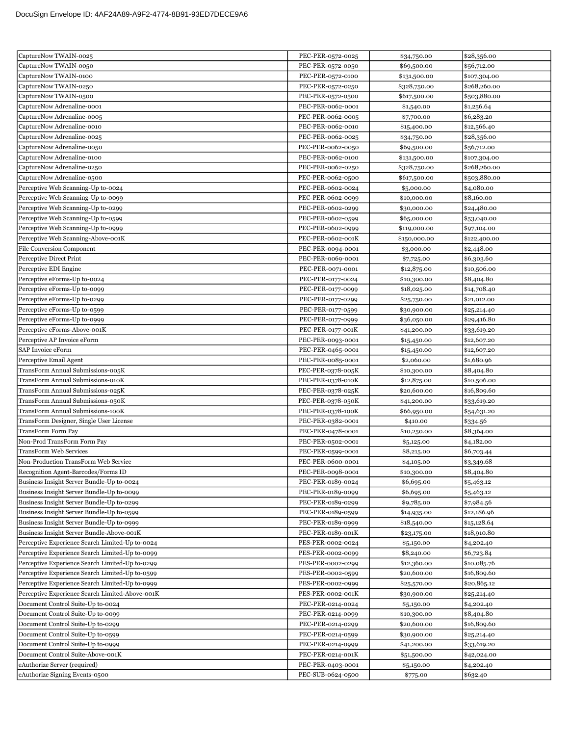| | | | |
|---|---|---|---|
| CaptureNow TWAIN-0025 | PEC-PER-0572-0025 | $34,750.00 | $28,356.00 |
| CaptureNow TWAIN-0050 | PEC-PER-0572-0050 | $69,500.00 | $56,712.00 |
| CaptureNow TWAIN-0100 | PEC-PER-0572-0100 | $131,500.00 | $107,304.00 |
| CaptureNow TWAIN-0250 | PEC-PER-0572-0250 | $328,750.00 | $268,260.00 |
| CaptureNow TWAIN-0500 | PEC-PER-0572-0500 | $617,500.00 | $503,880.00 |
| CaptureNow Adrenaline-0001 | PEC-PER-0062-0001 | $1,540.00 | $1,256.64 |
| CaptureNow Adrenaline-0005 | PEC-PER-0062-0005 | $7,700.00 | $6,283.20 |
| CaptureNow Adrenaline-0010 | PEC-PER-0062-0010 | $15,400.00 | $12,566.40 |
| CaptureNow Adrenaline-0025 | PEC-PER-0062-0025 | $34,750.00 | $28,356.00 |
| CaptureNow Adrenaline-0050 | PEC-PER-0062-0050 | $69,500.00 | $56,712.00 |
| CaptureNow Adrenaline-0100 | PEC-PER-0062-0100 | $131,500.00 | $107,304.00 |
| CaptureNow Adrenaline-0250 | PEC-PER-0062-0250 | $328,750.00 | $268,260.00 |
| CaptureNow Adrenaline-0500 | PEC-PER-0062-0500 | $617,500.00 | $503,880.00 |
| Perceptive Web Scanning-Up to-0024 | PEC-PER-0602-0024 | $5,000.00 | $4,080.00 |
| Perceptive Web Scanning-Up to-0099 | PEC-PER-0602-0099 | $10,000.00 | $8,160.00 |
| Perceptive Web Scanning-Up to-0299 | PEC-PER-0602-0299 | $30,000.00 | $24,480.00 |
| Perceptive Web Scanning-Up to-0599 | PEC-PER-0602-0599 | $65,000.00 | $53,040.00 |
| Perceptive Web Scanning-Up to-0999 | PEC-PER-0602-0999 | $119,000.00 | $97,104.00 |
| Perceptive Web Scanning-Above-001K | PEC-PER-0602-001K | $150,000.00 | $122,400.00 |
| File Conversion Component | PEC-PER-0094-0001 | $3,000.00 | $2,448.00 |
| Perceptive Direct Print | PEC-PER-0069-0001 | $7,725.00 | $6,303.60 |
| Perceptive EDI Engine | PEC-PER-0071-0001 | $12,875.00 | $10,506.00 |
| Perceptive eForms-Up to-0024 | PEC-PER-0177-0024 | $10,300.00 | $8,404.80 |
| Perceptive eForms-Up to-0099 | PEC-PER-0177-0099 | $18,025.00 | $14,708.40 |
| Perceptive eForms-Up to-0299 | PEC-PER-0177-0299 | $25,750.00 | $21,012.00 |
| Perceptive eForms-Up to-0599 | PEC-PER-0177-0599 | $30,900.00 | $25,214.40 |
| Perceptive eForms-Up to-0999 | PEC-PER-0177-0999 | $36,050.00 | $29,416.80 |
| Perceptive eForms-Above-001K | PEC-PER-0177-001K | $41,200.00 | $33,619.20 |
| Perceptive AP Invoice eForm | PEC-PER-0093-0001 | $15,450.00 | $12,607.20 |
| SAP Invoice eForm | PEC-PER-0465-0001 | $15,450.00 | $12,607.20 |
| Perceptive Email Agent | PEC-PER-0085-0001 | $2,060.00 | $1,680.96 |
| TransForm Annual Submissions-005K | PEC-PER-0378-005K | $10,300.00 | $8,404.80 |
| TransForm Annual Submissions-010K | PEC-PER-0378-010K | $12,875.00 | $10,506.00 |
| TransForm Annual Submissions-025K | PEC-PER-0378-025K | $20,600.00 | $16,809.60 |
| TransForm Annual Submissions-050K | PEC-PER-0378-050K | $41,200.00 | $33,619.20 |
| TransForm Annual Submissions-100K | PEC-PER-0378-100K | $66,950.00 | $54,631.20 |
| TransForm Designer, Single User License | PEC-PER-0382-0001 | $410.00 | $334.56 |
| TransForm Form Pay | PEC-PER-0478-0001 | $10,250.00 | $8,364.00 |
| Non-Prod TransForm Form Pay | PEC-PER-0502-0001 | $5,125.00 | $4,182.00 |
| TransForm Web Services | PEC-PER-0599-0001 | $8,215.00 | $6,703.44 |
| Non-Production TransForm Web Service | PEC-PER-0600-0001 | $4,105.00 | $3,349.68 |
| Recognition Agent-Barcodes/Forms ID | PEC-PER-0098-0001 | $10,300.00 | $8,404.80 |
| Business Insight Server Bundle-Up to-0024 | PEC-PER-0189-0024 | $6,695.00 | $5,463.12 |
| Business Insight Server Bundle-Up to-0099 | PEC-PER-0189-0099 | $6,695.00 | $5,463.12 |
| Business Insight Server Bundle-Up to-0299 | PEC-PER-0189-0299 | $9,785.00 | $7,984.56 |
| Business Insight Server Bundle-Up to-0599 | PEC-PER-0189-0599 | $14,935.00 | $12,186.96 |
| Business Insight Server Bundle-Up to-0999 | PEC-PER-0189-0999 | $18,540.00 | $15,128.64 |
| Business Insight Server Bundle-Above-001K | PEC-PER-0189-001K | $23,175.00 | $18,910.80 |
| Perceptive Experience Search Limited-Up to-0024 | PES-PER-0002-0024 | $5,150.00 | $4,202.40 |
| Perceptive Experience Search Limited-Up to-0099 | PES-PER-0002-0099 | $8,240.00 | $6,723.84 |
| Perceptive Experience Search Limited-Up to-0299 | PES-PER-0002-0299 | $12,360.00 | $10,085.76 |
| Perceptive Experience Search Limited-Up to-0599 | PES-PER-0002-0599 | $20,600.00 | $16,809.60 |
| Perceptive Experience Search Limited-Up to-0999 | PES-PER-0002-0999 | $25,570.00 | $20,865.12 |
| Perceptive Experience Search Limited-Above-001K | PES-PER-0002-001K | $30,900.00 | $25,214.40 |
| Document Control Suite-Up to-0024 | PEC-PER-0214-0024 | $5,150.00 | $4,202.40 |
| Document Control Suite-Up to-0099 | PEC-PER-0214-0099 | $10,300.00 | $8,404.80 |
| Document Control Suite-Up to-0299 | PEC-PER-0214-0299 | $20,600.00 | $16,809.60 |
| Document Control Suite-Up to-0599 | PEC-PER-0214-0599 | $30,900.00 | $25,214.40 |
| Document Control Suite-Up to-0999 | PEC-PER-0214-0999 | $41,200.00 | $33,619.20 |
| Document Control Suite-Above-001K | PEC-PER-0214-001K | $51,500.00 | $42,024.00 |
| eAuthorize Server (required) | PEC-PER-0403-0001 | $5,150.00 | $4,202.40 |
| eAuthorize Signing Events-0500 | PEC-SUB-0624-0500 | $775.00 | $632.40 |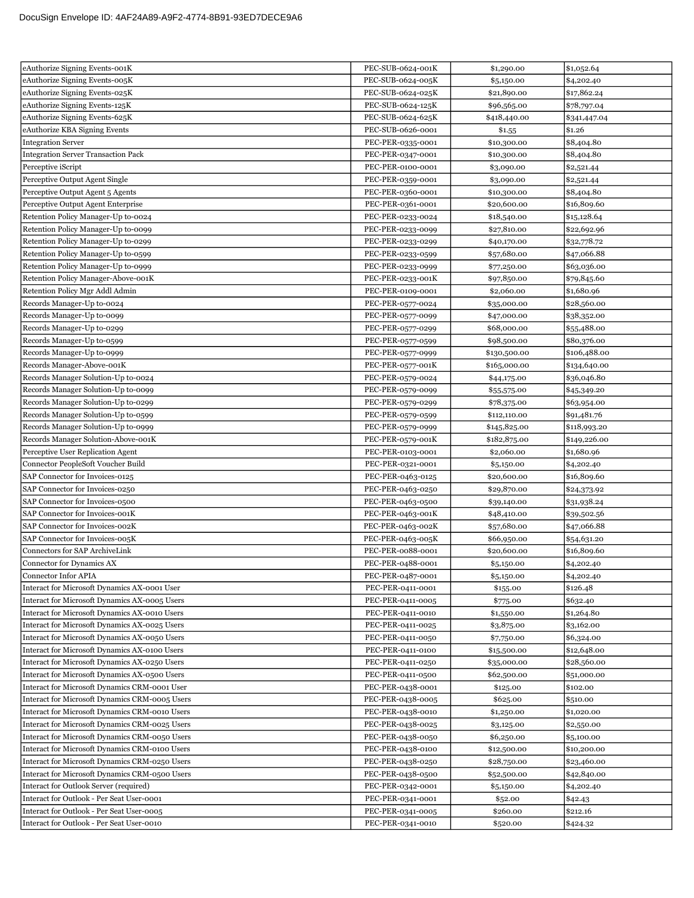| eAuthorize Signing Events-001K | PEC-SUB-0624-001K | $1,290.00 | $1,052.64 |
|---|---|---|---|
| eAuthorize Signing Events-005K | PEC-SUB-0624-005K | $5,150.00 | $4,202.40 |
| eAuthorize Signing Events-025K | PEC-SUB-0624-025K | $21,890.00 | $17,862.24 |
| eAuthorize Signing Events-125K | PEC-SUB-0624-125K | $96,565.00 | $78,797.04 |
| eAuthorize Signing Events-625K | PEC-SUB-0624-625K | $418,440.00 | $341,447.04 |
| eAuthorize KBA Signing Events | PEC-SUB-0626-0001 | $1.55 | $1.26 |
| Integration Server | PEC-PER-0335-0001 | $10,300.00 | $8,404.80 |
| Integration Server Transaction Pack | PEC-PER-0347-0001 | $10,300.00 | $8,404.80 |
| Perceptive iScript | PEC-PER-0100-0001 | $3,090.00 | $2,521.44 |
| Perceptive Output Agent Single | PEC-PER-0359-0001 | $3,090.00 | $2,521.44 |
| Perceptive Output Agent 5 Agents | PEC-PER-0360-0001 | $10,300.00 | $8,404.80 |
| Perceptive Output Agent Enterprise | PEC-PER-0361-0001 | $20,600.00 | $16,809.60 |
| Retention Policy Manager-Up to-0024 | PEC-PER-0233-0024 | $18,540.00 | $15,128.64 |
| Retention Policy Manager-Up to-0099 | PEC-PER-0233-0099 | $27,810.00 | $22,692.96 |
| Retention Policy Manager-Up to-0299 | PEC-PER-0233-0299 | $40,170.00 | $32,778.72 |
| Retention Policy Manager-Up to-0599 | PEC-PER-0233-0599 | $57,680.00 | $47,066.88 |
| Retention Policy Manager-Up to-0999 | PEC-PER-0233-0999 | $77,250.00 | $63,036.00 |
| Retention Policy Manager-Above-001K | PEC-PER-0233-001K | $97,850.00 | $79,845.60 |
| Retention Policy Mgr Addl Admin | PEC-PER-0109-0001 | $2,060.00 | $1,680.96 |
| Records Manager-Up to-0024 | PEC-PER-0577-0024 | $35,000.00 | $28,560.00 |
| Records Manager-Up to-0099 | PEC-PER-0577-0099 | $47,000.00 | $38,352.00 |
| Records Manager-Up to-0299 | PEC-PER-0577-0299 | $68,000.00 | $55,488.00 |
| Records Manager-Up to-0599 | PEC-PER-0577-0599 | $98,500.00 | $80,376.00 |
| Records Manager-Up to-0999 | PEC-PER-0577-0999 | $130,500.00 | $106,488.00 |
| Records Manager-Above-001K | PEC-PER-0577-001K | $165,000.00 | $134,640.00 |
| Records Manager Solution-Up to-0024 | PEC-PER-0579-0024 | $44,175.00 | $36,046.80 |
| Records Manager Solution-Up to-0099 | PEC-PER-0579-0099 | $55,575.00 | $45,349.20 |
| Records Manager Solution-Up to-0299 | PEC-PER-0579-0299 | $78,375.00 | $63,954.00 |
| Records Manager Solution-Up to-0599 | PEC-PER-0579-0599 | $112,110.00 | $91,481.76 |
| Records Manager Solution-Up to-0999 | PEC-PER-0579-0999 | $145,825.00 | $118,993.20 |
| Records Manager Solution-Above-001K | PEC-PER-0579-001K | $182,875.00 | $149,226.00 |
| Perceptive User Replication Agent | PEC-PER-0103-0001 | $2,060.00 | $1,680.96 |
| Connector PeopleSoft Voucher Build | PEC-PER-0321-0001 | $5,150.00 | $4,202.40 |
| SAP Connector for Invoices-0125 | PEC-PER-0463-0125 | $20,600.00 | $16,809.60 |
| SAP Connector for Invoices-0250 | PEC-PER-0463-0250 | $29,870.00 | $24,373.92 |
| SAP Connector for Invoices-0500 | PEC-PER-0463-0500 | $39,140.00 | $31,938.24 |
| SAP Connector for Invoices-001K | PEC-PER-0463-001K | $48,410.00 | $39,502.56 |
| SAP Connector for Invoices-002K | PEC-PER-0463-002K | $57,680.00 | $47,066.88 |
| SAP Connector for Invoices-005K | PEC-PER-0463-005K | $66,950.00 | $54,631.20 |
| Connectors for SAP ArchiveLink | PEC-PER-0088-0001 | $20,600.00 | $16,809.60 |
| Connector for Dynamics AX | PEC-PER-0488-0001 | $5,150.00 | $4,202.40 |
| Connector Infor APIA | PEC-PER-0487-0001 | $5,150.00 | $4,202.40 |
| Interact for Microsoft Dynamics AX-0001 User | PEC-PER-0411-0001 | $155.00 | $126.48 |
| Interact for Microsoft Dynamics AX-0005 Users | PEC-PER-0411-0005 | $775.00 | $632.40 |
| Interact for Microsoft Dynamics AX-0010 Users | PEC-PER-0411-0010 | $1,550.00 | $1,264.80 |
| Interact for Microsoft Dynamics AX-0025 Users | PEC-PER-0411-0025 | $3,875.00 | $3,162.00 |
| Interact for Microsoft Dynamics AX-0050 Users | PEC-PER-0411-0050 | $7,750.00 | $6,324.00 |
| Interact for Microsoft Dynamics AX-0100 Users | PEC-PER-0411-0100 | $15,500.00 | $12,648.00 |
| Interact for Microsoft Dynamics AX-0250 Users | PEC-PER-0411-0250 | $35,000.00 | $28,560.00 |
| Interact for Microsoft Dynamics AX-0500 Users | PEC-PER-0411-0500 | $62,500.00 | $51,000.00 |
| Interact for Microsoft Dynamics CRM-0001 User | PEC-PER-0438-0001 | $125.00 | $102.00 |
| Interact for Microsoft Dynamics CRM-0005 Users | PEC-PER-0438-0005 | $625.00 | $510.00 |
| Interact for Microsoft Dynamics CRM-0010 Users | PEC-PER-0438-0010 | $1,250.00 | $1,020.00 |
| Interact for Microsoft Dynamics CRM-0025 Users | PEC-PER-0438-0025 | $3,125.00 | $2,550.00 |
| Interact for Microsoft Dynamics CRM-0050 Users | PEC-PER-0438-0050 | $6,250.00 | $5,100.00 |
| Interact for Microsoft Dynamics CRM-0100 Users | PEC-PER-0438-0100 | $12,500.00 | $10,200.00 |
| Interact for Microsoft Dynamics CRM-0250 Users | PEC-PER-0438-0250 | $28,750.00 | $23,460.00 |
| Interact for Microsoft Dynamics CRM-0500 Users | PEC-PER-0438-0500 | $52,500.00 | $42,840.00 |
| Interact for Outlook Server (required) | PEC-PER-0342-0001 | $5,150.00 | $4,202.40 |
| Interact for Outlook - Per Seat User-0001 | PEC-PER-0341-0001 | $52.00 | $42.43 |
| Interact for Outlook - Per Seat User-0005 | PEC-PER-0341-0005 | $260.00 | $212.16 |
| Interact for Outlook - Per Seat User-0010 | PEC-PER-0341-0010 | $520.00 | $424.32 |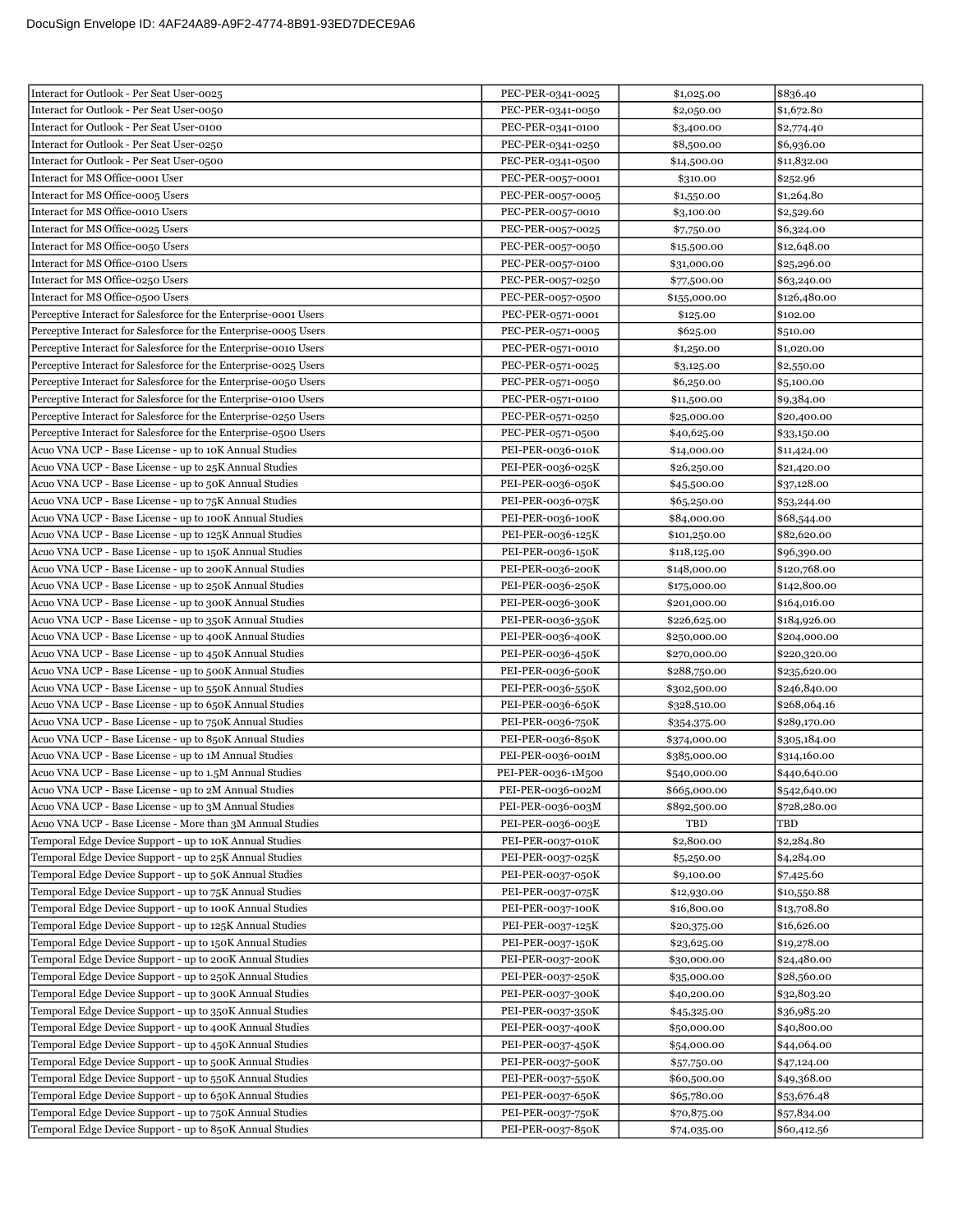DocuSign Envelope ID: 4AF24A89-A9F2-4774-8B91-93ED7DECE9A6

| | | | |
|---|---|---|---|
| Interact for Outlook - Per Seat User-0025 | PEC-PER-0341-0025 | $1,025.00 | $836.40 |
| Interact for Outlook - Per Seat User-0050 | PEC-PER-0341-0050 | $2,050.00 | $1,672.80 |
| Interact for Outlook - Per Seat User-0100 | PEC-PER-0341-0100 | $3,400.00 | $2,774.40 |
| Interact for Outlook - Per Seat User-0250 | PEC-PER-0341-0250 | $8,500.00 | $6,936.00 |
| Interact for Outlook - Per Seat User-0500 | PEC-PER-0341-0500 | $14,500.00 | $11,832.00 |
| Interact for MS Office-0001 User | PEC-PER-0057-0001 | $310.00 | $252.96 |
| Interact for MS Office-0005 Users | PEC-PER-0057-0005 | $1,550.00 | $1,264.80 |
| Interact for MS Office-0010 Users | PEC-PER-0057-0010 | $3,100.00 | $2,529.60 |
| Interact for MS Office-0025 Users | PEC-PER-0057-0025 | $7,750.00 | $6,324.00 |
| Interact for MS Office-0050 Users | PEC-PER-0057-0050 | $15,500.00 | $12,648.00 |
| Interact for MS Office-0100 Users | PEC-PER-0057-0100 | $31,000.00 | $25,296.00 |
| Interact for MS Office-0250 Users | PEC-PER-0057-0250 | $77,500.00 | $63,240.00 |
| Interact for MS Office-0500 Users | PEC-PER-0057-0500 | $155,000.00 | $126,480.00 |
| Perceptive Interact for Salesforce for the Enterprise-0001 Users | PEC-PER-0571-0001 | $125.00 | $102.00 |
| Perceptive Interact for Salesforce for the Enterprise-0005 Users | PEC-PER-0571-0005 | $625.00 | $510.00 |
| Perceptive Interact for Salesforce for the Enterprise-0010 Users | PEC-PER-0571-0010 | $1,250.00 | $1,020.00 |
| Perceptive Interact for Salesforce for the Enterprise-0025 Users | PEC-PER-0571-0025 | $3,125.00 | $2,550.00 |
| Perceptive Interact for Salesforce for the Enterprise-0050 Users | PEC-PER-0571-0050 | $6,250.00 | $5,100.00 |
| Perceptive Interact for Salesforce for the Enterprise-0100 Users | PEC-PER-0571-0100 | $11,500.00 | $9,384.00 |
| Perceptive Interact for Salesforce for the Enterprise-0250 Users | PEC-PER-0571-0250 | $25,000.00 | $20,400.00 |
| Perceptive Interact for Salesforce for the Enterprise-0500 Users | PEC-PER-0571-0500 | $40,625.00 | $33,150.00 |
| Acuo VNA UCP - Base License - up to 10K Annual Studies | PEI-PER-0036-010K | $14,000.00 | $11,424.00 |
| Acuo VNA UCP - Base License - up to 25K Annual Studies | PEI-PER-0036-025K | $26,250.00 | $21,420.00 |
| Acuo VNA UCP - Base License - up to 50K Annual Studies | PEI-PER-0036-050K | $45,500.00 | $37,128.00 |
| Acuo VNA UCP - Base License - up to 75K Annual Studies | PEI-PER-0036-075K | $65,250.00 | $53,244.00 |
| Acuo VNA UCP - Base License - up to 100K Annual Studies | PEI-PER-0036-100K | $84,000.00 | $68,544.00 |
| Acuo VNA UCP - Base License - up to 125K Annual Studies | PEI-PER-0036-125K | $101,250.00 | $82,620.00 |
| Acuo VNA UCP - Base License - up to 150K Annual Studies | PEI-PER-0036-150K | $118,125.00 | $96,390.00 |
| Acuo VNA UCP - Base License - up to 200K Annual Studies | PEI-PER-0036-200K | $148,000.00 | $120,768.00 |
| Acuo VNA UCP - Base License - up to 250K Annual Studies | PEI-PER-0036-250K | $175,000.00 | $142,800.00 |
| Acuo VNA UCP - Base License - up to 300K Annual Studies | PEI-PER-0036-300K | $201,000.00 | $164,016.00 |
| Acuo VNA UCP - Base License - up to 350K Annual Studies | PEI-PER-0036-350K | $226,625.00 | $184,926.00 |
| Acuo VNA UCP - Base License - up to 400K Annual Studies | PEI-PER-0036-400K | $250,000.00 | $204,000.00 |
| Acuo VNA UCP - Base License - up to 450K Annual Studies | PEI-PER-0036-450K | $270,000.00 | $220,320.00 |
| Acuo VNA UCP - Base License - up to 500K Annual Studies | PEI-PER-0036-500K | $288,750.00 | $235,620.00 |
| Acuo VNA UCP - Base License - up to 550K Annual Studies | PEI-PER-0036-550K | $302,500.00 | $246,840.00 |
| Acuo VNA UCP - Base License - up to 650K Annual Studies | PEI-PER-0036-650K | $328,510.00 | $268,064.16 |
| Acuo VNA UCP - Base License - up to 750K Annual Studies | PEI-PER-0036-750K | $354,375.00 | $289,170.00 |
| Acuo VNA UCP - Base License - up to 850K Annual Studies | PEI-PER-0036-850K | $374,000.00 | $305,184.00 |
| Acuo VNA UCP - Base License - up to 1M Annual Studies | PEI-PER-0036-001M | $385,000.00 | $314,160.00 |
| Acuo VNA UCP - Base License - up to 1.5M Annual Studies | PEI-PER-0036-1M500 | $540,000.00 | $440,640.00 |
| Acuo VNA UCP - Base License - up to 2M Annual Studies | PEI-PER-0036-002M | $665,000.00 | $542,640.00 |
| Acuo VNA UCP - Base License - up to 3M Annual Studies | PEI-PER-0036-003M | $892,500.00 | $728,280.00 |
| Acuo VNA UCP - Base License - More than 3M Annual Studies | PEI-PER-0036-003E | TBD | TBD |
| Temporal Edge Device Support - up to 10K Annual Studies | PEI-PER-0037-010K | $2,800.00 | $2,284.80 |
| Temporal Edge Device Support - up to 25K Annual Studies | PEI-PER-0037-025K | $5,250.00 | $4,284.00 |
| Temporal Edge Device Support - up to 50K Annual Studies | PEI-PER-0037-050K | $9,100.00 | $7,425.60 |
| Temporal Edge Device Support - up to 75K Annual Studies | PEI-PER-0037-075K | $12,930.00 | $10,550.88 |
| Temporal Edge Device Support - up to 100K Annual Studies | PEI-PER-0037-100K | $16,800.00 | $13,708.80 |
| Temporal Edge Device Support - up to 125K Annual Studies | PEI-PER-0037-125K | $20,375.00 | $16,626.00 |
| Temporal Edge Device Support - up to 150K Annual Studies | PEI-PER-0037-150K | $23,625.00 | $19,278.00 |
| Temporal Edge Device Support - up to 200K Annual Studies | PEI-PER-0037-200K | $30,000.00 | $24,480.00 |
| Temporal Edge Device Support - up to 250K Annual Studies | PEI-PER-0037-250K | $35,000.00 | $28,560.00 |
| Temporal Edge Device Support - up to 300K Annual Studies | PEI-PER-0037-300K | $40,200.00 | $32,803.20 |
| Temporal Edge Device Support - up to 350K Annual Studies | PEI-PER-0037-350K | $45,325.00 | $36,985.20 |
| Temporal Edge Device Support - up to 400K Annual Studies | PEI-PER-0037-400K | $50,000.00 | $40,800.00 |
| Temporal Edge Device Support - up to 450K Annual Studies | PEI-PER-0037-450K | $54,000.00 | $44,064.00 |
| Temporal Edge Device Support - up to 500K Annual Studies | PEI-PER-0037-500K | $57,750.00 | $47,124.00 |
| Temporal Edge Device Support - up to 550K Annual Studies | PEI-PER-0037-550K | $60,500.00 | $49,368.00 |
| Temporal Edge Device Support - up to 650K Annual Studies | PEI-PER-0037-650K | $65,780.00 | $53,676.48 |
| Temporal Edge Device Support - up to 750K Annual Studies | PEI-PER-0037-750K | $70,875.00 | $57,834.00 |
| Temporal Edge Device Support - up to 850K Annual Studies | PEI-PER-0037-850K | $74,035.00 | $60,412.56 |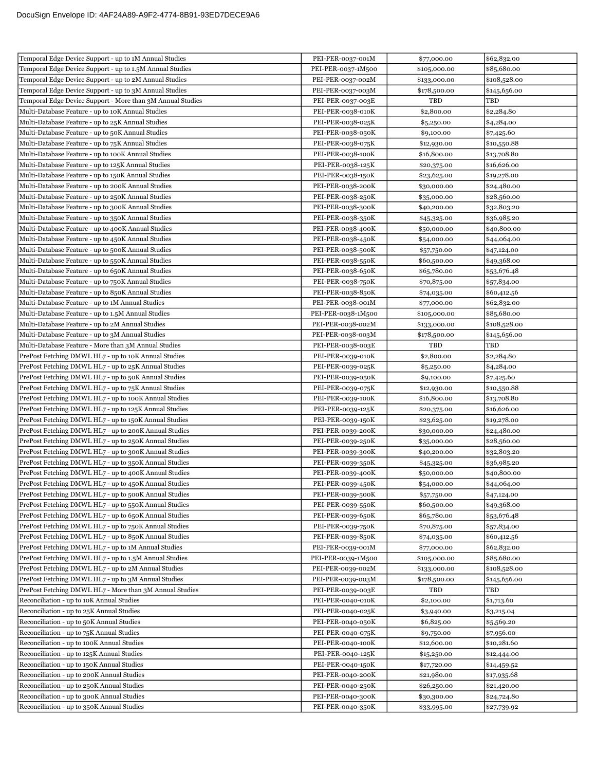| Temporal Edge Device Support - up to 1M Annual Studies | PEI-PER-0037-001M | $77,000.00 | $62,832.00 |
|---|---|---|---|
| Temporal Edge Device Support - up to 1.5M Annual Studies | PEI-PER-0037-1M500 | $105,000.00 | $85,680.00 |
| Temporal Edge Device Support - up to 2M Annual Studies | PEI-PER-0037-002M | $133,000.00 | $108,528.00 |
| Temporal Edge Device Support - up to 3M Annual Studies | PEI-PER-0037-003M | $178,500.00 | $145,656.00 |
| Temporal Edge Device Support - More than 3M Annual Studies | PEI-PER-0037-003E | TBD | TBD |
| Multi-Database Feature - up to 10K Annual Studies | PEI-PER-0038-010K | $2,800.00 | $2,284.80 |
| Multi-Database Feature - up to 25K Annual Studies | PEI-PER-0038-025K | $5,250.00 | $4,284.00 |
| Multi-Database Feature - up to 50K Annual Studies | PEI-PER-0038-050K | $9,100.00 | $7,425.60 |
| Multi-Database Feature - up to 75K Annual Studies | PEI-PER-0038-075K | $12,930.00 | $10,550.88 |
| Multi-Database Feature - up to 100K Annual Studies | PEI-PER-0038-100K | $16,800.00 | $13,708.80 |
| Multi-Database Feature - up to 125K Annual Studies | PEI-PER-0038-125K | $20,375.00 | $16,626.00 |
| Multi-Database Feature - up to 150K Annual Studies | PEI-PER-0038-150K | $23,625.00 | $19,278.00 |
| Multi-Database Feature - up to 200K Annual Studies | PEI-PER-0038-200K | $30,000.00 | $24,480.00 |
| Multi-Database Feature - up to 250K Annual Studies | PEI-PER-0038-250K | $35,000.00 | $28,560.00 |
| Multi-Database Feature - up to 300K Annual Studies | PEI-PER-0038-300K | $40,200.00 | $32,803.20 |
| Multi-Database Feature - up to 350K Annual Studies | PEI-PER-0038-350K | $45,325.00 | $36,985.20 |
| Multi-Database Feature - up to 400K Annual Studies | PEI-PER-0038-400K | $50,000.00 | $40,800.00 |
| Multi-Database Feature - up to 450K Annual Studies | PEI-PER-0038-450K | $54,000.00 | $44,064.00 |
| Multi-Database Feature - up to 500K Annual Studies | PEI-PER-0038-500K | $57,750.00 | $47,124.00 |
| Multi-Database Feature - up to 550K Annual Studies | PEI-PER-0038-550K | $60,500.00 | $49,368.00 |
| Multi-Database Feature - up to 650K Annual Studies | PEI-PER-0038-650K | $65,780.00 | $53,676.48 |
| Multi-Database Feature - up to 750K Annual Studies | PEI-PER-0038-750K | $70,875.00 | $57,834.00 |
| Multi-Database Feature - up to 850K Annual Studies | PEI-PER-0038-850K | $74,035.00 | $60,412.56 |
| Multi-Database Feature - up to 1M Annual Studies | PEI-PER-0038-001M | $77,000.00 | $62,832.00 |
| Multi-Database Feature - up to 1.5M Annual Studies | PEI-PER-0038-1M500 | $105,000.00 | $85,680.00 |
| Multi-Database Feature - up to 2M Annual Studies | PEI-PER-0038-002M | $133,000.00 | $108,528.00 |
| Multi-Database Feature - up to 3M Annual Studies | PEI-PER-0038-003M | $178,500.00 | $145,656.00 |
| Multi-Database Feature - More than 3M Annual Studies | PEI-PER-0038-003E | TBD | TBD |
| PrePost Fetching DMWL HL7 - up to 10K Annual Studies | PEI-PER-0039-010K | $2,800.00 | $2,284.80 |
| PrePost Fetching DMWL HL7 - up to 25K Annual Studies | PEI-PER-0039-025K | $5,250.00 | $4,284.00 |
| PrePost Fetching DMWL HL7 - up to 50K Annual Studies | PEI-PER-0039-050K | $9,100.00 | $7,425.60 |
| PrePost Fetching DMWL HL7 - up to 75K Annual Studies | PEI-PER-0039-075K | $12,930.00 | $10,550.88 |
| PrePost Fetching DMWL HL7 - up to 100K Annual Studies | PEI-PER-0039-100K | $16,800.00 | $13,708.80 |
| PrePost Fetching DMWL HL7 - up to 125K Annual Studies | PEI-PER-0039-125K | $20,375.00 | $16,626.00 |
| PrePost Fetching DMWL HL7 - up to 150K Annual Studies | PEI-PER-0039-150K | $23,625.00 | $19,278.00 |
| PrePost Fetching DMWL HL7 - up to 200K Annual Studies | PEI-PER-0039-200K | $30,000.00 | $24,480.00 |
| PrePost Fetching DMWL HL7 - up to 250K Annual Studies | PEI-PER-0039-250K | $35,000.00 | $28,560.00 |
| PrePost Fetching DMWL HL7 - up to 300K Annual Studies | PEI-PER-0039-300K | $40,200.00 | $32,803.20 |
| PrePost Fetching DMWL HL7 - up to 350K Annual Studies | PEI-PER-0039-350K | $45,325.00 | $36,985.20 |
| PrePost Fetching DMWL HL7 - up to 400K Annual Studies | PEI-PER-0039-400K | $50,000.00 | $40,800.00 |
| PrePost Fetching DMWL HL7 - up to 450K Annual Studies | PEI-PER-0039-450K | $54,000.00 | $44,064.00 |
| PrePost Fetching DMWL HL7 - up to 500K Annual Studies | PEI-PER-0039-500K | $57,750.00 | $47,124.00 |
| PrePost Fetching DMWL HL7 - up to 550K Annual Studies | PEI-PER-0039-550K | $60,500.00 | $49,368.00 |
| PrePost Fetching DMWL HL7 - up to 650K Annual Studies | PEI-PER-0039-650K | $65,780.00 | $53,676.48 |
| PrePost Fetching DMWL HL7 - up to 750K Annual Studies | PEI-PER-0039-750K | $70,875.00 | $57,834.00 |
| PrePost Fetching DMWL HL7 - up to 850K Annual Studies | PEI-PER-0039-850K | $74,035.00 | $60,412.56 |
| PrePost Fetching DMWL HL7 - up to 1M Annual Studies | PEI-PER-0039-001M | $77,000.00 | $62,832.00 |
| PrePost Fetching DMWL HL7 - up to 1.5M Annual Studies | PEI-PER-0039-1M500 | $105,000.00 | $85,680.00 |
| PrePost Fetching DMWL HL7 - up to 2M Annual Studies | PEI-PER-0039-002M | $133,000.00 | $108,528.00 |
| PrePost Fetching DMWL HL7 - up to 3M Annual Studies | PEI-PER-0039-003M | $178,500.00 | $145,656.00 |
| PrePost Fetching DMWL HL7 - More than 3M Annual Studies | PEI-PER-0039-003E | TBD | TBD |
| Reconciliation - up to 10K Annual Studies | PEI-PER-0040-010K | $2,100.00 | $1,713.60 |
| Reconciliation - up to 25K Annual Studies | PEI-PER-0040-025K | $3,940.00 | $3,215.04 |
| Reconciliation - up to 50K Annual Studies | PEI-PER-0040-050K | $6,825.00 | $5,569.20 |
| Reconciliation - up to 75K Annual Studies | PEI-PER-0040-075K | $9,750.00 | $7,956.00 |
| Reconciliation - up to 100K Annual Studies | PEI-PER-0040-100K | $12,600.00 | $10,281.60 |
| Reconciliation - up to 125K Annual Studies | PEI-PER-0040-125K | $15,250.00 | $12,444.00 |
| Reconciliation - up to 150K Annual Studies | PEI-PER-0040-150K | $17,720.00 | $14,459.52 |
| Reconciliation - up to 200K Annual Studies | PEI-PER-0040-200K | $21,980.00 | $17,935.68 |
| Reconciliation - up to 250K Annual Studies | PEI-PER-0040-250K | $26,250.00 | $21,420.00 |
| Reconciliation - up to 300K Annual Studies | PEI-PER-0040-300K | $30,300.00 | $24,724.80 |
| Reconciliation - up to 350K Annual Studies | PEI-PER-0040-350K | $33,995.00 | $27,739.92 |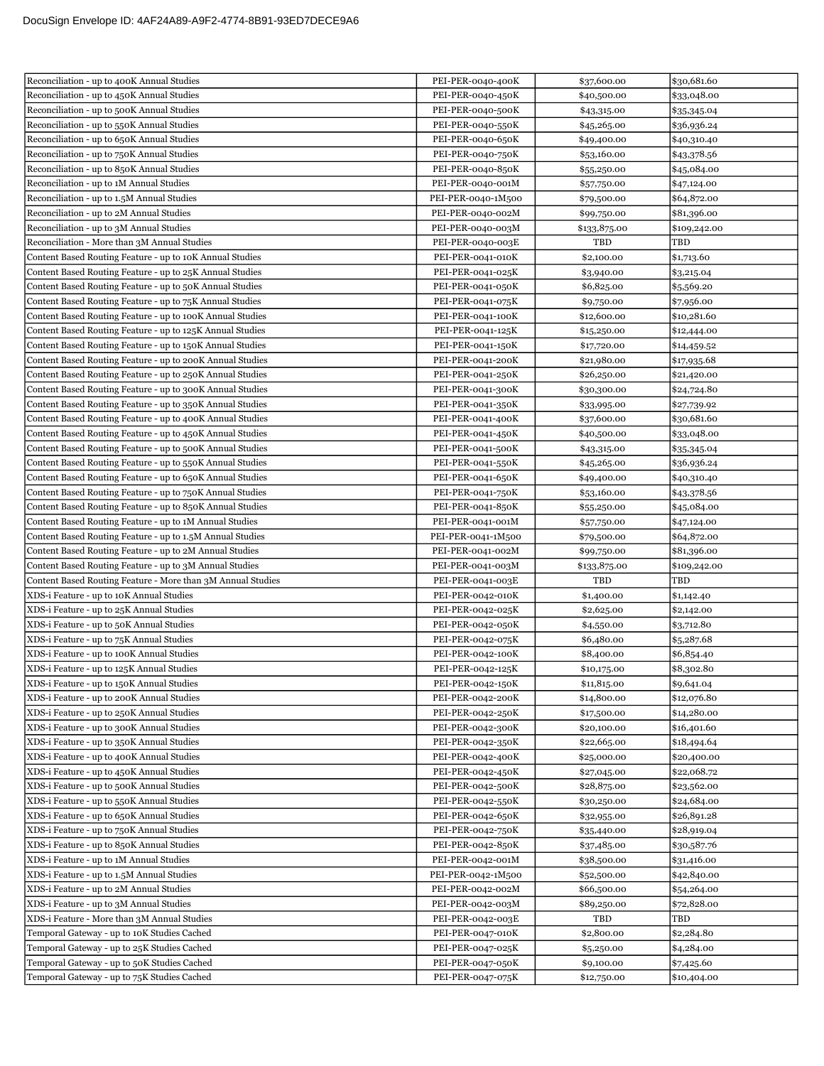| | | | |
|---|---|---|---|
| Reconciliation - up to 400K Annual Studies | PEI-PER-0040-400K | $37,600.00 | $30,681.60 |
| Reconciliation - up to 450K Annual Studies | PEI-PER-0040-450K | $40,500.00 | $33,048.00 |
| Reconciliation - up to 500K Annual Studies | PEI-PER-0040-500K | $43,315.00 | $35,345.04 |
| Reconciliation - up to 550K Annual Studies | PEI-PER-0040-550K | $45,265.00 | $36,936.24 |
| Reconciliation - up to 650K Annual Studies | PEI-PER-0040-650K | $49,400.00 | $40,310.40 |
| Reconciliation - up to 750K Annual Studies | PEI-PER-0040-750K | $53,160.00 | $43,378.56 |
| Reconciliation - up to 850K Annual Studies | PEI-PER-0040-850K | $55,250.00 | $45,084.00 |
| Reconciliation - up to 1M Annual Studies | PEI-PER-0040-001M | $57,750.00 | $47,124.00 |
| Reconciliation - up to 1.5M Annual Studies | PEI-PER-0040-1M500 | $79,500.00 | $64,872.00 |
| Reconciliation - up to 2M Annual Studies | PEI-PER-0040-002M | $99,750.00 | $81,396.00 |
| Reconciliation - up to 3M Annual Studies | PEI-PER-0040-003M | $133,875.00 | $109,242.00 |
| Reconciliation - More than 3M Annual Studies | PEI-PER-0040-003E | TBD | TBD |
| Content Based Routing Feature - up to 10K Annual Studies | PEI-PER-0041-010K | $2,100.00 | $1,713.60 |
| Content Based Routing Feature - up to 25K Annual Studies | PEI-PER-0041-025K | $3,940.00 | $3,215.04 |
| Content Based Routing Feature - up to 50K Annual Studies | PEI-PER-0041-050K | $6,825.00 | $5,569.20 |
| Content Based Routing Feature - up to 75K Annual Studies | PEI-PER-0041-075K | $9,750.00 | $7,956.00 |
| Content Based Routing Feature - up to 100K Annual Studies | PEI-PER-0041-100K | $12,600.00 | $10,281.60 |
| Content Based Routing Feature - up to 125K Annual Studies | PEI-PER-0041-125K | $15,250.00 | $12,444.00 |
| Content Based Routing Feature - up to 150K Annual Studies | PEI-PER-0041-150K | $17,720.00 | $14,459.52 |
| Content Based Routing Feature - up to 200K Annual Studies | PEI-PER-0041-200K | $21,980.00 | $17,935.68 |
| Content Based Routing Feature - up to 250K Annual Studies | PEI-PER-0041-250K | $26,250.00 | $21,420.00 |
| Content Based Routing Feature - up to 300K Annual Studies | PEI-PER-0041-300K | $30,300.00 | $24,724.80 |
| Content Based Routing Feature - up to 350K Annual Studies | PEI-PER-0041-350K | $33,995.00 | $27,739.92 |
| Content Based Routing Feature - up to 400K Annual Studies | PEI-PER-0041-400K | $37,600.00 | $30,681.60 |
| Content Based Routing Feature - up to 450K Annual Studies | PEI-PER-0041-450K | $40,500.00 | $33,048.00 |
| Content Based Routing Feature - up to 500K Annual Studies | PEI-PER-0041-500K | $43,315.00 | $35,345.04 |
| Content Based Routing Feature - up to 550K Annual Studies | PEI-PER-0041-550K | $45,265.00 | $36,936.24 |
| Content Based Routing Feature - up to 650K Annual Studies | PEI-PER-0041-650K | $49,400.00 | $40,310.40 |
| Content Based Routing Feature - up to 750K Annual Studies | PEI-PER-0041-750K | $53,160.00 | $43,378.56 |
| Content Based Routing Feature - up to 850K Annual Studies | PEI-PER-0041-850K | $55,250.00 | $45,084.00 |
| Content Based Routing Feature - up to 1M Annual Studies | PEI-PER-0041-001M | $57,750.00 | $47,124.00 |
| Content Based Routing Feature - up to 1.5M Annual Studies | PEI-PER-0041-1M500 | $79,500.00 | $64,872.00 |
| Content Based Routing Feature - up to 2M Annual Studies | PEI-PER-0041-002M | $99,750.00 | $81,396.00 |
| Content Based Routing Feature - up to 3M Annual Studies | PEI-PER-0041-003M | $133,875.00 | $109,242.00 |
| Content Based Routing Feature - More than 3M Annual Studies | PEI-PER-0041-003E | TBD | TBD |
| XDS-i Feature - up to 10K Annual Studies | PEI-PER-0042-010K | $1,400.00 | $1,142.40 |
| XDS-i Feature - up to 25K Annual Studies | PEI-PER-0042-025K | $2,625.00 | $2,142.00 |
| XDS-i Feature - up to 50K Annual Studies | PEI-PER-0042-050K | $4,550.00 | $3,712.80 |
| XDS-i Feature - up to 75K Annual Studies | PEI-PER-0042-075K | $6,480.00 | $5,287.68 |
| XDS-i Feature - up to 100K Annual Studies | PEI-PER-0042-100K | $8,400.00 | $6,854.40 |
| XDS-i Feature - up to 125K Annual Studies | PEI-PER-0042-125K | $10,175.00 | $8,302.80 |
| XDS-i Feature - up to 150K Annual Studies | PEI-PER-0042-150K | $11,815.00 | $9,641.04 |
| XDS-i Feature - up to 200K Annual Studies | PEI-PER-0042-200K | $14,800.00 | $12,076.80 |
| XDS-i Feature - up to 250K Annual Studies | PEI-PER-0042-250K | $17,500.00 | $14,280.00 |
| XDS-i Feature - up to 300K Annual Studies | PEI-PER-0042-300K | $20,100.00 | $16,401.60 |
| XDS-i Feature - up to 350K Annual Studies | PEI-PER-0042-350K | $22,665.00 | $18,494.64 |
| XDS-i Feature - up to 400K Annual Studies | PEI-PER-0042-400K | $25,000.00 | $20,400.00 |
| XDS-i Feature - up to 450K Annual Studies | PEI-PER-0042-450K | $27,045.00 | $22,068.72 |
| XDS-i Feature - up to 500K Annual Studies | PEI-PER-0042-500K | $28,875.00 | $23,562.00 |
| XDS-i Feature - up to 550K Annual Studies | PEI-PER-0042-550K | $30,250.00 | $24,684.00 |
| XDS-i Feature - up to 650K Annual Studies | PEI-PER-0042-650K | $32,955.00 | $26,891.28 |
| XDS-i Feature - up to 750K Annual Studies | PEI-PER-0042-750K | $35,440.00 | $28,919.04 |
| XDS-i Feature - up to 850K Annual Studies | PEI-PER-0042-850K | $37,485.00 | $30,587.76 |
| XDS-i Feature - up to 1M Annual Studies | PEI-PER-0042-001M | $38,500.00 | $31,416.00 |
| XDS-i Feature - up to 1.5M Annual Studies | PEI-PER-0042-1M500 | $52,500.00 | $42,840.00 |
| XDS-i Feature - up to 2M Annual Studies | PEI-PER-0042-002M | $66,500.00 | $54,264.00 |
| XDS-i Feature - up to 3M Annual Studies | PEI-PER-0042-003M | $89,250.00 | $72,828.00 |
| XDS-i Feature - More than 3M Annual Studies | PEI-PER-0042-003E | TBD | TBD |
| Temporal Gateway - up to 10K Studies Cached | PEI-PER-0047-010K | $2,800.00 | $2,284.80 |
| Temporal Gateway - up to 25K Studies Cached | PEI-PER-0047-025K | $5,250.00 | $4,284.00 |
| Temporal Gateway - up to 50K Studies Cached | PEI-PER-0047-050K | $9,100.00 | $7,425.60 |
| Temporal Gateway - up to 75K Studies Cached | PEI-PER-0047-075K | $12,750.00 | $10,404.00 |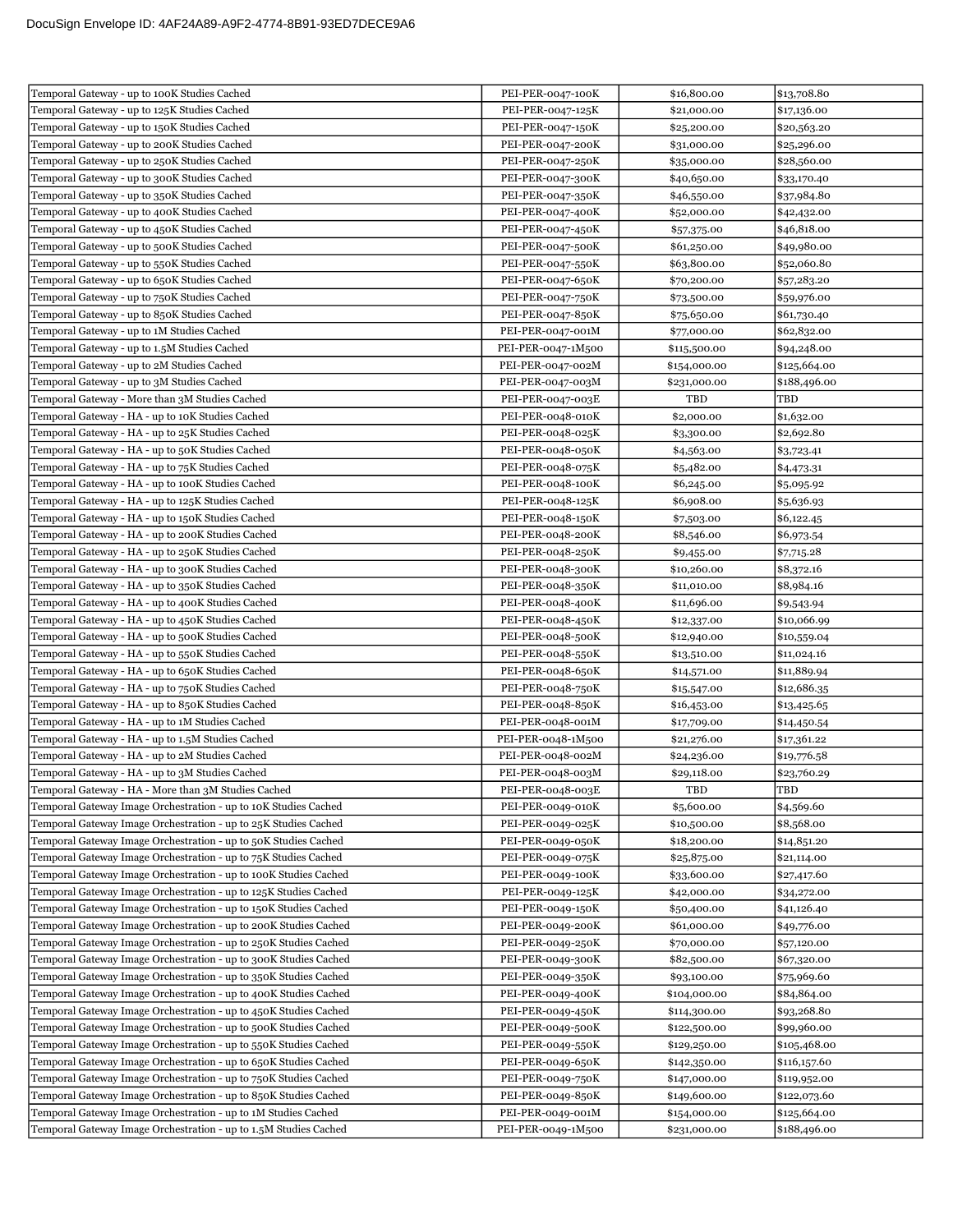| | | | |
|---|---|---|---|
| Temporal Gateway - up to 100K Studies Cached | PEI-PER-0047-100K | $16,800.00 | $13,708.80 |
| Temporal Gateway - up to 125K Studies Cached | PEI-PER-0047-125K | $21,000.00 | $17,136.00 |
| Temporal Gateway - up to 150K Studies Cached | PEI-PER-0047-150K | $25,200.00 | $20,563.20 |
| Temporal Gateway - up to 200K Studies Cached | PEI-PER-0047-200K | $31,000.00 | $25,296.00 |
| Temporal Gateway - up to 250K Studies Cached | PEI-PER-0047-250K | $35,000.00 | $28,560.00 |
| Temporal Gateway - up to 300K Studies Cached | PEI-PER-0047-300K | $40,650.00 | $33,170.40 |
| Temporal Gateway - up to 350K Studies Cached | PEI-PER-0047-350K | $46,550.00 | $37,984.80 |
| Temporal Gateway - up to 400K Studies Cached | PEI-PER-0047-400K | $52,000.00 | $42,432.00 |
| Temporal Gateway - up to 450K Studies Cached | PEI-PER-0047-450K | $57,375.00 | $46,818.00 |
| Temporal Gateway - up to 500K Studies Cached | PEI-PER-0047-500K | $61,250.00 | $49,980.00 |
| Temporal Gateway - up to 550K Studies Cached | PEI-PER-0047-550K | $63,800.00 | $52,060.80 |
| Temporal Gateway - up to 650K Studies Cached | PEI-PER-0047-650K | $70,200.00 | $57,283.20 |
| Temporal Gateway - up to 750K Studies Cached | PEI-PER-0047-750K | $73,500.00 | $59,976.00 |
| Temporal Gateway - up to 850K Studies Cached | PEI-PER-0047-850K | $75,650.00 | $61,730.40 |
| Temporal Gateway - up to 1M Studies Cached | PEI-PER-0047-001M | $77,000.00 | $62,832.00 |
| Temporal Gateway - up to 1.5M Studies Cached | PEI-PER-0047-1M500 | $115,500.00 | $94,248.00 |
| Temporal Gateway - up to 2M Studies Cached | PEI-PER-0047-002M | $154,000.00 | $125,664.00 |
| Temporal Gateway - up to 3M Studies Cached | PEI-PER-0047-003M | $231,000.00 | $188,496.00 |
| Temporal Gateway - More than 3M Studies Cached | PEI-PER-0047-003E | TBD | TBD |
| Temporal Gateway - HA - up to 10K Studies Cached | PEI-PER-0048-010K | $2,000.00 | $1,632.00 |
| Temporal Gateway - HA - up to 25K Studies Cached | PEI-PER-0048-025K | $3,300.00 | $2,692.80 |
| Temporal Gateway - HA - up to 50K Studies Cached | PEI-PER-0048-050K | $4,563.00 | $3,723.41 |
| Temporal Gateway - HA - up to 75K Studies Cached | PEI-PER-0048-075K | $5,482.00 | $4,473.31 |
| Temporal Gateway - HA - up to 100K Studies Cached | PEI-PER-0048-100K | $6,245.00 | $5,095.92 |
| Temporal Gateway - HA - up to 125K Studies Cached | PEI-PER-0048-125K | $6,908.00 | $5,636.93 |
| Temporal Gateway - HA - up to 150K Studies Cached | PEI-PER-0048-150K | $7,503.00 | $6,122.45 |
| Temporal Gateway - HA - up to 200K Studies Cached | PEI-PER-0048-200K | $8,546.00 | $6,973.54 |
| Temporal Gateway - HA - up to 250K Studies Cached | PEI-PER-0048-250K | $9,455.00 | $7,715.28 |
| Temporal Gateway - HA - up to 300K Studies Cached | PEI-PER-0048-300K | $10,260.00 | $8,372.16 |
| Temporal Gateway - HA - up to 350K Studies Cached | PEI-PER-0048-350K | $11,010.00 | $8,984.16 |
| Temporal Gateway - HA - up to 400K Studies Cached | PEI-PER-0048-400K | $11,696.00 | $9,543.94 |
| Temporal Gateway - HA - up to 450K Studies Cached | PEI-PER-0048-450K | $12,337.00 | $10,066.99 |
| Temporal Gateway - HA - up to 500K Studies Cached | PEI-PER-0048-500K | $12,940.00 | $10,559.04 |
| Temporal Gateway - HA - up to 550K Studies Cached | PEI-PER-0048-550K | $13,510.00 | $11,024.16 |
| Temporal Gateway - HA - up to 650K Studies Cached | PEI-PER-0048-650K | $14,571.00 | $11,889.94 |
| Temporal Gateway - HA - up to 750K Studies Cached | PEI-PER-0048-750K | $15,547.00 | $12,686.35 |
| Temporal Gateway - HA - up to 850K Studies Cached | PEI-PER-0048-850K | $16,453.00 | $13,425.65 |
| Temporal Gateway - HA - up to 1M Studies Cached | PEI-PER-0048-001M | $17,709.00 | $14,450.54 |
| Temporal Gateway - HA - up to 1.5M Studies Cached | PEI-PER-0048-1M500 | $21,276.00 | $17,361.22 |
| Temporal Gateway - HA - up to 2M Studies Cached | PEI-PER-0048-002M | $24,236.00 | $19,776.58 |
| Temporal Gateway - HA - up to 3M Studies Cached | PEI-PER-0048-003M | $29,118.00 | $23,760.29 |
| Temporal Gateway - HA - More than 3M Studies Cached | PEI-PER-0048-003E | TBD | TBD |
| Temporal Gateway Image Orchestration - up to 10K Studies Cached | PEI-PER-0049-010K | $5,600.00 | $4,569.60 |
| Temporal Gateway Image Orchestration - up to 25K Studies Cached | PEI-PER-0049-025K | $10,500.00 | $8,568.00 |
| Temporal Gateway Image Orchestration - up to 50K Studies Cached | PEI-PER-0049-050K | $18,200.00 | $14,851.20 |
| Temporal Gateway Image Orchestration - up to 75K Studies Cached | PEI-PER-0049-075K | $25,875.00 | $21,114.00 |
| Temporal Gateway Image Orchestration - up to 100K Studies Cached | PEI-PER-0049-100K | $33,600.00 | $27,417.60 |
| Temporal Gateway Image Orchestration - up to 125K Studies Cached | PEI-PER-0049-125K | $42,000.00 | $34,272.00 |
| Temporal Gateway Image Orchestration - up to 150K Studies Cached | PEI-PER-0049-150K | $50,400.00 | $41,126.40 |
| Temporal Gateway Image Orchestration - up to 200K Studies Cached | PEI-PER-0049-200K | $61,000.00 | $49,776.00 |
| Temporal Gateway Image Orchestration - up to 250K Studies Cached | PEI-PER-0049-250K | $70,000.00 | $57,120.00 |
| Temporal Gateway Image Orchestration - up to 300K Studies Cached | PEI-PER-0049-300K | $82,500.00 | $67,320.00 |
| Temporal Gateway Image Orchestration - up to 350K Studies Cached | PEI-PER-0049-350K | $93,100.00 | $75,969.60 |
| Temporal Gateway Image Orchestration - up to 400K Studies Cached | PEI-PER-0049-400K | $104,000.00 | $84,864.00 |
| Temporal Gateway Image Orchestration - up to 450K Studies Cached | PEI-PER-0049-450K | $114,300.00 | $93,268.80 |
| Temporal Gateway Image Orchestration - up to 500K Studies Cached | PEI-PER-0049-500K | $122,500.00 | $99,960.00 |
| Temporal Gateway Image Orchestration - up to 550K Studies Cached | PEI-PER-0049-550K | $129,250.00 | $105,468.00 |
| Temporal Gateway Image Orchestration - up to 650K Studies Cached | PEI-PER-0049-650K | $142,350.00 | $116,157.60 |
| Temporal Gateway Image Orchestration - up to 750K Studies Cached | PEI-PER-0049-750K | $147,000.00 | $119,952.00 |
| Temporal Gateway Image Orchestration - up to 850K Studies Cached | PEI-PER-0049-850K | $149,600.00 | $122,073.60 |
| Temporal Gateway Image Orchestration - up to 1M Studies Cached | PEI-PER-0049-001M | $154,000.00 | $125,664.00 |
| Temporal Gateway Image Orchestration - up to 1.5M Studies Cached | PEI-PER-0049-1M500 | $231,000.00 | $188,496.00 |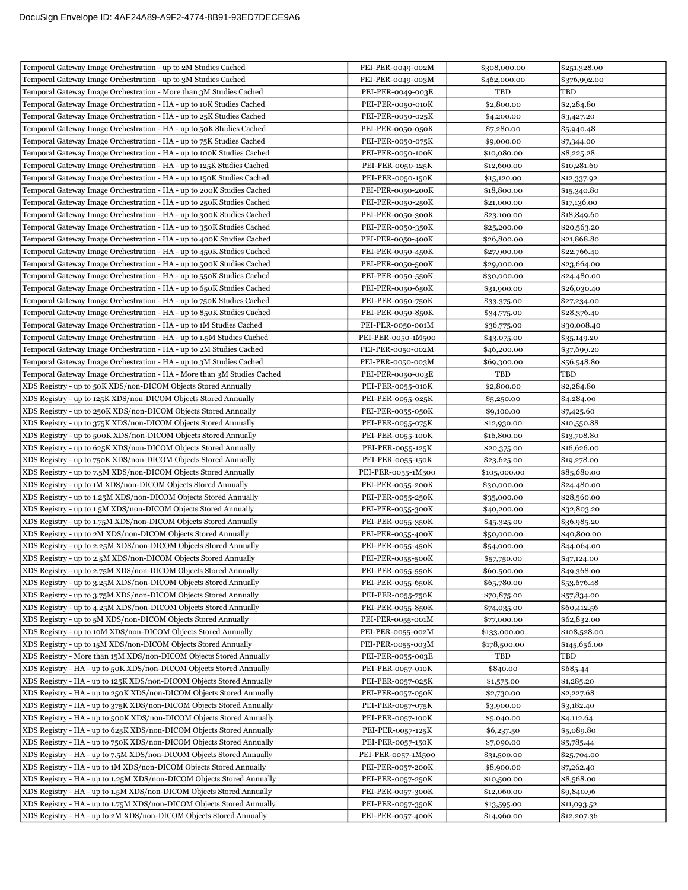DocuSign Envelope ID: 4AF24A89-A9F2-4774-8B91-93ED7DECE9A6

| | | | |
|---|---|---|---|
| Temporal Gateway Image Orchestration - up to 2M Studies Cached | PEI-PER-0049-002M | $308,000.00 | $251,328.00 |
| Temporal Gateway Image Orchestration - up to 3M Studies Cached | PEI-PER-0049-003M | $462,000.00 | $376,992.00 |
| Temporal Gateway Image Orchestration - More than 3M Studies Cached | PEI-PER-0049-003E | TBD | TBD |
| Temporal Gateway Image Orchestration - HA - up to 10K Studies Cached | PEI-PER-0050-010K | $2,800.00 | $2,284.80 |
| Temporal Gateway Image Orchestration - HA - up to 25K Studies Cached | PEI-PER-0050-025K | $4,200.00 | $3,427.20 |
| Temporal Gateway Image Orchestration - HA - up to 50K Studies Cached | PEI-PER-0050-050K | $7,280.00 | $5,940.48 |
| Temporal Gateway Image Orchestration - HA - up to 75K Studies Cached | PEI-PER-0050-075K | $9,000.00 | $7,344.00 |
| Temporal Gateway Image Orchestration - HA - up to 100K Studies Cached | PEI-PER-0050-100K | $10,080.00 | $8,225.28 |
| Temporal Gateway Image Orchestration - HA - up to 125K Studies Cached | PEI-PER-0050-125K | $12,600.00 | $10,281.60 |
| Temporal Gateway Image Orchestration - HA - up to 150K Studies Cached | PEI-PER-0050-150K | $15,120.00 | $12,337.92 |
| Temporal Gateway Image Orchestration - HA - up to 200K Studies Cached | PEI-PER-0050-200K | $18,800.00 | $15,340.80 |
| Temporal Gateway Image Orchestration - HA - up to 250K Studies Cached | PEI-PER-0050-250K | $21,000.00 | $17,136.00 |
| Temporal Gateway Image Orchestration - HA - up to 300K Studies Cached | PEI-PER-0050-300K | $23,100.00 | $18,849.60 |
| Temporal Gateway Image Orchestration - HA - up to 350K Studies Cached | PEI-PER-0050-350K | $25,200.00 | $20,563.20 |
| Temporal Gateway Image Orchestration - HA - up to 400K Studies Cached | PEI-PER-0050-400K | $26,800.00 | $21,868.80 |
| Temporal Gateway Image Orchestration - HA - up to 450K Studies Cached | PEI-PER-0050-450K | $27,900.00 | $22,766.40 |
| Temporal Gateway Image Orchestration - HA - up to 500K Studies Cached | PEI-PER-0050-500K | $29,000.00 | $23,664.00 |
| Temporal Gateway Image Orchestration - HA - up to 550K Studies Cached | PEI-PER-0050-550K | $30,000.00 | $24,480.00 |
| Temporal Gateway Image Orchestration - HA - up to 650K Studies Cached | PEI-PER-0050-650K | $31,900.00 | $26,030.40 |
| Temporal Gateway Image Orchestration - HA - up to 750K Studies Cached | PEI-PER-0050-750K | $33,375.00 | $27,234.00 |
| Temporal Gateway Image Orchestration - HA - up to 850K Studies Cached | PEI-PER-0050-850K | $34,775.00 | $28,376.40 |
| Temporal Gateway Image Orchestration - HA - up to 1M Studies Cached | PEI-PER-0050-001M | $36,775.00 | $30,008.40 |
| Temporal Gateway Image Orchestration - HA - up to 1.5M Studies Cached | PEI-PER-0050-1M500 | $43,075.00 | $35,149.20 |
| Temporal Gateway Image Orchestration - HA - up to 2M Studies Cached | PEI-PER-0050-002M | $46,200.00 | $37,699.20 |
| Temporal Gateway Image Orchestration - HA - up to 3M Studies Cached | PEI-PER-0050-003M | $69,300.00 | $56,548.80 |
| Temporal Gateway Image Orchestration - HA - More than 3M Studies Cached | PEI-PER-0050-003E | TBD | TBD |
| XDS Registry - up to 50K XDS/non-DICOM Objects Stored Annually | PEI-PER-0055-010K | $2,800.00 | $2,284.80 |
| XDS Registry - up to 125K XDS/non-DICOM Objects Stored Annually | PEI-PER-0055-025K | $5,250.00 | $4,284.00 |
| XDS Registry - up to 250K XDS/non-DICOM Objects Stored Annually | PEI-PER-0055-050K | $9,100.00 | $7,425.60 |
| XDS Registry - up to 375K XDS/non-DICOM Objects Stored Annually | PEI-PER-0055-075K | $12,930.00 | $10,550.88 |
| XDS Registry - up to 500K XDS/non-DICOM Objects Stored Annually | PEI-PER-0055-100K | $16,800.00 | $13,708.80 |
| XDS Registry - up to 625K XDS/non-DICOM Objects Stored Annually | PEI-PER-0055-125K | $20,375.00 | $16,626.00 |
| XDS Registry - up to 750K XDS/non-DICOM Objects Stored Annually | PEI-PER-0055-150K | $23,625.00 | $19,278.00 |
| XDS Registry - up to 7.5M XDS/non-DICOM Objects Stored Annually | PEI-PER-0055-1M500 | $105,000.00 | $85,680.00 |
| XDS Registry - up to 1M XDS/non-DICOM Objects Stored Annually | PEI-PER-0055-200K | $30,000.00 | $24,480.00 |
| XDS Registry - up to 1.25M XDS/non-DICOM Objects Stored Annually | PEI-PER-0055-250K | $35,000.00 | $28,560.00 |
| XDS Registry - up to 1.5M XDS/non-DICOM Objects Stored Annually | PEI-PER-0055-300K | $40,200.00 | $32,803.20 |
| XDS Registry - up to 1.75M XDS/non-DICOM Objects Stored Annually | PEI-PER-0055-350K | $45,325.00 | $36,985.20 |
| XDS Registry - up to 2M XDS/non-DICOM Objects Stored Annually | PEI-PER-0055-400K | $50,000.00 | $40,800.00 |
| XDS Registry - up to 2.25M XDS/non-DICOM Objects Stored Annually | PEI-PER-0055-450K | $54,000.00 | $44,064.00 |
| XDS Registry - up to 2.5M XDS/non-DICOM Objects Stored Annually | PEI-PER-0055-500K | $57,750.00 | $47,124.00 |
| XDS Registry - up to 2.75M XDS/non-DICOM Objects Stored Annually | PEI-PER-0055-550K | $60,500.00 | $49,368.00 |
| XDS Registry - up to 3.25M XDS/non-DICOM Objects Stored Annually | PEI-PER-0055-650K | $65,780.00 | $53,676.48 |
| XDS Registry - up to 3.75M XDS/non-DICOM Objects Stored Annually | PEI-PER-0055-750K | $70,875.00 | $57,834.00 |
| XDS Registry - up to 4.25M XDS/non-DICOM Objects Stored Annually | PEI-PER-0055-850K | $74,035.00 | $60,412.56 |
| XDS Registry - up to 5M XDS/non-DICOM Objects Stored Annually | PEI-PER-0055-001M | $77,000.00 | $62,832.00 |
| XDS Registry - up to 10M XDS/non-DICOM Objects Stored Annually | PEI-PER-0055-002M | $133,000.00 | $108,528.00 |
| XDS Registry - up to 15M XDS/non-DICOM Objects Stored Annually | PEI-PER-0055-003M | $178,500.00 | $145,656.00 |
| XDS Registry - More than 15M XDS/non-DICOM Objects Stored Annually | PEI-PER-0055-003E | TBD | TBD |
| XDS Registry - HA - up to 50K XDS/non-DICOM Objects Stored Annually | PEI-PER-0057-010K | $840.00 | $685.44 |
| XDS Registry - HA - up to 125K XDS/non-DICOM Objects Stored Annually | PEI-PER-0057-025K | $1,575.00 | $1,285.20 |
| XDS Registry - HA - up to 250K XDS/non-DICOM Objects Stored Annually | PEI-PER-0057-050K | $2,730.00 | $2,227.68 |
| XDS Registry - HA - up to 375K XDS/non-DICOM Objects Stored Annually | PEI-PER-0057-075K | $3,900.00 | $3,182.40 |
| XDS Registry - HA - up to 500K XDS/non-DICOM Objects Stored Annually | PEI-PER-0057-100K | $5,040.00 | $4,112.64 |
| XDS Registry - HA - up to 625K XDS/non-DICOM Objects Stored Annually | PEI-PER-0057-125K | $6,237.50 | $5,089.80 |
| XDS Registry - HA - up to 750K XDS/non-DICOM Objects Stored Annually | PEI-PER-0057-150K | $7,090.00 | $5,785.44 |
| XDS Registry - HA - up to 7.5M XDS/non-DICOM Objects Stored Annually | PEI-PER-0057-1M500 | $31,500.00 | $25,704.00 |
| XDS Registry - HA - up to 1M XDS/non-DICOM Objects Stored Annually | PEI-PER-0057-200K | $8,900.00 | $7,262.40 |
| XDS Registry - HA - up to 1.25M XDS/non-DICOM Objects Stored Annually | PEI-PER-0057-250K | $10,500.00 | $8,568.00 |
| XDS Registry - HA - up to 1.5M XDS/non-DICOM Objects Stored Annually | PEI-PER-0057-300K | $12,060.00 | $9,840.96 |
| XDS Registry - HA - up to 1.75M XDS/non-DICOM Objects Stored Annually | PEI-PER-0057-350K | $13,595.00 | $11,093.52 |
| XDS Registry - HA - up to 2M XDS/non-DICOM Objects Stored Annually | PEI-PER-0057-400K | $14,960.00 | $12,207.36 |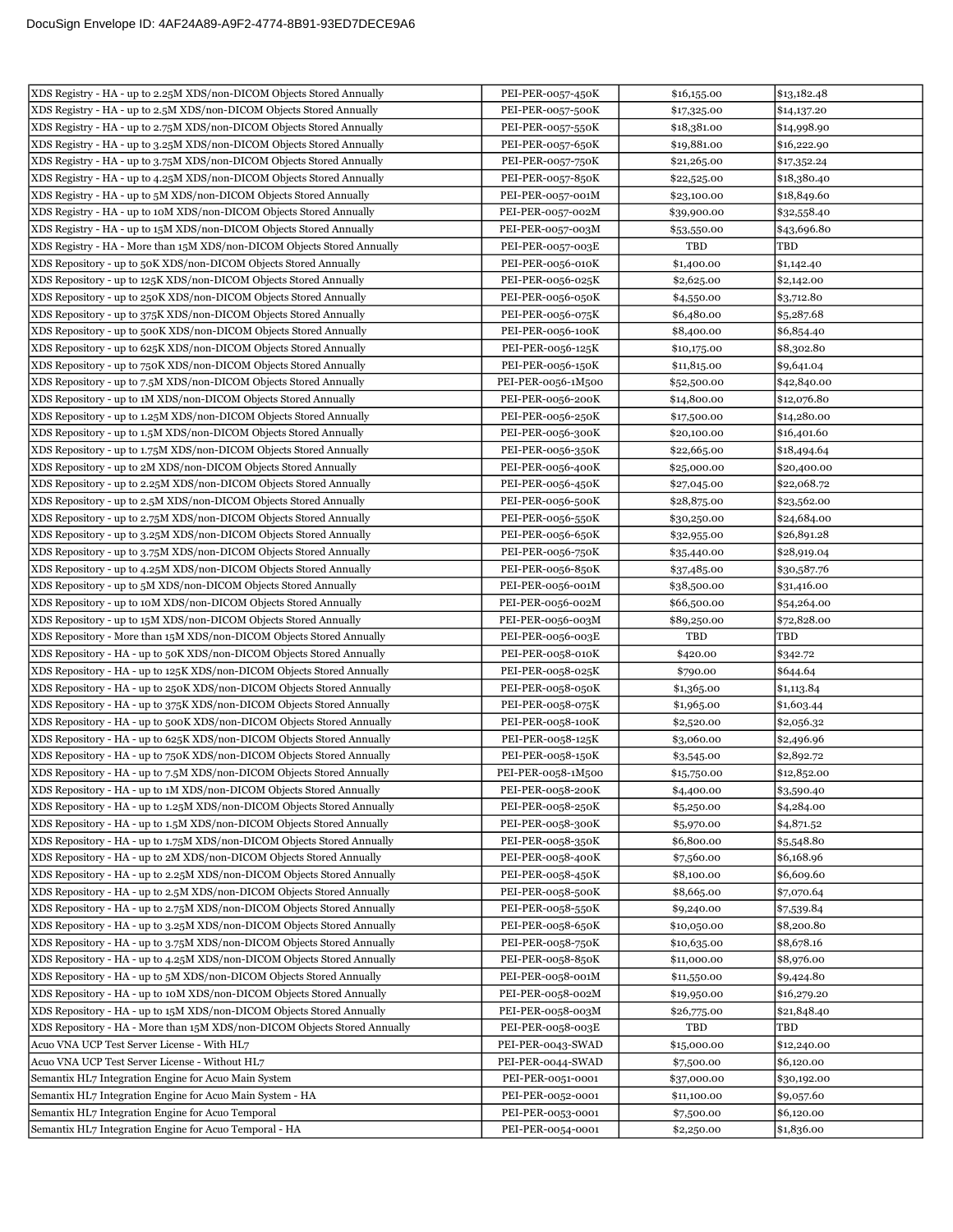| | | | |
|---|---|---|---|
| XDS Registry - HA - up to 2.25M XDS/non-DICOM Objects Stored Annually | PEI-PER-0057-450K | $16,155.00 | $13,182.48 |
| XDS Registry - HA - up to 2.5M XDS/non-DICOM Objects Stored Annually | PEI-PER-0057-500K | $17,325.00 | $14,137.20 |
| XDS Registry - HA - up to 2.75M XDS/non-DICOM Objects Stored Annually | PEI-PER-0057-550K | $18,381.00 | $14,998.90 |
| XDS Registry - HA - up to 3.25M XDS/non-DICOM Objects Stored Annually | PEI-PER-0057-650K | $19,881.00 | $16,222.90 |
| XDS Registry - HA - up to 3.75M XDS/non-DICOM Objects Stored Annually | PEI-PER-0057-750K | $21,265.00 | $17,352.24 |
| XDS Registry - HA - up to 4.25M XDS/non-DICOM Objects Stored Annually | PEI-PER-0057-850K | $22,525.00 | $18,380.40 |
| XDS Registry - HA - up to 5M XDS/non-DICOM Objects Stored Annually | PEI-PER-0057-001M | $23,100.00 | $18,849.60 |
| XDS Registry - HA - up to 10M XDS/non-DICOM Objects Stored Annually | PEI-PER-0057-002M | $39,900.00 | $32,558.40 |
| XDS Registry - HA - up to 15M XDS/non-DICOM Objects Stored Annually | PEI-PER-0057-003M | $53,550.00 | $43,696.80 |
| XDS Registry - HA - More than 15M XDS/non-DICOM Objects Stored Annually | PEI-PER-0057-003E | TBD | TBD |
| XDS Repository - up to 50K XDS/non-DICOM Objects Stored Annually | PEI-PER-0056-010K | $1,400.00 | $1,142.40 |
| XDS Repository - up to 125K XDS/non-DICOM Objects Stored Annually | PEI-PER-0056-025K | $2,625.00 | $2,142.00 |
| XDS Repository - up to 250K XDS/non-DICOM Objects Stored Annually | PEI-PER-0056-050K | $4,550.00 | $3,712.80 |
| XDS Repository - up to 375K XDS/non-DICOM Objects Stored Annually | PEI-PER-0056-075K | $6,480.00 | $5,287.68 |
| XDS Repository - up to 500K XDS/non-DICOM Objects Stored Annually | PEI-PER-0056-100K | $8,400.00 | $6,854.40 |
| XDS Repository - up to 625K XDS/non-DICOM Objects Stored Annually | PEI-PER-0056-125K | $10,175.00 | $8,302.80 |
| XDS Repository - up to 750K XDS/non-DICOM Objects Stored Annually | PEI-PER-0056-150K | $11,815.00 | $9,641.04 |
| XDS Repository - up to 7.5M XDS/non-DICOM Objects Stored Annually | PEI-PER-0056-1M500 | $52,500.00 | $42,840.00 |
| XDS Repository - up to 1M XDS/non-DICOM Objects Stored Annually | PEI-PER-0056-200K | $14,800.00 | $12,076.80 |
| XDS Repository - up to 1.25M XDS/non-DICOM Objects Stored Annually | PEI-PER-0056-250K | $17,500.00 | $14,280.00 |
| XDS Repository - up to 1.5M XDS/non-DICOM Objects Stored Annually | PEI-PER-0056-300K | $20,100.00 | $16,401.60 |
| XDS Repository - up to 1.75M XDS/non-DICOM Objects Stored Annually | PEI-PER-0056-350K | $22,665.00 | $18,494.64 |
| XDS Repository - up to 2M XDS/non-DICOM Objects Stored Annually | PEI-PER-0056-400K | $25,000.00 | $20,400.00 |
| XDS Repository - up to 2.25M XDS/non-DICOM Objects Stored Annually | PEI-PER-0056-450K | $27,045.00 | $22,068.72 |
| XDS Repository - up to 2.5M XDS/non-DICOM Objects Stored Annually | PEI-PER-0056-500K | $28,875.00 | $23,562.00 |
| XDS Repository - up to 2.75M XDS/non-DICOM Objects Stored Annually | PEI-PER-0056-550K | $30,250.00 | $24,684.00 |
| XDS Repository - up to 3.25M XDS/non-DICOM Objects Stored Annually | PEI-PER-0056-650K | $32,955.00 | $26,891.28 |
| XDS Repository - up to 3.75M XDS/non-DICOM Objects Stored Annually | PEI-PER-0056-750K | $35,440.00 | $28,919.04 |
| XDS Repository - up to 4.25M XDS/non-DICOM Objects Stored Annually | PEI-PER-0056-850K | $37,485.00 | $30,587.76 |
| XDS Repository - up to 5M XDS/non-DICOM Objects Stored Annually | PEI-PER-0056-001M | $38,500.00 | $31,416.00 |
| XDS Repository - up to 10M XDS/non-DICOM Objects Stored Annually | PEI-PER-0056-002M | $66,500.00 | $54,264.00 |
| XDS Repository - up to 15M XDS/non-DICOM Objects Stored Annually | PEI-PER-0056-003M | $89,250.00 | $72,828.00 |
| XDS Repository - More than 15M XDS/non-DICOM Objects Stored Annually | PEI-PER-0056-003E | TBD | TBD |
| XDS Repository - HA - up to 50K XDS/non-DICOM Objects Stored Annually | PEI-PER-0058-010K | $420.00 | $342.72 |
| XDS Repository - HA - up to 125K XDS/non-DICOM Objects Stored Annually | PEI-PER-0058-025K | $790.00 | $644.64 |
| XDS Repository - HA - up to 250K XDS/non-DICOM Objects Stored Annually | PEI-PER-0058-050K | $1,365.00 | $1,113.84 |
| XDS Repository - HA - up to 375K XDS/non-DICOM Objects Stored Annually | PEI-PER-0058-075K | $1,965.00 | $1,603.44 |
| XDS Repository - HA - up to 500K XDS/non-DICOM Objects Stored Annually | PEI-PER-0058-100K | $2,520.00 | $2,056.32 |
| XDS Repository - HA - up to 625K XDS/non-DICOM Objects Stored Annually | PEI-PER-0058-125K | $3,060.00 | $2,496.96 |
| XDS Repository - HA - up to 750K XDS/non-DICOM Objects Stored Annually | PEI-PER-0058-150K | $3,545.00 | $2,892.72 |
| XDS Repository - HA - up to 7.5M XDS/non-DICOM Objects Stored Annually | PEI-PER-0058-1M500 | $15,750.00 | $12,852.00 |
| XDS Repository - HA - up to 1M XDS/non-DICOM Objects Stored Annually | PEI-PER-0058-200K | $4,400.00 | $3,590.40 |
| XDS Repository - HA - up to 1.25M XDS/non-DICOM Objects Stored Annually | PEI-PER-0058-250K | $5,250.00 | $4,284.00 |
| XDS Repository - HA - up to 1.5M XDS/non-DICOM Objects Stored Annually | PEI-PER-0058-300K | $5,970.00 | $4,871.52 |
| XDS Repository - HA - up to 1.75M XDS/non-DICOM Objects Stored Annually | PEI-PER-0058-350K | $6,800.00 | $5,548.80 |
| XDS Repository - HA - up to 2M XDS/non-DICOM Objects Stored Annually | PEI-PER-0058-400K | $7,560.00 | $6,168.96 |
| XDS Repository - HA - up to 2.25M XDS/non-DICOM Objects Stored Annually | PEI-PER-0058-450K | $8,100.00 | $6,609.60 |
| XDS Repository - HA - up to 2.5M XDS/non-DICOM Objects Stored Annually | PEI-PER-0058-500K | $8,665.00 | $7,070.64 |
| XDS Repository - HA - up to 2.75M XDS/non-DICOM Objects Stored Annually | PEI-PER-0058-550K | $9,240.00 | $7,539.84 |
| XDS Repository - HA - up to 3.25M XDS/non-DICOM Objects Stored Annually | PEI-PER-0058-650K | $10,050.00 | $8,200.80 |
| XDS Repository - HA - up to 3.75M XDS/non-DICOM Objects Stored Annually | PEI-PER-0058-750K | $10,635.00 | $8,678.16 |
| XDS Repository - HA - up to 4.25M XDS/non-DICOM Objects Stored Annually | PEI-PER-0058-850K | $11,000.00 | $8,976.00 |
| XDS Repository - HA - up to 5M XDS/non-DICOM Objects Stored Annually | PEI-PER-0058-001M | $11,550.00 | $9,424.80 |
| XDS Repository - HA - up to 10M XDS/non-DICOM Objects Stored Annually | PEI-PER-0058-002M | $19,950.00 | $16,279.20 |
| XDS Repository - HA - up to 15M XDS/non-DICOM Objects Stored Annually | PEI-PER-0058-003M | $26,775.00 | $21,848.40 |
| XDS Repository - HA - More than 15M XDS/non-DICOM Objects Stored Annually | PEI-PER-0058-003E | TBD | TBD |
| Acuo VNA UCP Test Server License - With HL7 | PEI-PER-0043-SWAD | $15,000.00 | $12,240.00 |
| Acuo VNA UCP Test Server License - Without HL7 | PEI-PER-0044-SWAD | $7,500.00 | $6,120.00 |
| Semantix HL7 Integration Engine for Acuo Main System | PEI-PER-0051-0001 | $37,000.00 | $30,192.00 |
| Semantix HL7 Integration Engine for Acuo Main System - HA | PEI-PER-0052-0001 | $11,100.00 | $9,057.60 |
| Semantix HL7 Integration Engine for Acuo Temporal | PEI-PER-0053-0001 | $7,500.00 | $6,120.00 |
| Semantix HL7 Integration Engine for Acuo Temporal - HA | PEI-PER-0054-0001 | $2,250.00 | $1,836.00 |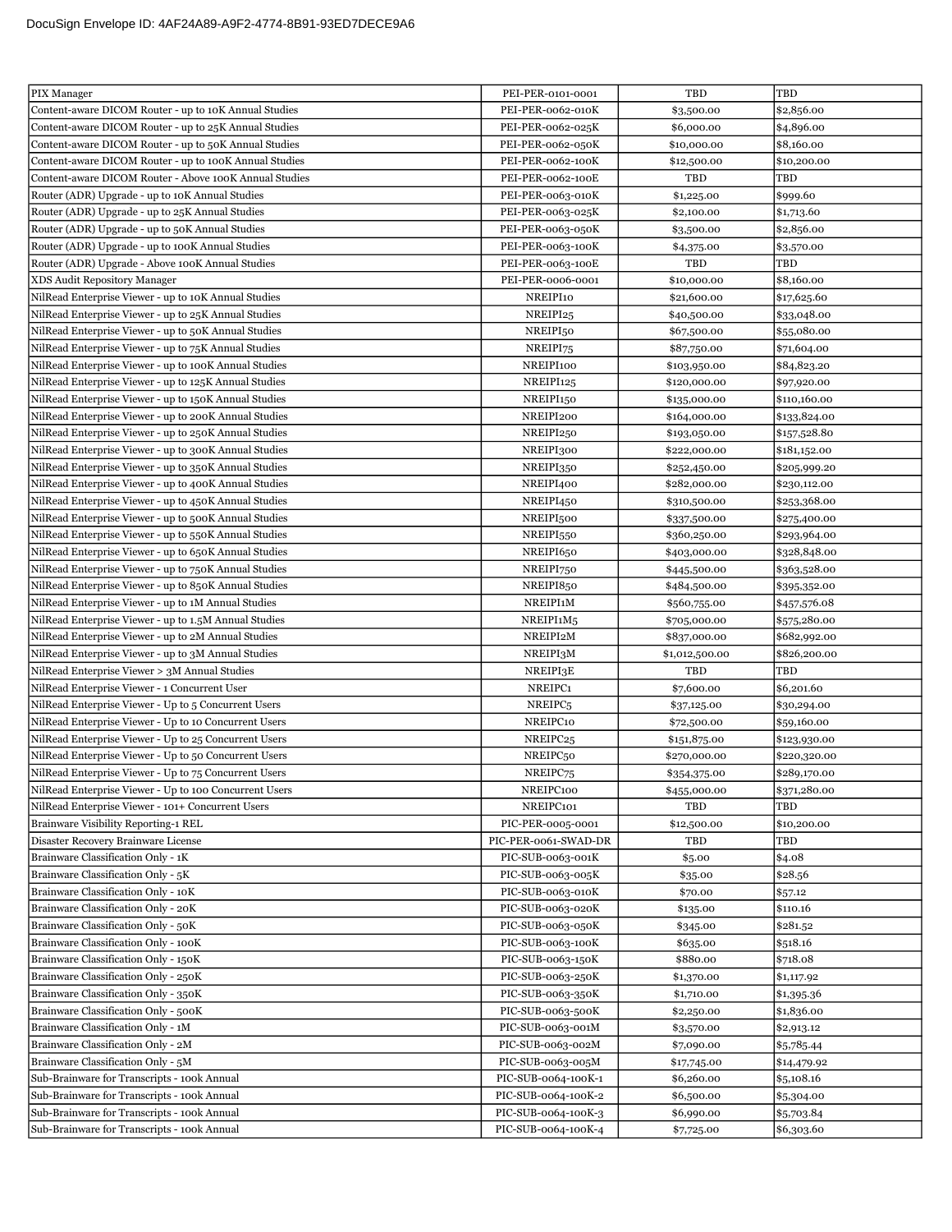| | | | |
|---|---|---|---|
| PIX Manager | PEI-PER-0101-0001 | TBD | TBD |
| Content-aware DICOM Router - up to 10K Annual Studies | PEI-PER-0062-010K | $3,500.00 | $2,856.00 |
| Content-aware DICOM Router - up to 25K Annual Studies | PEI-PER-0062-025K | $6,000.00 | $4,896.00 |
| Content-aware DICOM Router - up to 50K Annual Studies | PEI-PER-0062-050K | $10,000.00 | $8,160.00 |
| Content-aware DICOM Router - up to 100K Annual Studies | PEI-PER-0062-100K | $12,500.00 | $10,200.00 |
| Content-aware DICOM Router - Above 100K Annual Studies | PEI-PER-0062-100E | TBD | TBD |
| Router (ADR) Upgrade - up to 10K Annual Studies | PEI-PER-0063-010K | $1,225.00 | $999.60 |
| Router (ADR) Upgrade - up to 25K Annual Studies | PEI-PER-0063-025K | $2,100.00 | $1,713.60 |
| Router (ADR) Upgrade - up to 50K Annual Studies | PEI-PER-0063-050K | $3,500.00 | $2,856.00 |
| Router (ADR) Upgrade - up to 100K Annual Studies | PEI-PER-0063-100K | $4,375.00 | $3,570.00 |
| Router (ADR) Upgrade - Above 100K Annual Studies | PEI-PER-0063-100E | TBD | TBD |
| XDS Audit Repository Manager | PEI-PER-0006-0001 | $10,000.00 | $8,160.00 |
| NilRead Enterprise Viewer - up to 10K Annual Studies | NREIPI10 | $21,600.00 | $17,625.60 |
| NilRead Enterprise Viewer - up to 25K Annual Studies | NREIPI25 | $40,500.00 | $33,048.00 |
| NilRead Enterprise Viewer - up to 50K Annual Studies | NREIPI50 | $67,500.00 | $55,080.00 |
| NilRead Enterprise Viewer - up to 75K Annual Studies | NREIPI75 | $87,750.00 | $71,604.00 |
| NilRead Enterprise Viewer - up to 100K Annual Studies | NREIPI100 | $103,950.00 | $84,823.20 |
| NilRead Enterprise Viewer - up to 125K Annual Studies | NREIPI125 | $120,000.00 | $97,920.00 |
| NilRead Enterprise Viewer - up to 150K Annual Studies | NREIPI150 | $135,000.00 | $110,160.00 |
| NilRead Enterprise Viewer - up to 200K Annual Studies | NREIPI200 | $164,000.00 | $133,824.00 |
| NilRead Enterprise Viewer - up to 250K Annual Studies | NREIPI250 | $193,050.00 | $157,528.80 |
| NilRead Enterprise Viewer - up to 300K Annual Studies | NREIPI300 | $222,000.00 | $181,152.00 |
| NilRead Enterprise Viewer - up to 350K Annual Studies | NREIPI350 | $252,450.00 | $205,999.20 |
| NilRead Enterprise Viewer - up to 400K Annual Studies | NREIPI400 | $282,000.00 | $230,112.00 |
| NilRead Enterprise Viewer - up to 450K Annual Studies | NREIPI450 | $310,500.00 | $253,368.00 |
| NilRead Enterprise Viewer - up to 500K Annual Studies | NREIPI500 | $337,500.00 | $275,400.00 |
| NilRead Enterprise Viewer - up to 550K Annual Studies | NREIPI550 | $360,250.00 | $293,964.00 |
| NilRead Enterprise Viewer - up to 650K Annual Studies | NREIPI650 | $403,000.00 | $328,848.00 |
| NilRead Enterprise Viewer - up to 750K Annual Studies | NREIPI750 | $445,500.00 | $363,528.00 |
| NilRead Enterprise Viewer - up to 850K Annual Studies | NREIPI850 | $484,500.00 | $395,352.00 |
| NilRead Enterprise Viewer - up to 1M Annual Studies | NREIPI1M | $560,755.00 | $457,576.08 |
| NilRead Enterprise Viewer - up to 1.5M Annual Studies | NREIPI1M5 | $705,000.00 | $575,280.00 |
| NilRead Enterprise Viewer - up to 2M Annual Studies | NREIPI2M | $837,000.00 | $682,992.00 |
| NilRead Enterprise Viewer - up to 3M Annual Studies | NREIPI3M | $1,012,500.00 | $826,200.00 |
| NilRead Enterprise Viewer > 3M Annual Studies | NREIPI3E | TBD | TBD |
| NilRead Enterprise Viewer - 1 Concurrent User | NREIPC1 | $7,600.00 | $6,201.60 |
| NilRead Enterprise Viewer - Up to 5 Concurrent Users | NREIPC5 | $37,125.00 | $30,294.00 |
| NilRead Enterprise Viewer - Up to 10 Concurrent Users | NREIPC10 | $72,500.00 | $59,160.00 |
| NilRead Enterprise Viewer - Up to 25 Concurrent Users | NREIPC25 | $151,875.00 | $123,930.00 |
| NilRead Enterprise Viewer - Up to 50 Concurrent Users | NREIPC50 | $270,000.00 | $220,320.00 |
| NilRead Enterprise Viewer - Up to 75 Concurrent Users | NREIPC75 | $354,375.00 | $289,170.00 |
| NilRead Enterprise Viewer - Up to 100 Concurrent Users | NREIPC100 | $455,000.00 | $371,280.00 |
| NilRead Enterprise Viewer - 101+ Concurrent Users | NREIPC101 | TBD | TBD |
| Brainware Visibility Reporting-1 REL | PIC-PER-0005-0001 | $12,500.00 | $10,200.00 |
| Disaster Recovery Brainware License | PIC-PER-0061-SWAD-DR | TBD | TBD |
| Brainware Classification Only - 1K | PIC-SUB-0063-001K | $5.00 | $4.08 |
| Brainware Classification Only - 5K | PIC-SUB-0063-005K | $35.00 | $28.56 |
| Brainware Classification Only - 10K | PIC-SUB-0063-010K | $70.00 | $57.12 |
| Brainware Classification Only - 20K | PIC-SUB-0063-020K | $135.00 | $110.16 |
| Brainware Classification Only - 50K | PIC-SUB-0063-050K | $345.00 | $281.52 |
| Brainware Classification Only - 100K | PIC-SUB-0063-100K | $635.00 | $518.16 |
| Brainware Classification Only - 150K | PIC-SUB-0063-150K | $880.00 | $718.08 |
| Brainware Classification Only - 250K | PIC-SUB-0063-250K | $1,370.00 | $1,117.92 |
| Brainware Classification Only - 350K | PIC-SUB-0063-350K | $1,710.00 | $1,395.36 |
| Brainware Classification Only - 500K | PIC-SUB-0063-500K | $2,250.00 | $1,836.00 |
| Brainware Classification Only - 1M | PIC-SUB-0063-001M | $3,570.00 | $2,913.12 |
| Brainware Classification Only - 2M | PIC-SUB-0063-002M | $7,090.00 | $5,785.44 |
| Brainware Classification Only - 5M | PIC-SUB-0063-005M | $17,745.00 | $14,479.92 |
| Sub-Brainware for Transcripts - 100k Annual | PIC-SUB-0064-100K-1 | $6,260.00 | $5,108.16 |
| Sub-Brainware for Transcripts - 100k Annual | PIC-SUB-0064-100K-2 | $6,500.00 | $5,304.00 |
| Sub-Brainware for Transcripts - 100k Annual | PIC-SUB-0064-100K-3 | $6,990.00 | $5,703.84 |
| Sub-Brainware for Transcripts - 100k Annual | PIC-SUB-0064-100K-4 | $7,725.00 | $6,303.60 |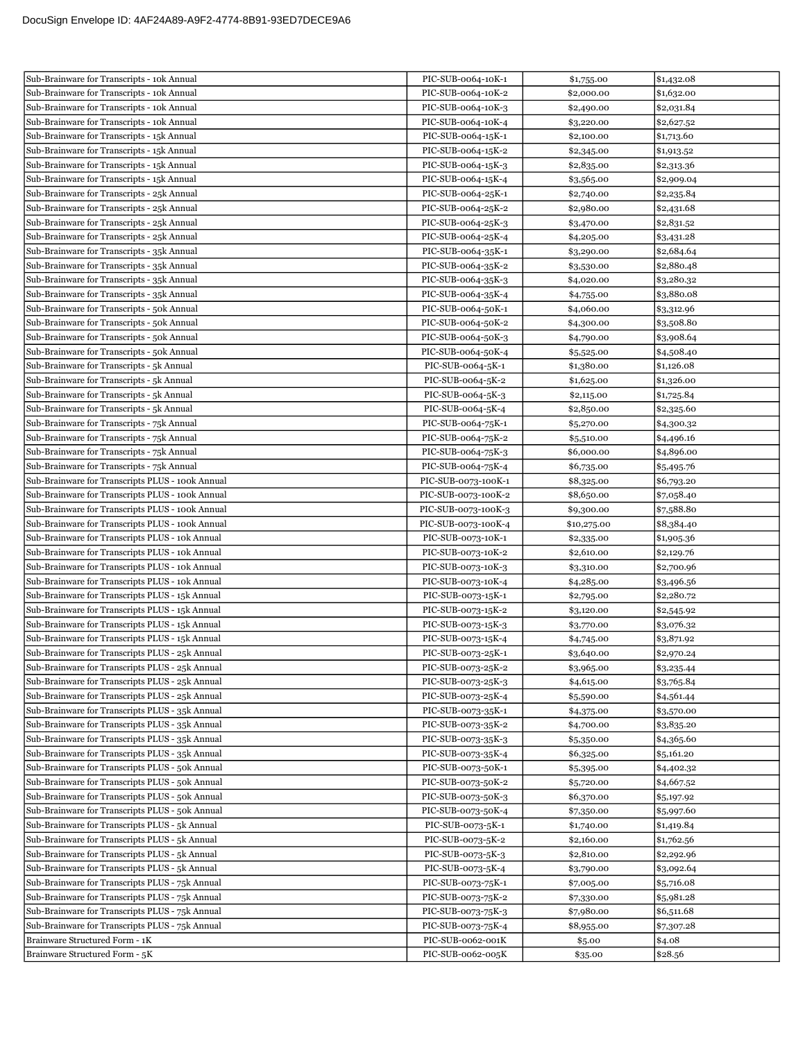| | | | |
|---|---|---|---|
| Sub-Brainware for Transcripts - 10k Annual | PIC-SUB-0064-10K-1 | $1,755.00 | $1,432.08 |
| Sub-Brainware for Transcripts - 10k Annual | PIC-SUB-0064-10K-2 | $2,000.00 | $1,632.00 |
| Sub-Brainware for Transcripts - 10k Annual | PIC-SUB-0064-10K-3 | $2,490.00 | $2,031.84 |
| Sub-Brainware for Transcripts - 10k Annual | PIC-SUB-0064-10K-4 | $3,220.00 | $2,627.52 |
| Sub-Brainware for Transcripts - 15k Annual | PIC-SUB-0064-15K-1 | $2,100.00 | $1,713.60 |
| Sub-Brainware for Transcripts - 15k Annual | PIC-SUB-0064-15K-2 | $2,345.00 | $1,913.52 |
| Sub-Brainware for Transcripts - 15k Annual | PIC-SUB-0064-15K-3 | $2,835.00 | $2,313.36 |
| Sub-Brainware for Transcripts - 15k Annual | PIC-SUB-0064-15K-4 | $3,565.00 | $2,909.04 |
| Sub-Brainware for Transcripts - 25k Annual | PIC-SUB-0064-25K-1 | $2,740.00 | $2,235.84 |
| Sub-Brainware for Transcripts - 25k Annual | PIC-SUB-0064-25K-2 | $2,980.00 | $2,431.68 |
| Sub-Brainware for Transcripts - 25k Annual | PIC-SUB-0064-25K-3 | $3,470.00 | $2,831.52 |
| Sub-Brainware for Transcripts - 25k Annual | PIC-SUB-0064-25K-4 | $4,205.00 | $3,431.28 |
| Sub-Brainware for Transcripts - 35k Annual | PIC-SUB-0064-35K-1 | $3,290.00 | $2,684.64 |
| Sub-Brainware for Transcripts - 35k Annual | PIC-SUB-0064-35K-2 | $3,530.00 | $2,880.48 |
| Sub-Brainware for Transcripts - 35k Annual | PIC-SUB-0064-35K-3 | $4,020.00 | $3,280.32 |
| Sub-Brainware for Transcripts - 35k Annual | PIC-SUB-0064-35K-4 | $4,755.00 | $3,880.08 |
| Sub-Brainware for Transcripts - 50k Annual | PIC-SUB-0064-50K-1 | $4,060.00 | $3,312.96 |
| Sub-Brainware for Transcripts - 50k Annual | PIC-SUB-0064-50K-2 | $4,300.00 | $3,508.80 |
| Sub-Brainware for Transcripts - 50k Annual | PIC-SUB-0064-50K-3 | $4,790.00 | $3,908.64 |
| Sub-Brainware for Transcripts - 50k Annual | PIC-SUB-0064-50K-4 | $5,525.00 | $4,508.40 |
| Sub-Brainware for Transcripts - 5k Annual | PIC-SUB-0064-5K-1 | $1,380.00 | $1,126.08 |
| Sub-Brainware for Transcripts - 5k Annual | PIC-SUB-0064-5K-2 | $1,625.00 | $1,326.00 |
| Sub-Brainware for Transcripts - 5k Annual | PIC-SUB-0064-5K-3 | $2,115.00 | $1,725.84 |
| Sub-Brainware for Transcripts - 5k Annual | PIC-SUB-0064-5K-4 | $2,850.00 | $2,325.60 |
| Sub-Brainware for Transcripts - 75k Annual | PIC-SUB-0064-75K-1 | $5,270.00 | $4,300.32 |
| Sub-Brainware for Transcripts - 75k Annual | PIC-SUB-0064-75K-2 | $5,510.00 | $4,496.16 |
| Sub-Brainware for Transcripts - 75k Annual | PIC-SUB-0064-75K-3 | $6,000.00 | $4,896.00 |
| Sub-Brainware for Transcripts - 75k Annual | PIC-SUB-0064-75K-4 | $6,735.00 | $5,495.76 |
| Sub-Brainware for Transcripts PLUS - 100k Annual | PIC-SUB-0073-100K-1 | $8,325.00 | $6,793.20 |
| Sub-Brainware for Transcripts PLUS - 100k Annual | PIC-SUB-0073-100K-2 | $8,650.00 | $7,058.40 |
| Sub-Brainware for Transcripts PLUS - 100k Annual | PIC-SUB-0073-100K-3 | $9,300.00 | $7,588.80 |
| Sub-Brainware for Transcripts PLUS - 100k Annual | PIC-SUB-0073-100K-4 | $10,275.00 | $8,384.40 |
| Sub-Brainware for Transcripts PLUS - 10k Annual | PIC-SUB-0073-10K-1 | $2,335.00 | $1,905.36 |
| Sub-Brainware for Transcripts PLUS - 10k Annual | PIC-SUB-0073-10K-2 | $2,610.00 | $2,129.76 |
| Sub-Brainware for Transcripts PLUS - 10k Annual | PIC-SUB-0073-10K-3 | $3,310.00 | $2,700.96 |
| Sub-Brainware for Transcripts PLUS - 10k Annual | PIC-SUB-0073-10K-4 | $4,285.00 | $3,496.56 |
| Sub-Brainware for Transcripts PLUS - 15k Annual | PIC-SUB-0073-15K-1 | $2,795.00 | $2,280.72 |
| Sub-Brainware for Transcripts PLUS - 15k Annual | PIC-SUB-0073-15K-2 | $3,120.00 | $2,545.92 |
| Sub-Brainware for Transcripts PLUS - 15k Annual | PIC-SUB-0073-15K-3 | $3,770.00 | $3,076.32 |
| Sub-Brainware for Transcripts PLUS - 15k Annual | PIC-SUB-0073-15K-4 | $4,745.00 | $3,871.92 |
| Sub-Brainware for Transcripts PLUS - 25k Annual | PIC-SUB-0073-25K-1 | $3,640.00 | $2,970.24 |
| Sub-Brainware for Transcripts PLUS - 25k Annual | PIC-SUB-0073-25K-2 | $3,965.00 | $3,235.44 |
| Sub-Brainware for Transcripts PLUS - 25k Annual | PIC-SUB-0073-25K-3 | $4,615.00 | $3,765.84 |
| Sub-Brainware for Transcripts PLUS - 25k Annual | PIC-SUB-0073-25K-4 | $5,590.00 | $4,561.44 |
| Sub-Brainware for Transcripts PLUS - 35k Annual | PIC-SUB-0073-35K-1 | $4,375.00 | $3,570.00 |
| Sub-Brainware for Transcripts PLUS - 35k Annual | PIC-SUB-0073-35K-2 | $4,700.00 | $3,835.20 |
| Sub-Brainware for Transcripts PLUS - 35k Annual | PIC-SUB-0073-35K-3 | $5,350.00 | $4,365.60 |
| Sub-Brainware for Transcripts PLUS - 35k Annual | PIC-SUB-0073-35K-4 | $6,325.00 | $5,161.20 |
| Sub-Brainware for Transcripts PLUS - 50k Annual | PIC-SUB-0073-50K-1 | $5,395.00 | $4,402.32 |
| Sub-Brainware for Transcripts PLUS - 50k Annual | PIC-SUB-0073-50K-2 | $5,720.00 | $4,667.52 |
| Sub-Brainware for Transcripts PLUS - 50k Annual | PIC-SUB-0073-50K-3 | $6,370.00 | $5,197.92 |
| Sub-Brainware for Transcripts PLUS - 50k Annual | PIC-SUB-0073-50K-4 | $7,350.00 | $5,997.60 |
| Sub-Brainware for Transcripts PLUS - 5k Annual | PIC-SUB-0073-5K-1 | $1,740.00 | $1,419.84 |
| Sub-Brainware for Transcripts PLUS - 5k Annual | PIC-SUB-0073-5K-2 | $2,160.00 | $1,762.56 |
| Sub-Brainware for Transcripts PLUS - 5k Annual | PIC-SUB-0073-5K-3 | $2,810.00 | $2,292.96 |
| Sub-Brainware for Transcripts PLUS - 5k Annual | PIC-SUB-0073-5K-4 | $3,790.00 | $3,092.64 |
| Sub-Brainware for Transcripts PLUS - 75k Annual | PIC-SUB-0073-75K-1 | $7,005.00 | $5,716.08 |
| Sub-Brainware for Transcripts PLUS - 75k Annual | PIC-SUB-0073-75K-2 | $7,330.00 | $5,981.28 |
| Sub-Brainware for Transcripts PLUS - 75k Annual | PIC-SUB-0073-75K-3 | $7,980.00 | $6,511.68 |
| Sub-Brainware for Transcripts PLUS - 75k Annual | PIC-SUB-0073-75K-4 | $8,955.00 | $7,307.28 |
| Brainware Structured Form - 1K | PIC-SUB-0062-001K | $5.00 | $4.08 |
| Brainware Structured Form - 5K | PIC-SUB-0062-005K | $35.00 | $28.56 |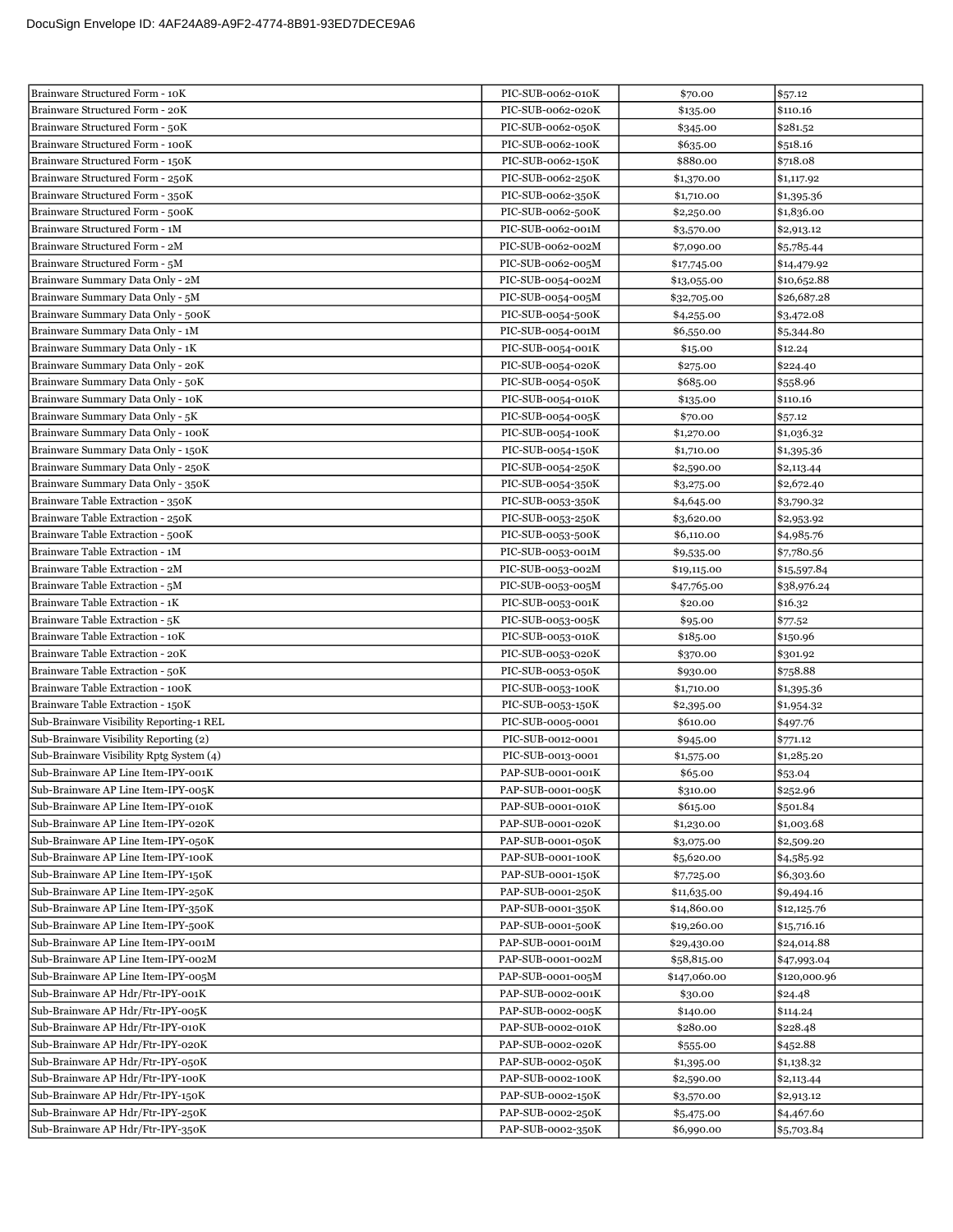| | | | |
|---|---|---|---|
| Brainware Structured Form - 10K | PIC-SUB-0062-010K | $70.00 | $57.12 |
| Brainware Structured Form - 20K | PIC-SUB-0062-020K | $135.00 | $110.16 |
| Brainware Structured Form - 50K | PIC-SUB-0062-050K | $345.00 | $281.52 |
| Brainware Structured Form - 100K | PIC-SUB-0062-100K | $635.00 | $518.16 |
| Brainware Structured Form - 150K | PIC-SUB-0062-150K | $880.00 | $718.08 |
| Brainware Structured Form - 250K | PIC-SUB-0062-250K | $1,370.00 | $1,117.92 |
| Brainware Structured Form - 350K | PIC-SUB-0062-350K | $1,710.00 | $1,395.36 |
| Brainware Structured Form - 500K | PIC-SUB-0062-500K | $2,250.00 | $1,836.00 |
| Brainware Structured Form - 1M | PIC-SUB-0062-001M | $3,570.00 | $2,913.12 |
| Brainware Structured Form - 2M | PIC-SUB-0062-002M | $7,090.00 | $5,785.44 |
| Brainware Structured Form - 5M | PIC-SUB-0062-005M | $17,745.00 | $14,479.92 |
| Brainware Summary Data Only - 2M | PIC-SUB-0054-002M | $13,055.00 | $10,652.88 |
| Brainware Summary Data Only - 5M | PIC-SUB-0054-005M | $32,705.00 | $26,687.28 |
| Brainware Summary Data Only - 500K | PIC-SUB-0054-500K | $4,255.00 | $3,472.08 |
| Brainware Summary Data Only - 1M | PIC-SUB-0054-001M | $6,550.00 | $5,344.80 |
| Brainware Summary Data Only - 1K | PIC-SUB-0054-001K | $15.00 | $12.24 |
| Brainware Summary Data Only - 20K | PIC-SUB-0054-020K | $275.00 | $224.40 |
| Brainware Summary Data Only - 50K | PIC-SUB-0054-050K | $685.00 | $558.96 |
| Brainware Summary Data Only - 10K | PIC-SUB-0054-010K | $135.00 | $110.16 |
| Brainware Summary Data Only - 5K | PIC-SUB-0054-005K | $70.00 | $57.12 |
| Brainware Summary Data Only - 100K | PIC-SUB-0054-100K | $1,270.00 | $1,036.32 |
| Brainware Summary Data Only - 150K | PIC-SUB-0054-150K | $1,710.00 | $1,395.36 |
| Brainware Summary Data Only - 250K | PIC-SUB-0054-250K | $2,590.00 | $2,113.44 |
| Brainware Summary Data Only - 350K | PIC-SUB-0054-350K | $3,275.00 | $2,672.40 |
| Brainware Table Extraction - 350K | PIC-SUB-0053-350K | $4,645.00 | $3,790.32 |
| Brainware Table Extraction - 250K | PIC-SUB-0053-250K | $3,620.00 | $2,953.92 |
| Brainware Table Extraction - 500K | PIC-SUB-0053-500K | $6,110.00 | $4,985.76 |
| Brainware Table Extraction - 1M | PIC-SUB-0053-001M | $9,535.00 | $7,780.56 |
| Brainware Table Extraction - 2M | PIC-SUB-0053-002M | $19,115.00 | $15,597.84 |
| Brainware Table Extraction - 5M | PIC-SUB-0053-005M | $47,765.00 | $38,976.24 |
| Brainware Table Extraction - 1K | PIC-SUB-0053-001K | $20.00 | $16.32 |
| Brainware Table Extraction - 5K | PIC-SUB-0053-005K | $95.00 | $77.52 |
| Brainware Table Extraction - 10K | PIC-SUB-0053-010K | $185.00 | $150.96 |
| Brainware Table Extraction - 20K | PIC-SUB-0053-020K | $370.00 | $301.92 |
| Brainware Table Extraction - 50K | PIC-SUB-0053-050K | $930.00 | $758.88 |
| Brainware Table Extraction - 100K | PIC-SUB-0053-100K | $1,710.00 | $1,395.36 |
| Brainware Table Extraction - 150K | PIC-SUB-0053-150K | $2,395.00 | $1,954.32 |
| Sub-Brainware Visibility Reporting-1 REL | PIC-SUB-0005-0001 | $610.00 | $497.76 |
| Sub-Brainware Visibility Reporting (2) | PIC-SUB-0012-0001 | $945.00 | $771.12 |
| Sub-Brainware Visibility Rptg System (4) | PIC-SUB-0013-0001 | $1,575.00 | $1,285.20 |
| Sub-Brainware AP Line Item-IPY-001K | PAP-SUB-0001-001K | $65.00 | $53.04 |
| Sub-Brainware AP Line Item-IPY-005K | PAP-SUB-0001-005K | $310.00 | $252.96 |
| Sub-Brainware AP Line Item-IPY-010K | PAP-SUB-0001-010K | $615.00 | $501.84 |
| Sub-Brainware AP Line Item-IPY-020K | PAP-SUB-0001-020K | $1,230.00 | $1,003.68 |
| Sub-Brainware AP Line Item-IPY-050K | PAP-SUB-0001-050K | $3,075.00 | $2,509.20 |
| Sub-Brainware AP Line Item-IPY-100K | PAP-SUB-0001-100K | $5,620.00 | $4,585.92 |
| Sub-Brainware AP Line Item-IPY-150K | PAP-SUB-0001-150K | $7,725.00 | $6,303.60 |
| Sub-Brainware AP Line Item-IPY-250K | PAP-SUB-0001-250K | $11,635.00 | $9,494.16 |
| Sub-Brainware AP Line Item-IPY-350K | PAP-SUB-0001-350K | $14,860.00 | $12,125.76 |
| Sub-Brainware AP Line Item-IPY-500K | PAP-SUB-0001-500K | $19,260.00 | $15,716.16 |
| Sub-Brainware AP Line Item-IPY-001M | PAP-SUB-0001-001M | $29,430.00 | $24,014.88 |
| Sub-Brainware AP Line Item-IPY-002M | PAP-SUB-0001-002M | $58,815.00 | $47,993.04 |
| Sub-Brainware AP Line Item-IPY-005M | PAP-SUB-0001-005M | $147,060.00 | $120,000.96 |
| Sub-Brainware AP Hdr/Ftr-IPY-001K | PAP-SUB-0002-001K | $30.00 | $24.48 |
| Sub-Brainware AP Hdr/Ftr-IPY-005K | PAP-SUB-0002-005K | $140.00 | $114.24 |
| Sub-Brainware AP Hdr/Ftr-IPY-010K | PAP-SUB-0002-010K | $280.00 | $228.48 |
| Sub-Brainware AP Hdr/Ftr-IPY-020K | PAP-SUB-0002-020K | $555.00 | $452.88 |
| Sub-Brainware AP Hdr/Ftr-IPY-050K | PAP-SUB-0002-050K | $1,395.00 | $1,138.32 |
| Sub-Brainware AP Hdr/Ftr-IPY-100K | PAP-SUB-0002-100K | $2,590.00 | $2,113.44 |
| Sub-Brainware AP Hdr/Ftr-IPY-150K | PAP-SUB-0002-150K | $3,570.00 | $2,913.12 |
| Sub-Brainware AP Hdr/Ftr-IPY-250K | PAP-SUB-0002-250K | $5,475.00 | $4,467.60 |
| Sub-Brainware AP Hdr/Ftr-IPY-350K | PAP-SUB-0002-350K | $6,990.00 | $5,703.84 |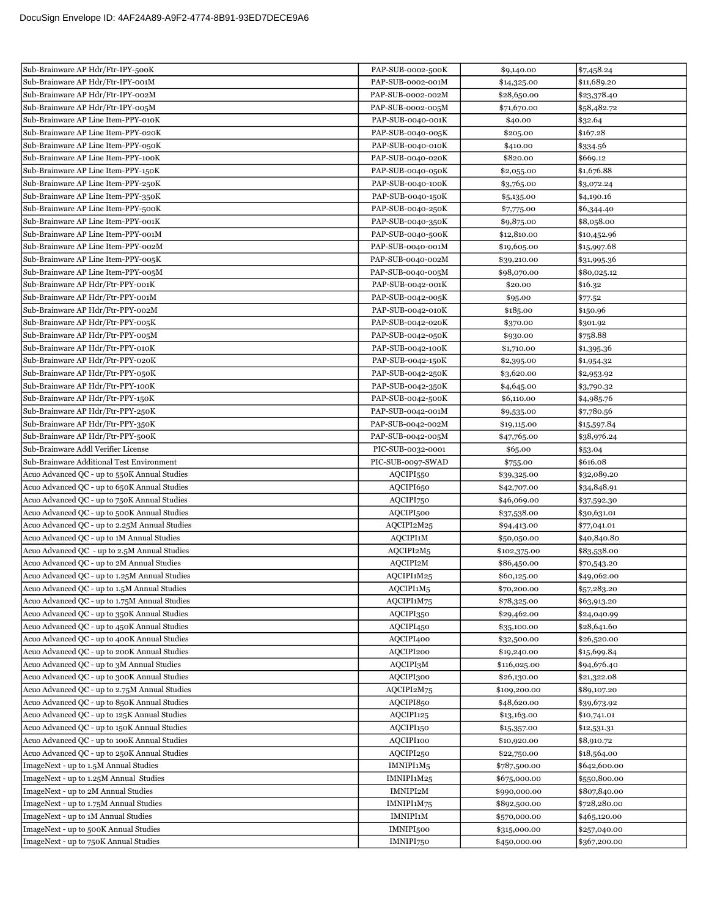| | | | |
|---|---|---|---|
| Sub-Brainware AP Hdr/Ftr-IPY-500K | PAP-SUB-0002-500K | $9,140.00 | $7,458.24 |
| Sub-Brainware AP Hdr/Ftr-IPY-001M | PAP-SUB-0002-001M | $14,325.00 | $11,689.20 |
| Sub-Brainware AP Hdr/Ftr-IPY-002M | PAP-SUB-0002-002M | $28,650.00 | $23,378.40 |
| Sub-Brainware AP Hdr/Ftr-IPY-005M | PAP-SUB-0002-005M | $71,670.00 | $58,482.72 |
| Sub-Brainware AP Line Item-PPY-010K | PAP-SUB-0040-001K | $40.00 | $32.64 |
| Sub-Brainware AP Line Item-PPY-020K | PAP-SUB-0040-005K | $205.00 | $167.28 |
| Sub-Brainware AP Line Item-PPY-050K | PAP-SUB-0040-010K | $410.00 | $334.56 |
| Sub-Brainware AP Line Item-PPY-100K | PAP-SUB-0040-020K | $820.00 | $669.12 |
| Sub-Brainware AP Line Item-PPY-150K | PAP-SUB-0040-050K | $2,055.00 | $1,676.88 |
| Sub-Brainware AP Line Item-PPY-250K | PAP-SUB-0040-100K | $3,765.00 | $3,072.24 |
| Sub-Brainware AP Line Item-PPY-350K | PAP-SUB-0040-150K | $5,135.00 | $4,190.16 |
| Sub-Brainware AP Line Item-PPY-500K | PAP-SUB-0040-250K | $7,775.00 | $6,344.40 |
| Sub-Brainware AP Line Item-PPY-001K | PAP-SUB-0040-350K | $9,875.00 | $8,058.00 |
| Sub-Brainware AP Line Item-PPY-001M | PAP-SUB-0040-500K | $12,810.00 | $10,452.96 |
| Sub-Brainware AP Line Item-PPY-002M | PAP-SUB-0040-001M | $19,605.00 | $15,997.68 |
| Sub-Brainware AP Line Item-PPY-005K | PAP-SUB-0040-002M | $39,210.00 | $31,995.36 |
| Sub-Brainware AP Line Item-PPY-005M | PAP-SUB-0040-005M | $98,070.00 | $80,025.12 |
| Sub-Brainware AP Hdr/Ftr-PPY-001K | PAP-SUB-0042-001K | $20.00 | $16.32 |
| Sub-Brainware AP Hdr/Ftr-PPY-001M | PAP-SUB-0042-005K | $95.00 | $77.52 |
| Sub-Brainware AP Hdr/Ftr-PPY-002M | PAP-SUB-0042-010K | $185.00 | $150.96 |
| Sub-Brainware AP Hdr/Ftr-PPY-005K | PAP-SUB-0042-020K | $370.00 | $301.92 |
| Sub-Brainware AP Hdr/Ftr-PPY-005M | PAP-SUB-0042-050K | $930.00 | $758.88 |
| Sub-Brainware AP Hdr/Ftr-PPY-010K | PAP-SUB-0042-100K | $1,710.00 | $1,395.36 |
| Sub-Brainware AP Hdr/Ftr-PPY-020K | PAP-SUB-0042-150K | $2,395.00 | $1,954.32 |
| Sub-Brainware AP Hdr/Ftr-PPY-050K | PAP-SUB-0042-250K | $3,620.00 | $2,953.92 |
| Sub-Brainware AP Hdr/Ftr-PPY-100K | PAP-SUB-0042-350K | $4,645.00 | $3,790.32 |
| Sub-Brainware AP Hdr/Ftr-PPY-150K | PAP-SUB-0042-500K | $6,110.00 | $4,985.76 |
| Sub-Brainware AP Hdr/Ftr-PPY-250K | PAP-SUB-0042-001M | $9,535.00 | $7,780.56 |
| Sub-Brainware AP Hdr/Ftr-PPY-350K | PAP-SUB-0042-002M | $19,115.00 | $15,597.84 |
| Sub-Brainware AP Hdr/Ftr-PPY-500K | PAP-SUB-0042-005M | $47,765.00 | $38,976.24 |
| Sub-Brainware Addl Verifier License | PIC-SUB-0032-0001 | $65.00 | $53.04 |
| Sub-Brainware Additional Test Environment | PIC-SUB-0097-SWAD | $755.00 | $616.08 |
| Acuo Advanced QC - up to 550K Annual Studies | AQCIPI550 | $39,325.00 | $32,089.20 |
| Acuo Advanced QC - up to 650K Annual Studies | AQCIPI650 | $42,707.00 | $34,848.91 |
| Acuo Advanced QC - up to 750K Annual Studies | AQCIPI750 | $46,069.00 | $37,592.30 |
| Acuo Advanced QC - up to 500K Annual Studies | AQCIPI500 | $37,538.00 | $30,631.01 |
| Acuo Advanced QC - up to 2.25M Annual Studies | AQCIPI2M25 | $94,413.00 | $77,041.01 |
| Acuo Advanced QC - up to 1M Annual Studies | AQCIPI1M | $50,050.00 | $40,840.80 |
| Acuo Advanced QC - up to 2.5M Annual Studies | AQCIPI2M5 | $102,375.00 | $83,538.00 |
| Acuo Advanced QC - up to 2M Annual Studies | AQCIPI2M | $86,450.00 | $70,543.20 |
| Acuo Advanced QC - up to 1.25M Annual Studies | AQCIPI1M25 | $60,125.00 | $49,062.00 |
| Acuo Advanced QC - up to 1.5M Annual Studies | AQCIPI1M5 | $70,200.00 | $57,283.20 |
| Acuo Advanced QC - up to 1.75M Annual Studies | AQCIPI1M75 | $78,325.00 | $63,913.20 |
| Acuo Advanced QC - up to 350K Annual Studies | AQCIPI350 | $29,462.00 | $24,040.99 |
| Acuo Advanced QC - up to 450K Annual Studies | AQCIPI450 | $35,100.00 | $28,641.60 |
| Acuo Advanced QC - up to 400K Annual Studies | AQCIPI400 | $32,500.00 | $26,520.00 |
| Acuo Advanced QC - up to 200K Annual Studies | AQCIPI200 | $19,240.00 | $15,699.84 |
| Acuo Advanced QC - up to 3M Annual Studies | AQCIPI3M | $116,025.00 | $94,676.40 |
| Acuo Advanced QC - up to 300K Annual Studies | AQCIPI300 | $26,130.00 | $21,322.08 |
| Acuo Advanced QC - up to 2.75M Annual Studies | AQCIPI2M75 | $109,200.00 | $89,107.20 |
| Acuo Advanced QC - up to 850K Annual Studies | AQCIPI850 | $48,620.00 | $39,673.92 |
| Acuo Advanced QC - up to 125K Annual Studies | AQCIPI125 | $13,163.00 | $10,741.01 |
| Acuo Advanced QC - up to 150K Annual Studies | AQCIPI150 | $15,357.00 | $12,531.31 |
| Acuo Advanced QC - up to 100K Annual Studies | AQCIPI100 | $10,920.00 | $8,910.72 |
| Acuo Advanced QC - up to 250K Annual Studies | AQCIPI250 | $22,750.00 | $18,564.00 |
| ImageNext - up to 1.5M Annual Studies | IMNIPI1M5 | $787,500.00 | $642,600.00 |
| ImageNext - up to 1.25M Annual Studies | IMNIPI1M25 | $675,000.00 | $550,800.00 |
| ImageNext - up to 2M Annual Studies | IMNIPI2M | $990,000.00 | $807,840.00 |
| ImageNext - up to 1.75M Annual Studies | IMNIPI1M75 | $892,500.00 | $728,280.00 |
| ImageNext - up to 1M Annual Studies | IMNIPI1M | $570,000.00 | $465,120.00 |
| ImageNext - up to 500K Annual Studies | IMNIPI500 | $315,000.00 | $257,040.00 |
| ImageNext - up to 750K Annual Studies | IMNIPI750 | $450,000.00 | $367,200.00 |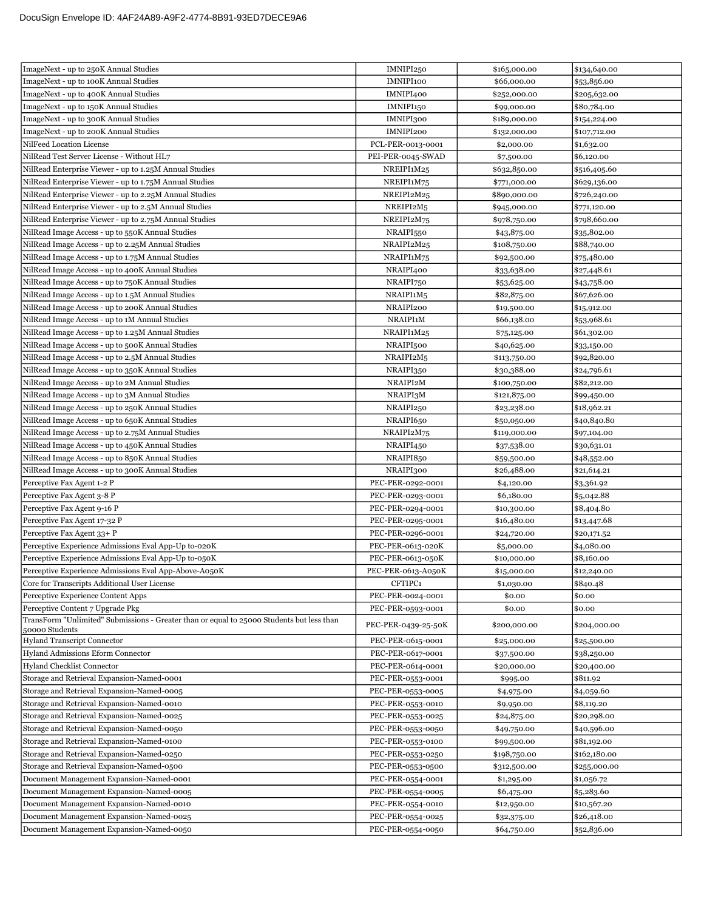| | | | |
|---|---|---|---|
| ImageNext - up to 250K Annual Studies | IMNIPI250 | $165,000.00 | $134,640.00 |
| ImageNext - up to 100K Annual Studies | IMNIPI100 | $66,000.00 | $53,856.00 |
| ImageNext - up to 400K Annual Studies | IMNIPI400 | $252,000.00 | $205,632.00 |
| ImageNext - up to 150K Annual Studies | IMNIPI150 | $99,000.00 | $80,784.00 |
| ImageNext - up to 300K Annual Studies | IMNIPI300 | $189,000.00 | $154,224.00 |
| ImageNext - up to 200K Annual Studies | IMNIPI200 | $132,000.00 | $107,712.00 |
| NilFeed Location License | PCL-PER-0013-0001 | $2,000.00 | $1,632.00 |
| NilRead Test Server License - Without HL7 | PEI-PER-0045-SWAD | $7,500.00 | $6,120.00 |
| NilRead Enterprise Viewer - up to 1.25M Annual Studies | NREIPI1M25 | $632,850.00 | $516,405.60 |
| NilRead Enterprise Viewer - up to 1.75M Annual Studies | NREIPI1M75 | $771,000.00 | $629,136.00 |
| NilRead Enterprise Viewer - up to 2.25M Annual Studies | NREIPI2M25 | $890,000.00 | $726,240.00 |
| NilRead Enterprise Viewer - up to 2.5M Annual Studies | NREIPI2M5 | $945,000.00 | $771,120.00 |
| NilRead Enterprise Viewer - up to 2.75M Annual Studies | NREIPI2M75 | $978,750.00 | $798,660.00 |
| NilRead Image Access - up to 550K Annual Studies | NRAIPI550 | $43,875.00 | $35,802.00 |
| NilRead Image Access - up to 2.25M Annual Studies | NRAIPI2M25 | $108,750.00 | $88,740.00 |
| NilRead Image Access - up to 1.75M Annual Studies | NRAIPI1M75 | $92,500.00 | $75,480.00 |
| NilRead Image Access - up to 400K Annual Studies | NRAIPI400 | $33,638.00 | $27,448.61 |
| NilRead Image Access - up to 750K Annual Studies | NRAIPI750 | $53,625.00 | $43,758.00 |
| NilRead Image Access - up to 1.5M Annual Studies | NRAIPI1M5 | $82,875.00 | $67,626.00 |
| NilRead Image Access - up to 200K Annual Studies | NRAIPI200 | $19,500.00 | $15,912.00 |
| NilRead Image Access - up to 1M Annual Studies | NRAIPI1M | $66,138.00 | $53,968.61 |
| NilRead Image Access - up to 1.25M Annual Studies | NRAIPI1M25 | $75,125.00 | $61,302.00 |
| NilRead Image Access - up to 500K Annual Studies | NRAIPI500 | $40,625.00 | $33,150.00 |
| NilRead Image Access - up to 2.5M Annual Studies | NRAIPI2M5 | $113,750.00 | $92,820.00 |
| NilRead Image Access - up to 350K Annual Studies | NRAIPI350 | $30,388.00 | $24,796.61 |
| NilRead Image Access - up to 2M Annual Studies | NRAIPI2M | $100,750.00 | $82,212.00 |
| NilRead Image Access - up to 3M Annual Studies | NRAIPI3M | $121,875.00 | $99,450.00 |
| NilRead Image Access - up to 250K Annual Studies | NRAIPI250 | $23,238.00 | $18,962.21 |
| NilRead Image Access - up to 650K Annual Studies | NRAIPI650 | $50,050.00 | $40,840.80 |
| NilRead Image Access - up to 2.75M Annual Studies | NRAIPI2M75 | $119,000.00 | $97,104.00 |
| NilRead Image Access - up to 450K Annual Studies | NRAIPI450 | $37,538.00 | $30,631.01 |
| NilRead Image Access - up to 850K Annual Studies | NRAIPI850 | $59,500.00 | $48,552.00 |
| NilRead Image Access - up to 300K Annual Studies | NRAIPI300 | $26,488.00 | $21,614.21 |
| Perceptive Fax Agent 1-2 P | PEC-PER-0292-0001 | $4,120.00 | $3,361.92 |
| Perceptive Fax Agent 3-8 P | PEC-PER-0293-0001 | $6,180.00 | $5,042.88 |
| Perceptive Fax Agent 9-16 P | PEC-PER-0294-0001 | $10,300.00 | $8,404.80 |
| Perceptive Fax Agent 17-32 P | PEC-PER-0295-0001 | $16,480.00 | $13,447.68 |
| Perceptive Fax Agent 33+ P | PEC-PER-0296-0001 | $24,720.00 | $20,171.52 |
| Perceptive Experience Admissions Eval App-Up to-020K | PEC-PER-0613-020K | $5,000.00 | $4,080.00 |
| Perceptive Experience Admissions Eval App-Up to-050K | PEC-PER-0613-050K | $10,000.00 | $8,160.00 |
| Perceptive Experience Admissions Eval App-Above-A050K | PEC-PER-0613-A050K | $15,000.00 | $12,240.00 |
| Core for Transcripts Additional User License | CFTIPC1 | $1,030.00 | $840.48 |
| Perceptive Experience Content Apps | PEC-PER-0024-0001 | $0.00 | $0.00 |
| Perceptive Content 7 Upgrade Pkg | PEC-PER-0593-0001 | $0.00 | $0.00 |
| TransForm "Unlimited" Submissions - Greater than or equal to 25000 Students but less than 50000 Students | PEC-PER-0439-25-50K | $200,000.00 | $204,000.00 |
| Hyland Transcript Connector | PEC-PER-0615-0001 | $25,000.00 | $25,500.00 |
| Hyland Admissions Eform Connector | PEC-PER-0617-0001 | $37,500.00 | $38,250.00 |
| Hyland Checklist Connector | PEC-PER-0614-0001 | $20,000.00 | $20,400.00 |
| Storage and Retrieval Expansion-Named-0001 | PEC-PER-0553-0001 | $995.00 | $811.92 |
| Storage and Retrieval Expansion-Named-0005 | PEC-PER-0553-0005 | $4,975.00 | $4,059.60 |
| Storage and Retrieval Expansion-Named-0010 | PEC-PER-0553-0010 | $9,950.00 | $8,119.20 |
| Storage and Retrieval Expansion-Named-0025 | PEC-PER-0553-0025 | $24,875.00 | $20,298.00 |
| Storage and Retrieval Expansion-Named-0050 | PEC-PER-0553-0050 | $49,750.00 | $40,596.00 |
| Storage and Retrieval Expansion-Named-0100 | PEC-PER-0553-0100 | $99,500.00 | $81,192.00 |
| Storage and Retrieval Expansion-Named-0250 | PEC-PER-0553-0250 | $198,750.00 | $162,180.00 |
| Storage and Retrieval Expansion-Named-0500 | PEC-PER-0553-0500 | $312,500.00 | $255,000.00 |
| Document Management Expansion-Named-0001 | PEC-PER-0554-0001 | $1,295.00 | $1,056.72 |
| Document Management Expansion-Named-0005 | PEC-PER-0554-0005 | $6,475.00 | $5,283.60 |
| Document Management Expansion-Named-0010 | PEC-PER-0554-0010 | $12,950.00 | $10,567.20 |
| Document Management Expansion-Named-0025 | PEC-PER-0554-0025 | $32,375.00 | $26,418.00 |
| Document Management Expansion-Named-0050 | PEC-PER-0554-0050 | $64,750.00 | $52,836.00 |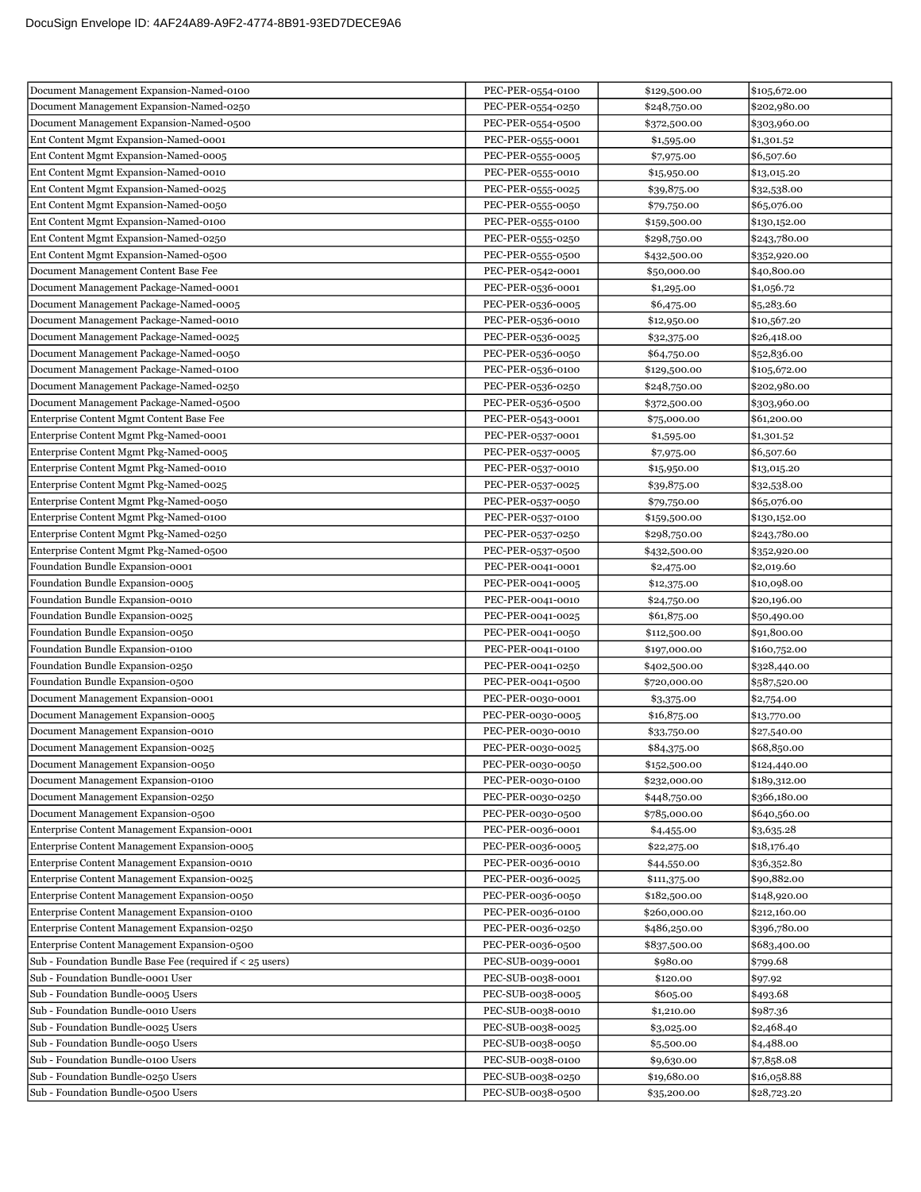| | | | |
|---|---|---|---|
| Document Management Expansion-Named-0100 | PEC-PER-0554-0100 | $129,500.00 | $105,672.00 |
| Document Management Expansion-Named-0250 | PEC-PER-0554-0250 | $248,750.00 | $202,980.00 |
| Document Management Expansion-Named-0500 | PEC-PER-0554-0500 | $372,500.00 | $303,960.00 |
| Ent Content Mgmt Expansion-Named-0001 | PEC-PER-0555-0001 | $1,595.00 | $1,301.52 |
| Ent Content Mgmt Expansion-Named-0005 | PEC-PER-0555-0005 | $7,975.00 | $6,507.60 |
| Ent Content Mgmt Expansion-Named-0010 | PEC-PER-0555-0010 | $15,950.00 | $13,015.20 |
| Ent Content Mgmt Expansion-Named-0025 | PEC-PER-0555-0025 | $39,875.00 | $32,538.00 |
| Ent Content Mgmt Expansion-Named-0050 | PEC-PER-0555-0050 | $79,750.00 | $65,076.00 |
| Ent Content Mgmt Expansion-Named-0100 | PEC-PER-0555-0100 | $159,500.00 | $130,152.00 |
| Ent Content Mgmt Expansion-Named-0250 | PEC-PER-0555-0250 | $298,750.00 | $243,780.00 |
| Ent Content Mgmt Expansion-Named-0500 | PEC-PER-0555-0500 | $432,500.00 | $352,920.00 |
| Document Management Content Base Fee | PEC-PER-0542-0001 | $50,000.00 | $40,800.00 |
| Document Management Package-Named-0001 | PEC-PER-0536-0001 | $1,295.00 | $1,056.72 |
| Document Management Package-Named-0005 | PEC-PER-0536-0005 | $6,475.00 | $5,283.60 |
| Document Management Package-Named-0010 | PEC-PER-0536-0010 | $12,950.00 | $10,567.20 |
| Document Management Package-Named-0025 | PEC-PER-0536-0025 | $32,375.00 | $26,418.00 |
| Document Management Package-Named-0050 | PEC-PER-0536-0050 | $64,750.00 | $52,836.00 |
| Document Management Package-Named-0100 | PEC-PER-0536-0100 | $129,500.00 | $105,672.00 |
| Document Management Package-Named-0250 | PEC-PER-0536-0250 | $248,750.00 | $202,980.00 |
| Document Management Package-Named-0500 | PEC-PER-0536-0500 | $372,500.00 | $303,960.00 |
| Enterprise Content Mgmt Content Base Fee | PEC-PER-0543-0001 | $75,000.00 | $61,200.00 |
| Enterprise Content Mgmt Pkg-Named-0001 | PEC-PER-0537-0001 | $1,595.00 | $1,301.52 |
| Enterprise Content Mgmt Pkg-Named-0005 | PEC-PER-0537-0005 | $7,975.00 | $6,507.60 |
| Enterprise Content Mgmt Pkg-Named-0010 | PEC-PER-0537-0010 | $15,950.00 | $13,015.20 |
| Enterprise Content Mgmt Pkg-Named-0025 | PEC-PER-0537-0025 | $39,875.00 | $32,538.00 |
| Enterprise Content Mgmt Pkg-Named-0050 | PEC-PER-0537-0050 | $79,750.00 | $65,076.00 |
| Enterprise Content Mgmt Pkg-Named-0100 | PEC-PER-0537-0100 | $159,500.00 | $130,152.00 |
| Enterprise Content Mgmt Pkg-Named-0250 | PEC-PER-0537-0250 | $298,750.00 | $243,780.00 |
| Enterprise Content Mgmt Pkg-Named-0500 | PEC-PER-0537-0500 | $432,500.00 | $352,920.00 |
| Foundation Bundle Expansion-0001 | PEC-PER-0041-0001 | $2,475.00 | $2,019.60 |
| Foundation Bundle Expansion-0005 | PEC-PER-0041-0005 | $12,375.00 | $10,098.00 |
| Foundation Bundle Expansion-0010 | PEC-PER-0041-0010 | $24,750.00 | $20,196.00 |
| Foundation Bundle Expansion-0025 | PEC-PER-0041-0025 | $61,875.00 | $50,490.00 |
| Foundation Bundle Expansion-0050 | PEC-PER-0041-0050 | $112,500.00 | $91,800.00 |
| Foundation Bundle Expansion-0100 | PEC-PER-0041-0100 | $197,000.00 | $160,752.00 |
| Foundation Bundle Expansion-0250 | PEC-PER-0041-0250 | $402,500.00 | $328,440.00 |
| Foundation Bundle Expansion-0500 | PEC-PER-0041-0500 | $720,000.00 | $587,520.00 |
| Document Management Expansion-0001 | PEC-PER-0030-0001 | $3,375.00 | $2,754.00 |
| Document Management Expansion-0005 | PEC-PER-0030-0005 | $16,875.00 | $13,770.00 |
| Document Management Expansion-0010 | PEC-PER-0030-0010 | $33,750.00 | $27,540.00 |
| Document Management Expansion-0025 | PEC-PER-0030-0025 | $84,375.00 | $68,850.00 |
| Document Management Expansion-0050 | PEC-PER-0030-0050 | $152,500.00 | $124,440.00 |
| Document Management Expansion-0100 | PEC-PER-0030-0100 | $232,000.00 | $189,312.00 |
| Document Management Expansion-0250 | PEC-PER-0030-0250 | $448,750.00 | $366,180.00 |
| Document Management Expansion-0500 | PEC-PER-0030-0500 | $785,000.00 | $640,560.00 |
| Enterprise Content Management Expansion-0001 | PEC-PER-0036-0001 | $4,455.00 | $3,635.28 |
| Enterprise Content Management Expansion-0005 | PEC-PER-0036-0005 | $22,275.00 | $18,176.40 |
| Enterprise Content Management Expansion-0010 | PEC-PER-0036-0010 | $44,550.00 | $36,352.80 |
| Enterprise Content Management Expansion-0025 | PEC-PER-0036-0025 | $111,375.00 | $90,882.00 |
| Enterprise Content Management Expansion-0050 | PEC-PER-0036-0050 | $182,500.00 | $148,920.00 |
| Enterprise Content Management Expansion-0100 | PEC-PER-0036-0100 | $260,000.00 | $212,160.00 |
| Enterprise Content Management Expansion-0250 | PEC-PER-0036-0250 | $486,250.00 | $396,780.00 |
| Enterprise Content Management Expansion-0500 | PEC-PER-0036-0500 | $837,500.00 | $683,400.00 |
| Sub - Foundation Bundle Base Fee (required if < 25 users) | PEC-SUB-0039-0001 | $980.00 | $799.68 |
| Sub - Foundation Bundle-0001 User | PEC-SUB-0038-0001 | $120.00 | $97.92 |
| Sub - Foundation Bundle-0005 Users | PEC-SUB-0038-0005 | $605.00 | $493.68 |
| Sub - Foundation Bundle-0010 Users | PEC-SUB-0038-0010 | $1,210.00 | $987.36 |
| Sub - Foundation Bundle-0025 Users | PEC-SUB-0038-0025 | $3,025.00 | $2,468.40 |
| Sub - Foundation Bundle-0050 Users | PEC-SUB-0038-0050 | $5,500.00 | $4,488.00 |
| Sub - Foundation Bundle-0100 Users | PEC-SUB-0038-0100 | $9,630.00 | $7,858.08 |
| Sub - Foundation Bundle-0250 Users | PEC-SUB-0038-0250 | $19,680.00 | $16,058.88 |
| Sub - Foundation Bundle-0500 Users | PEC-SUB-0038-0500 | $35,200.00 | $28,723.20 |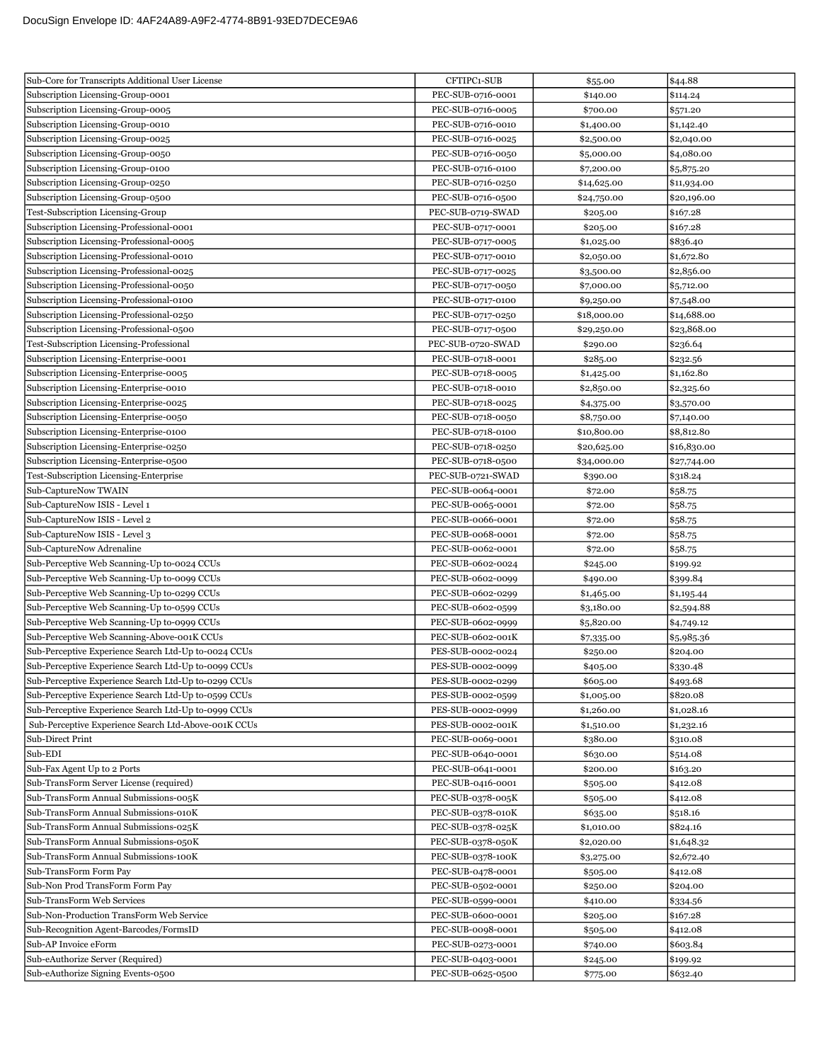| Sub-Core for Transcripts Additional User License | CFTIPC1-SUB | $55.00 | $44.88 |
|---|---|---|---|
| Subscription Licensing-Group-0001 | PEC-SUB-0716-0001 | $140.00 | $114.24 |
| Subscription Licensing-Group-0005 | PEC-SUB-0716-0005 | $700.00 | $571.20 |
| Subscription Licensing-Group-0010 | PEC-SUB-0716-0010 | $1,400.00 | $1,142.40 |
| Subscription Licensing-Group-0025 | PEC-SUB-0716-0025 | $2,500.00 | $2,040.00 |
| Subscription Licensing-Group-0050 | PEC-SUB-0716-0050 | $5,000.00 | $4,080.00 |
| Subscription Licensing-Group-0100 | PEC-SUB-0716-0100 | $7,200.00 | $5,875.20 |
| Subscription Licensing-Group-0250 | PEC-SUB-0716-0250 | $14,625.00 | $11,934.00 |
| Subscription Licensing-Group-0500 | PEC-SUB-0716-0500 | $24,750.00 | $20,196.00 |
| Test-Subscription Licensing-Group | PEC-SUB-0719-SWAD | $205.00 | $167.28 |
| Subscription Licensing-Professional-0001 | PEC-SUB-0717-0001 | $205.00 | $167.28 |
| Subscription Licensing-Professional-0005 | PEC-SUB-0717-0005 | $1,025.00 | $836.40 |
| Subscription Licensing-Professional-0010 | PEC-SUB-0717-0010 | $2,050.00 | $1,672.80 |
| Subscription Licensing-Professional-0025 | PEC-SUB-0717-0025 | $3,500.00 | $2,856.00 |
| Subscription Licensing-Professional-0050 | PEC-SUB-0717-0050 | $7,000.00 | $5,712.00 |
| Subscription Licensing-Professional-0100 | PEC-SUB-0717-0100 | $9,250.00 | $7,548.00 |
| Subscription Licensing-Professional-0250 | PEC-SUB-0717-0250 | $18,000.00 | $14,688.00 |
| Subscription Licensing-Professional-0500 | PEC-SUB-0717-0500 | $29,250.00 | $23,868.00 |
| Test-Subscription Licensing-Professional | PEC-SUB-0720-SWAD | $290.00 | $236.64 |
| Subscription Licensing-Enterprise-0001 | PEC-SUB-0718-0001 | $285.00 | $232.56 |
| Subscription Licensing-Enterprise-0005 | PEC-SUB-0718-0005 | $1,425.00 | $1,162.80 |
| Subscription Licensing-Enterprise-0010 | PEC-SUB-0718-0010 | $2,850.00 | $2,325.60 |
| Subscription Licensing-Enterprise-0025 | PEC-SUB-0718-0025 | $4,375.00 | $3,570.00 |
| Subscription Licensing-Enterprise-0050 | PEC-SUB-0718-0050 | $8,750.00 | $7,140.00 |
| Subscription Licensing-Enterprise-0100 | PEC-SUB-0718-0100 | $10,800.00 | $8,812.80 |
| Subscription Licensing-Enterprise-0250 | PEC-SUB-0718-0250 | $20,625.00 | $16,830.00 |
| Subscription Licensing-Enterprise-0500 | PEC-SUB-0718-0500 | $34,000.00 | $27,744.00 |
| Test-Subscription Licensing-Enterprise | PEC-SUB-0721-SWAD | $390.00 | $318.24 |
| Sub-CaptureNow TWAIN | PEC-SUB-0064-0001 | $72.00 | $58.75 |
| Sub-CaptureNow ISIS - Level 1 | PEC-SUB-0065-0001 | $72.00 | $58.75 |
| Sub-CaptureNow ISIS - Level 2 | PEC-SUB-0066-0001 | $72.00 | $58.75 |
| Sub-CaptureNow ISIS - Level 3 | PEC-SUB-0068-0001 | $72.00 | $58.75 |
| Sub-CaptureNow Adrenaline | PEC-SUB-0062-0001 | $72.00 | $58.75 |
| Sub-Perceptive Web Scanning-Up to-0024 CCUs | PEC-SUB-0602-0024 | $245.00 | $199.92 |
| Sub-Perceptive Web Scanning-Up to-0099 CCUs | PEC-SUB-0602-0099 | $490.00 | $399.84 |
| Sub-Perceptive Web Scanning-Up to-0299 CCUs | PEC-SUB-0602-0299 | $1,465.00 | $1,195.44 |
| Sub-Perceptive Web Scanning-Up to-0599 CCUs | PEC-SUB-0602-0599 | $3,180.00 | $2,594.88 |
| Sub-Perceptive Web Scanning-Up to-0999 CCUs | PEC-SUB-0602-0999 | $5,820.00 | $4,749.12 |
| Sub-Perceptive Web Scanning-Above-001K CCUs | PEC-SUB-0602-001K | $7,335.00 | $5,985.36 |
| Sub-Perceptive Experience Search Ltd-Up to-0024 CCUs | PES-SUB-0002-0024 | $250.00 | $204.00 |
| Sub-Perceptive Experience Search Ltd-Up to-0099 CCUs | PES-SUB-0002-0099 | $405.00 | $330.48 |
| Sub-Perceptive Experience Search Ltd-Up to-0299 CCUs | PES-SUB-0002-0299 | $605.00 | $493.68 |
| Sub-Perceptive Experience Search Ltd-Up to-0599 CCUs | PES-SUB-0002-0599 | $1,005.00 | $820.08 |
| Sub-Perceptive Experience Search Ltd-Up to-0999 CCUs | PES-SUB-0002-0999 | $1,260.00 | $1,028.16 |
| Sub-Perceptive Experience Search Ltd-Above-001K CCUs | PES-SUB-0002-001K | $1,510.00 | $1,232.16 |
| Sub-Direct Print | PEC-SUB-0069-0001 | $380.00 | $310.08 |
| Sub-EDI | PEC-SUB-0640-0001 | $630.00 | $514.08 |
| Sub-Fax Agent Up to 2 Ports | PEC-SUB-0641-0001 | $200.00 | $163.20 |
| Sub-TransForm Server License (required) | PEC-SUB-0416-0001 | $505.00 | $412.08 |
| Sub-TransForm Annual Submissions-005K | PEC-SUB-0378-005K | $505.00 | $412.08 |
| Sub-TransForm Annual Submissions-010K | PEC-SUB-0378-010K | $635.00 | $518.16 |
| Sub-TransForm Annual Submissions-025K | PEC-SUB-0378-025K | $1,010.00 | $824.16 |
| Sub-TransForm Annual Submissions-050K | PEC-SUB-0378-050K | $2,020.00 | $1,648.32 |
| Sub-TransForm Annual Submissions-100K | PEC-SUB-0378-100K | $3,275.00 | $2,672.40 |
| Sub-TransForm Form Pay | PEC-SUB-0478-0001 | $505.00 | $412.08 |
| Sub-Non Prod TransForm Form Pay | PEC-SUB-0502-0001 | $250.00 | $204.00 |
| Sub-TransForm Web Services | PEC-SUB-0599-0001 | $410.00 | $334.56 |
| Sub-Non-Production TransForm Web Service | PEC-SUB-0600-0001 | $205.00 | $167.28 |
| Sub-Recognition Agent-Barcodes/FormsID | PEC-SUB-0098-0001 | $505.00 | $412.08 |
| Sub-AP Invoice eForm | PEC-SUB-0273-0001 | $740.00 | $603.84 |
| Sub-eAuthorize Server (Required) | PEC-SUB-0403-0001 | $245.00 | $199.92 |
| Sub-eAuthorize Signing Events-0500 | PEC-SUB-0625-0500 | $775.00 | $632.40 |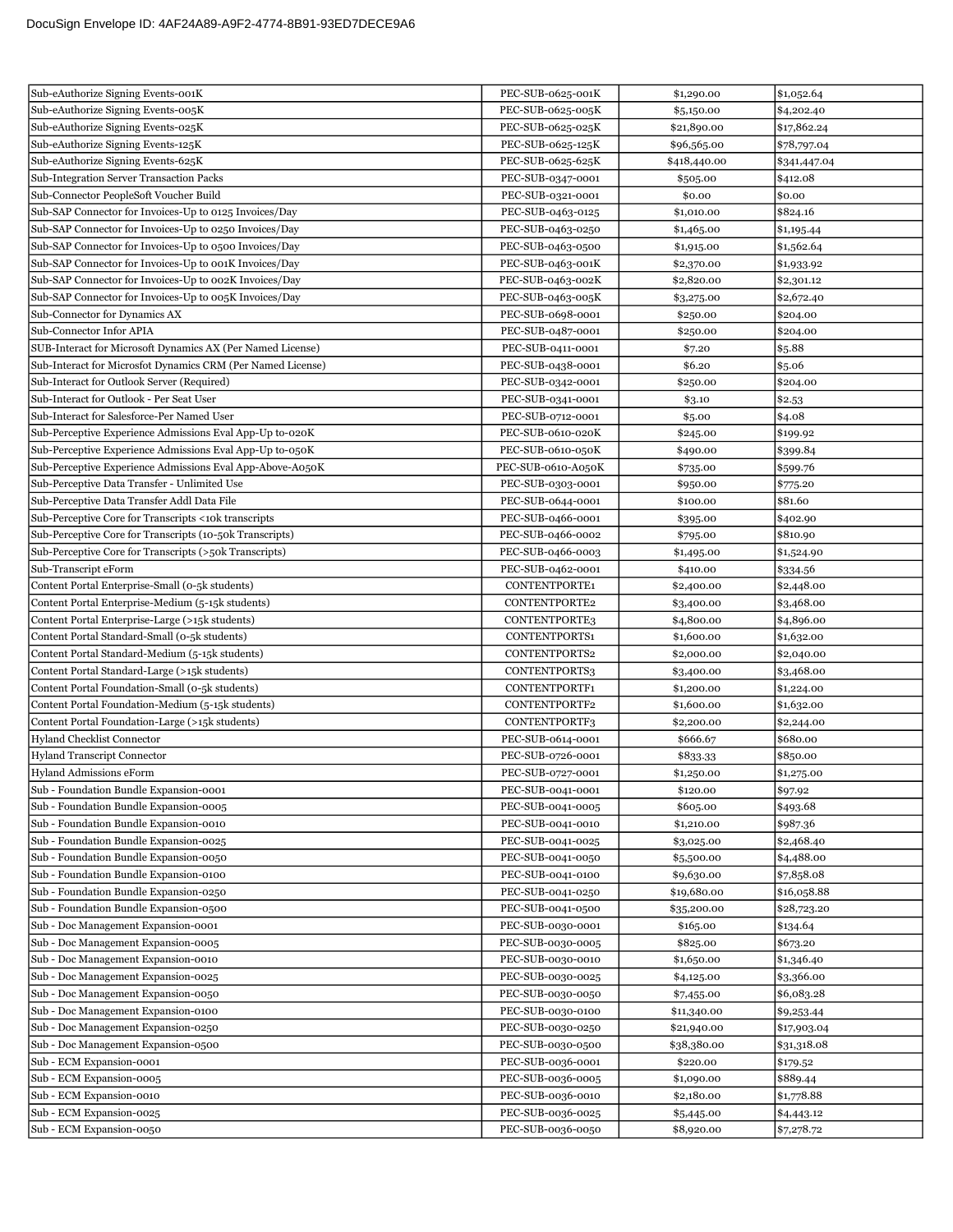| Sub-eAuthorize Signing Events-001K | PEC-SUB-0625-001K | $1,290.00 | $1,052.64 |
|---|---|---|---|
| Sub-eAuthorize Signing Events-005K | PEC-SUB-0625-005K | $5,150.00 | $4,202.40 |
| Sub-eAuthorize Signing Events-025K | PEC-SUB-0625-025K | $21,890.00 | $17,862.24 |
| Sub-eAuthorize Signing Events-125K | PEC-SUB-0625-125K | $96,565.00 | $78,797.04 |
| Sub-eAuthorize Signing Events-625K | PEC-SUB-0625-625K | $418,440.00 | $341,447.04 |
| Sub-Integration Server Transaction Packs | PEC-SUB-0347-0001 | $505.00 | $412.08 |
| Sub-Connector PeopleSoft Voucher Build | PEC-SUB-0321-0001 | $0.00 | $0.00 |
| Sub-SAP Connector for Invoices-Up to 0125 Invoices/Day | PEC-SUB-0463-0125 | $1,010.00 | $824.16 |
| Sub-SAP Connector for Invoices-Up to 0250 Invoices/Day | PEC-SUB-0463-0250 | $1,465.00 | $1,195.44 |
| Sub-SAP Connector for Invoices-Up to 0500 Invoices/Day | PEC-SUB-0463-0500 | $1,915.00 | $1,562.64 |
| Sub-SAP Connector for Invoices-Up to 001K Invoices/Day | PEC-SUB-0463-001K | $2,370.00 | $1,933.92 |
| Sub-SAP Connector for Invoices-Up to 002K Invoices/Day | PEC-SUB-0463-002K | $2,820.00 | $2,301.12 |
| Sub-SAP Connector for Invoices-Up to 005K Invoices/Day | PEC-SUB-0463-005K | $3,275.00 | $2,672.40 |
| Sub-Connector for Dynamics AX | PEC-SUB-0698-0001 | $250.00 | $204.00 |
| Sub-Connector Infor APIA | PEC-SUB-0487-0001 | $250.00 | $204.00 |
| SUB-Interact for Microsoft Dynamics AX (Per Named License) | PEC-SUB-0411-0001 | $7.20 | $5.88 |
| Sub-Interact for Microsfot Dynamics CRM (Per Named License) | PEC-SUB-0438-0001 | $6.20 | $5.06 |
| Sub-Interact for Outlook Server (Required) | PEC-SUB-0342-0001 | $250.00 | $204.00 |
| Sub-Interact for Outlook - Per Seat User | PEC-SUB-0341-0001 | $3.10 | $2.53 |
| Sub-Interact for Salesforce-Per Named User | PEC-SUB-0712-0001 | $5.00 | $4.08 |
| Sub-Perceptive Experience Admissions Eval App-Up to-020K | PEC-SUB-0610-020K | $245.00 | $199.92 |
| Sub-Perceptive Experience Admissions Eval App-Up to-050K | PEC-SUB-0610-050K | $490.00 | $399.84 |
| Sub-Perceptive Experience Admissions Eval App-Above-A050K | PEC-SUB-0610-A050K | $735.00 | $599.76 |
| Sub-Perceptive Data Transfer - Unlimited Use | PEC-SUB-0303-0001 | $950.00 | $775.20 |
| Sub-Perceptive Data Transfer Addl Data File | PEC-SUB-0644-0001 | $100.00 | $81.60 |
| Sub-Perceptive Core for Transcripts <10k transcripts | PEC-SUB-0466-0001 | $395.00 | $402.90 |
| Sub-Perceptive Core for Transcripts (10-50k Transcripts) | PEC-SUB-0466-0002 | $795.00 | $810.90 |
| Sub-Perceptive Core for Transcripts (>50k Transcripts) | PEC-SUB-0466-0003 | $1,495.00 | $1,524.90 |
| Sub-Transcript eForm | PEC-SUB-0462-0001 | $410.00 | $334.56 |
| Content Portal Enterprise-Small (0-5k students) | CONTENTPORTE1 | $2,400.00 | $2,448.00 |
| Content Portal Enterprise-Medium (5-15k students) | CONTENTPORTE2 | $3,400.00 | $3,468.00 |
| Content Portal Enterprise-Large (>15k students) | CONTENTPORTE3 | $4,800.00 | $4,896.00 |
| Content Portal Standard-Small (0-5k students) | CONTENTPORTS1 | $1,600.00 | $1,632.00 |
| Content Portal Standard-Medium (5-15k students) | CONTENTPORTS2 | $2,000.00 | $2,040.00 |
| Content Portal Standard-Large (>15k students) | CONTENTPORTS3 | $3,400.00 | $3,468.00 |
| Content Portal Foundation-Small (0-5k students) | CONTENTPORTF1 | $1,200.00 | $1,224.00 |
| Content Portal Foundation-Medium (5-15k students) | CONTENTPORTF2 | $1,600.00 | $1,632.00 |
| Content Portal Foundation-Large (>15k students) | CONTENTPORTF3 | $2,200.00 | $2,244.00 |
| Hyland Checklist Connector | PEC-SUB-0614-0001 | $666.67 | $680.00 |
| Hyland Transcript Connector | PEC-SUB-0726-0001 | $833.33 | $850.00 |
| Hyland Admissions eForm | PEC-SUB-0727-0001 | $1,250.00 | $1,275.00 |
| Sub - Foundation Bundle Expansion-0001 | PEC-SUB-0041-0001 | $120.00 | $97.92 |
| Sub - Foundation Bundle Expansion-0005 | PEC-SUB-0041-0005 | $605.00 | $493.68 |
| Sub - Foundation Bundle Expansion-0010 | PEC-SUB-0041-0010 | $1,210.00 | $987.36 |
| Sub - Foundation Bundle Expansion-0025 | PEC-SUB-0041-0025 | $3,025.00 | $2,468.40 |
| Sub - Foundation Bundle Expansion-0050 | PEC-SUB-0041-0050 | $5,500.00 | $4,488.00 |
| Sub - Foundation Bundle Expansion-0100 | PEC-SUB-0041-0100 | $9,630.00 | $7,858.08 |
| Sub - Foundation Bundle Expansion-0250 | PEC-SUB-0041-0250 | $19,680.00 | $16,058.88 |
| Sub - Foundation Bundle Expansion-0500 | PEC-SUB-0041-0500 | $35,200.00 | $28,723.20 |
| Sub - Doc Management Expansion-0001 | PEC-SUB-0030-0001 | $165.00 | $134.64 |
| Sub - Doc Management Expansion-0005 | PEC-SUB-0030-0005 | $825.00 | $673.20 |
| Sub - Doc Management Expansion-0010 | PEC-SUB-0030-0010 | $1,650.00 | $1,346.40 |
| Sub - Doc Management Expansion-0025 | PEC-SUB-0030-0025 | $4,125.00 | $3,366.00 |
| Sub - Doc Management Expansion-0050 | PEC-SUB-0030-0050 | $7,455.00 | $6,083.28 |
| Sub - Doc Management Expansion-0100 | PEC-SUB-0030-0100 | $11,340.00 | $9,253.44 |
| Sub - Doc Management Expansion-0250 | PEC-SUB-0030-0250 | $21,940.00 | $17,903.04 |
| Sub - Doc Management Expansion-0500 | PEC-SUB-0030-0500 | $38,380.00 | $31,318.08 |
| Sub - ECM Expansion-0001 | PEC-SUB-0036-0001 | $220.00 | $179.52 |
| Sub - ECM Expansion-0005 | PEC-SUB-0036-0005 | $1,090.00 | $889.44 |
| Sub - ECM Expansion-0010 | PEC-SUB-0036-0010 | $2,180.00 | $1,778.88 |
| Sub - ECM Expansion-0025 | PEC-SUB-0036-0025 | $5,445.00 | $4,443.12 |
| Sub - ECM Expansion-0050 | PEC-SUB-0036-0050 | $8,920.00 | $7,278.72 |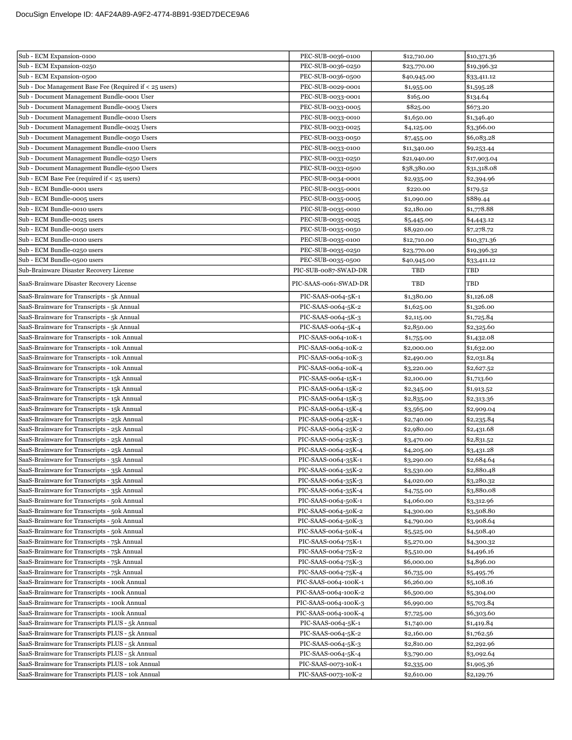| | | | |
|---|---|---|---|
| Sub - ECM Expansion-0100 | PEC-SUB-0036-0100 | $12,710.00 | $10,371.36 |
| Sub - ECM Expansion-0250 | PEC-SUB-0036-0250 | $23,770.00 | $19,396.32 |
| Sub - ECM Expansion-0500 | PEC-SUB-0036-0500 | $40,945.00 | $33,411.12 |
| Sub - Doc Management Base Fee (Required if < 25 users) | PEC-SUB-0029-0001 | $1,955.00 | $1,595.28 |
| Sub - Document Management Bundle-0001 User | PEC-SUB-0033-0001 | $165.00 | $134.64 |
| Sub - Document Management Bundle-0005 Users | PEC-SUB-0033-0005 | $825.00 | $673.20 |
| Sub - Document Management Bundle-0010 Users | PEC-SUB-0033-0010 | $1,650.00 | $1,346.40 |
| Sub - Document Management Bundle-0025 Users | PEC-SUB-0033-0025 | $4,125.00 | $3,366.00 |
| Sub - Document Management Bundle-0050 Users | PEC-SUB-0033-0050 | $7,455.00 | $6,083.28 |
| Sub - Document Management Bundle-0100 Users | PEC-SUB-0033-0100 | $11,340.00 | $9,253.44 |
| Sub - Document Management Bundle-0250 Users | PEC-SUB-0033-0250 | $21,940.00 | $17,903.04 |
| Sub - Document Management Bundle-0500 Users | PEC-SUB-0033-0500 | $38,380.00 | $31,318.08 |
| Sub - ECM Base Fee (required if < 25 users) | PEC-SUB-0034-0001 | $2,935.00 | $2,394.96 |
| Sub - ECM Bundle-0001 users | PEC-SUB-0035-0001 | $220.00 | $179.52 |
| Sub - ECM Bundle-0005 users | PEC-SUB-0035-0005 | $1,090.00 | $889.44 |
| Sub - ECM Bundle-0010 users | PEC-SUB-0035-0010 | $2,180.00 | $1,778.88 |
| Sub - ECM Bundle-0025 users | PEC-SUB-0035-0025 | $5,445.00 | $4,443.12 |
| Sub - ECM Bundle-0050 users | PEC-SUB-0035-0050 | $8,920.00 | $7,278.72 |
| Sub - ECM Bundle-0100 users | PEC-SUB-0035-0100 | $12,710.00 | $10,371.36 |
| Sub - ECM Bundle-0250 users | PEC-SUB-0035-0250 | $23,770.00 | $19,396.32 |
| Sub - ECM Bundle-0500 users | PEC-SUB-0035-0500 | $40,945.00 | $33,411.12 |
| Sub-Brainware Disaster Recovery License | PIC-SUB-0087-SWAD-DR | TBD | TBD |
| SaaS-Brainware Disaster Recovery License | PIC-SAAS-0061-SWAD-DR | TBD | TBD |
| SaaS-Brainware for Transcripts - 5k Annual | PIC-SAAS-0064-5K-1 | $1,380.00 | $1,126.08 |
| SaaS-Brainware for Transcripts - 5k Annual | PIC-SAAS-0064-5K-2 | $1,625.00 | $1,326.00 |
| SaaS-Brainware for Transcripts - 5k Annual | PIC-SAAS-0064-5K-3 | $2,115.00 | $1,725.84 |
| SaaS-Brainware for Transcripts - 5k Annual | PIC-SAAS-0064-5K-4 | $2,850.00 | $2,325.60 |
| SaaS-Brainware for Transcripts - 10k Annual | PIC-SAAS-0064-10K-1 | $1,755.00 | $1,432.08 |
| SaaS-Brainware for Transcripts - 10k Annual | PIC-SAAS-0064-10K-2 | $2,000.00 | $1,632.00 |
| SaaS-Brainware for Transcripts - 10k Annual | PIC-SAAS-0064-10K-3 | $2,490.00 | $2,031.84 |
| SaaS-Brainware for Transcripts - 10k Annual | PIC-SAAS-0064-10K-4 | $3,220.00 | $2,627.52 |
| SaaS-Brainware for Transcripts - 15k Annual | PIC-SAAS-0064-15K-1 | $2,100.00 | $1,713.60 |
| SaaS-Brainware for Transcripts - 15k Annual | PIC-SAAS-0064-15K-2 | $2,345.00 | $1,913.52 |
| SaaS-Brainware for Transcripts - 15k Annual | PIC-SAAS-0064-15K-3 | $2,835.00 | $2,313.36 |
| SaaS-Brainware for Transcripts - 15k Annual | PIC-SAAS-0064-15K-4 | $3,565.00 | $2,909.04 |
| SaaS-Brainware for Transcripts - 25k Annual | PIC-SAAS-0064-25K-1 | $2,740.00 | $2,235.84 |
| SaaS-Brainware for Transcripts - 25k Annual | PIC-SAAS-0064-25K-2 | $2,980.00 | $2,431.68 |
| SaaS-Brainware for Transcripts - 25k Annual | PIC-SAAS-0064-25K-3 | $3,470.00 | $2,831.52 |
| SaaS-Brainware for Transcripts - 25k Annual | PIC-SAAS-0064-25K-4 | $4,205.00 | $3,431.28 |
| SaaS-Brainware for Transcripts - 35k Annual | PIC-SAAS-0064-35K-1 | $3,290.00 | $2,684.64 |
| SaaS-Brainware for Transcripts - 35k Annual | PIC-SAAS-0064-35K-2 | $3,530.00 | $2,880.48 |
| SaaS-Brainware for Transcripts - 35k Annual | PIC-SAAS-0064-35K-3 | $4,020.00 | $3,280.32 |
| SaaS-Brainware for Transcripts - 35k Annual | PIC-SAAS-0064-35K-4 | $4,755.00 | $3,880.08 |
| SaaS-Brainware for Transcripts - 50k Annual | PIC-SAAS-0064-50K-1 | $4,060.00 | $3,312.96 |
| SaaS-Brainware for Transcripts - 50k Annual | PIC-SAAS-0064-50K-2 | $4,300.00 | $3,508.80 |
| SaaS-Brainware for Transcripts - 50k Annual | PIC-SAAS-0064-50K-3 | $4,790.00 | $3,908.64 |
| SaaS-Brainware for Transcripts - 50k Annual | PIC-SAAS-0064-50K-4 | $5,525.00 | $4,508.40 |
| SaaS-Brainware for Transcripts - 75k Annual | PIC-SAAS-0064-75K-1 | $5,270.00 | $4,300.32 |
| SaaS-Brainware for Transcripts - 75k Annual | PIC-SAAS-0064-75K-2 | $5,510.00 | $4,496.16 |
| SaaS-Brainware for Transcripts - 75k Annual | PIC-SAAS-0064-75K-3 | $6,000.00 | $4,896.00 |
| SaaS-Brainware for Transcripts - 75k Annual | PIC-SAAS-0064-75K-4 | $6,735.00 | $5,495.76 |
| SaaS-Brainware for Transcripts - 100k Annual | PIC-SAAS-0064-100K-1 | $6,260.00 | $5,108.16 |
| SaaS-Brainware for Transcripts - 100k Annual | PIC-SAAS-0064-100K-2 | $6,500.00 | $5,304.00 |
| SaaS-Brainware for Transcripts - 100k Annual | PIC-SAAS-0064-100K-3 | $6,990.00 | $5,703.84 |
| SaaS-Brainware for Transcripts - 100k Annual | PIC-SAAS-0064-100K-4 | $7,725.00 | $6,303.60 |
| SaaS-Brainware for Transcripts PLUS - 5k Annual | PIC-SAAS-0064-5K-1 | $1,740.00 | $1,419.84 |
| SaaS-Brainware for Transcripts PLUS - 5k Annual | PIC-SAAS-0064-5K-2 | $2,160.00 | $1,762.56 |
| SaaS-Brainware for Transcripts PLUS - 5k Annual | PIC-SAAS-0064-5K-3 | $2,810.00 | $2,292.96 |
| SaaS-Brainware for Transcripts PLUS - 5k Annual | PIC-SAAS-0064-5K-4 | $3,790.00 | $3,092.64 |
| SaaS-Brainware for Transcripts PLUS - 10k Annual | PIC-SAAS-0073-10K-1 | $2,335.00 | $1,905.36 |
| SaaS-Brainware for Transcripts PLUS - 10k Annual | PIC-SAAS-0073-10K-2 | $2,610.00 | $2,129.76 |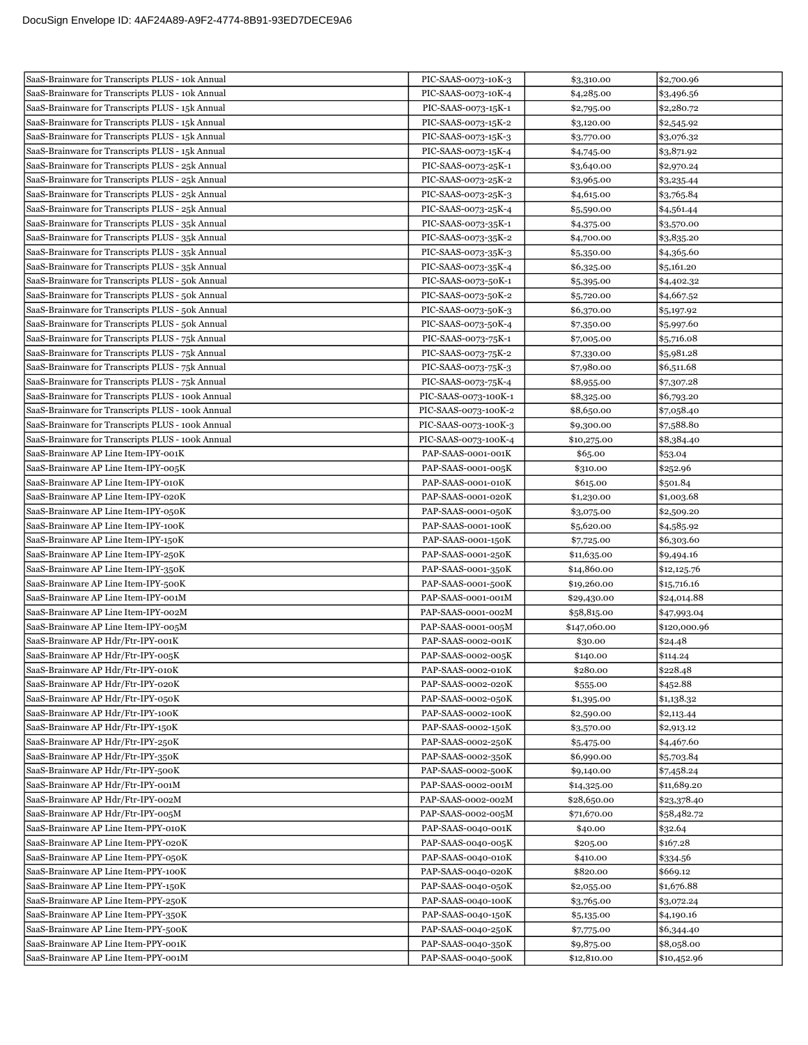| | | | |
|---|---|---|---|
| SaaS-Brainware for Transcripts PLUS - 10k Annual | PIC-SAAS-0073-10K-3 | $3,310.00 | $2,700.96 |
| SaaS-Brainware for Transcripts PLUS - 10k Annual | PIC-SAAS-0073-10K-4 | $4,285.00 | $3,496.56 |
| SaaS-Brainware for Transcripts PLUS - 15k Annual | PIC-SAAS-0073-15K-1 | $2,795.00 | $2,280.72 |
| SaaS-Brainware for Transcripts PLUS - 15k Annual | PIC-SAAS-0073-15K-2 | $3,120.00 | $2,545.92 |
| SaaS-Brainware for Transcripts PLUS - 15k Annual | PIC-SAAS-0073-15K-3 | $3,770.00 | $3,076.32 |
| SaaS-Brainware for Transcripts PLUS - 15k Annual | PIC-SAAS-0073-15K-4 | $4,745.00 | $3,871.92 |
| SaaS-Brainware for Transcripts PLUS - 25k Annual | PIC-SAAS-0073-25K-1 | $3,640.00 | $2,970.24 |
| SaaS-Brainware for Transcripts PLUS - 25k Annual | PIC-SAAS-0073-25K-2 | $3,965.00 | $3,235.44 |
| SaaS-Brainware for Transcripts PLUS - 25k Annual | PIC-SAAS-0073-25K-3 | $4,615.00 | $3,765.84 |
| SaaS-Brainware for Transcripts PLUS - 25k Annual | PIC-SAAS-0073-25K-4 | $5,590.00 | $4,561.44 |
| SaaS-Brainware for Transcripts PLUS - 35k Annual | PIC-SAAS-0073-35K-1 | $4,375.00 | $3,570.00 |
| SaaS-Brainware for Transcripts PLUS - 35k Annual | PIC-SAAS-0073-35K-2 | $4,700.00 | $3,835.20 |
| SaaS-Brainware for Transcripts PLUS - 35k Annual | PIC-SAAS-0073-35K-3 | $5,350.00 | $4,365.60 |
| SaaS-Brainware for Transcripts PLUS - 35k Annual | PIC-SAAS-0073-35K-4 | $6,325.00 | $5,161.20 |
| SaaS-Brainware for Transcripts PLUS - 50k Annual | PIC-SAAS-0073-50K-1 | $5,395.00 | $4,402.32 |
| SaaS-Brainware for Transcripts PLUS - 50k Annual | PIC-SAAS-0073-50K-2 | $5,720.00 | $4,667.52 |
| SaaS-Brainware for Transcripts PLUS - 50k Annual | PIC-SAAS-0073-50K-3 | $6,370.00 | $5,197.92 |
| SaaS-Brainware for Transcripts PLUS - 50k Annual | PIC-SAAS-0073-50K-4 | $7,350.00 | $5,997.60 |
| SaaS-Brainware for Transcripts PLUS - 75k Annual | PIC-SAAS-0073-75K-1 | $7,005.00 | $5,716.08 |
| SaaS-Brainware for Transcripts PLUS - 75k Annual | PIC-SAAS-0073-75K-2 | $7,330.00 | $5,981.28 |
| SaaS-Brainware for Transcripts PLUS - 75k Annual | PIC-SAAS-0073-75K-3 | $7,980.00 | $6,511.68 |
| SaaS-Brainware for Transcripts PLUS - 75k Annual | PIC-SAAS-0073-75K-4 | $8,955.00 | $7,307.28 |
| SaaS-Brainware for Transcripts PLUS - 100k Annual | PIC-SAAS-0073-100K-1 | $8,325.00 | $6,793.20 |
| SaaS-Brainware for Transcripts PLUS - 100k Annual | PIC-SAAS-0073-100K-2 | $8,650.00 | $7,058.40 |
| SaaS-Brainware for Transcripts PLUS - 100k Annual | PIC-SAAS-0073-100K-3 | $9,300.00 | $7,588.80 |
| SaaS-Brainware for Transcripts PLUS - 100k Annual | PIC-SAAS-0073-100K-4 | $10,275.00 | $8,384.40 |
| SaaS-Brainware AP Line Item-IPY-001K | PAP-SAAS-0001-001K | $65.00 | $53.04 |
| SaaS-Brainware AP Line Item-IPY-005K | PAP-SAAS-0001-005K | $310.00 | $252.96 |
| SaaS-Brainware AP Line Item-IPY-010K | PAP-SAAS-0001-010K | $615.00 | $501.84 |
| SaaS-Brainware AP Line Item-IPY-020K | PAP-SAAS-0001-020K | $1,230.00 | $1,003.68 |
| SaaS-Brainware AP Line Item-IPY-050K | PAP-SAAS-0001-050K | $3,075.00 | $2,509.20 |
| SaaS-Brainware AP Line Item-IPY-100K | PAP-SAAS-0001-100K | $5,620.00 | $4,585.92 |
| SaaS-Brainware AP Line Item-IPY-150K | PAP-SAAS-0001-150K | $7,725.00 | $6,303.60 |
| SaaS-Brainware AP Line Item-IPY-250K | PAP-SAAS-0001-250K | $11,635.00 | $9,494.16 |
| SaaS-Brainware AP Line Item-IPY-350K | PAP-SAAS-0001-350K | $14,860.00 | $12,125.76 |
| SaaS-Brainware AP Line Item-IPY-500K | PAP-SAAS-0001-500K | $19,260.00 | $15,716.16 |
| SaaS-Brainware AP Line Item-IPY-001M | PAP-SAAS-0001-001M | $29,430.00 | $24,014.88 |
| SaaS-Brainware AP Line Item-IPY-002M | PAP-SAAS-0001-002M | $58,815.00 | $47,993.04 |
| SaaS-Brainware AP Line Item-IPY-005M | PAP-SAAS-0001-005M | $147,060.00 | $120,000.96 |
| SaaS-Brainware AP Hdr/Ftr-IPY-001K | PAP-SAAS-0002-001K | $30.00 | $24.48 |
| SaaS-Brainware AP Hdr/Ftr-IPY-005K | PAP-SAAS-0002-005K | $140.00 | $114.24 |
| SaaS-Brainware AP Hdr/Ftr-IPY-010K | PAP-SAAS-0002-010K | $280.00 | $228.48 |
| SaaS-Brainware AP Hdr/Ftr-IPY-020K | PAP-SAAS-0002-020K | $555.00 | $452.88 |
| SaaS-Brainware AP Hdr/Ftr-IPY-050K | PAP-SAAS-0002-050K | $1,395.00 | $1,138.32 |
| SaaS-Brainware AP Hdr/Ftr-IPY-100K | PAP-SAAS-0002-100K | $2,590.00 | $2,113.44 |
| SaaS-Brainware AP Hdr/Ftr-IPY-150K | PAP-SAAS-0002-150K | $3,570.00 | $2,913.12 |
| SaaS-Brainware AP Hdr/Ftr-IPY-250K | PAP-SAAS-0002-250K | $5,475.00 | $4,467.60 |
| SaaS-Brainware AP Hdr/Ftr-IPY-350K | PAP-SAAS-0002-350K | $6,990.00 | $5,703.84 |
| SaaS-Brainware AP Hdr/Ftr-IPY-500K | PAP-SAAS-0002-500K | $9,140.00 | $7,458.24 |
| SaaS-Brainware AP Hdr/Ftr-IPY-001M | PAP-SAAS-0002-001M | $14,325.00 | $11,689.20 |
| SaaS-Brainware AP Hdr/Ftr-IPY-002M | PAP-SAAS-0002-002M | $28,650.00 | $23,378.40 |
| SaaS-Brainware AP Hdr/Ftr-IPY-005M | PAP-SAAS-0002-005M | $71,670.00 | $58,482.72 |
| SaaS-Brainware AP Line Item-PPY-010K | PAP-SAAS-0040-001K | $40.00 | $32.64 |
| SaaS-Brainware AP Line Item-PPY-020K | PAP-SAAS-0040-005K | $205.00 | $167.28 |
| SaaS-Brainware AP Line Item-PPY-050K | PAP-SAAS-0040-010K | $410.00 | $334.56 |
| SaaS-Brainware AP Line Item-PPY-100K | PAP-SAAS-0040-020K | $820.00 | $669.12 |
| SaaS-Brainware AP Line Item-PPY-150K | PAP-SAAS-0040-050K | $2,055.00 | $1,676.88 |
| SaaS-Brainware AP Line Item-PPY-250K | PAP-SAAS-0040-100K | $3,765.00 | $3,072.24 |
| SaaS-Brainware AP Line Item-PPY-350K | PAP-SAAS-0040-150K | $5,135.00 | $4,190.16 |
| SaaS-Brainware AP Line Item-PPY-500K | PAP-SAAS-0040-250K | $7,775.00 | $6,344.40 |
| SaaS-Brainware AP Line Item-PPY-001K | PAP-SAAS-0040-350K | $9,875.00 | $8,058.00 |
| SaaS-Brainware AP Line Item-PPY-001M | PAP-SAAS-0040-500K | $12,810.00 | $10,452.96 |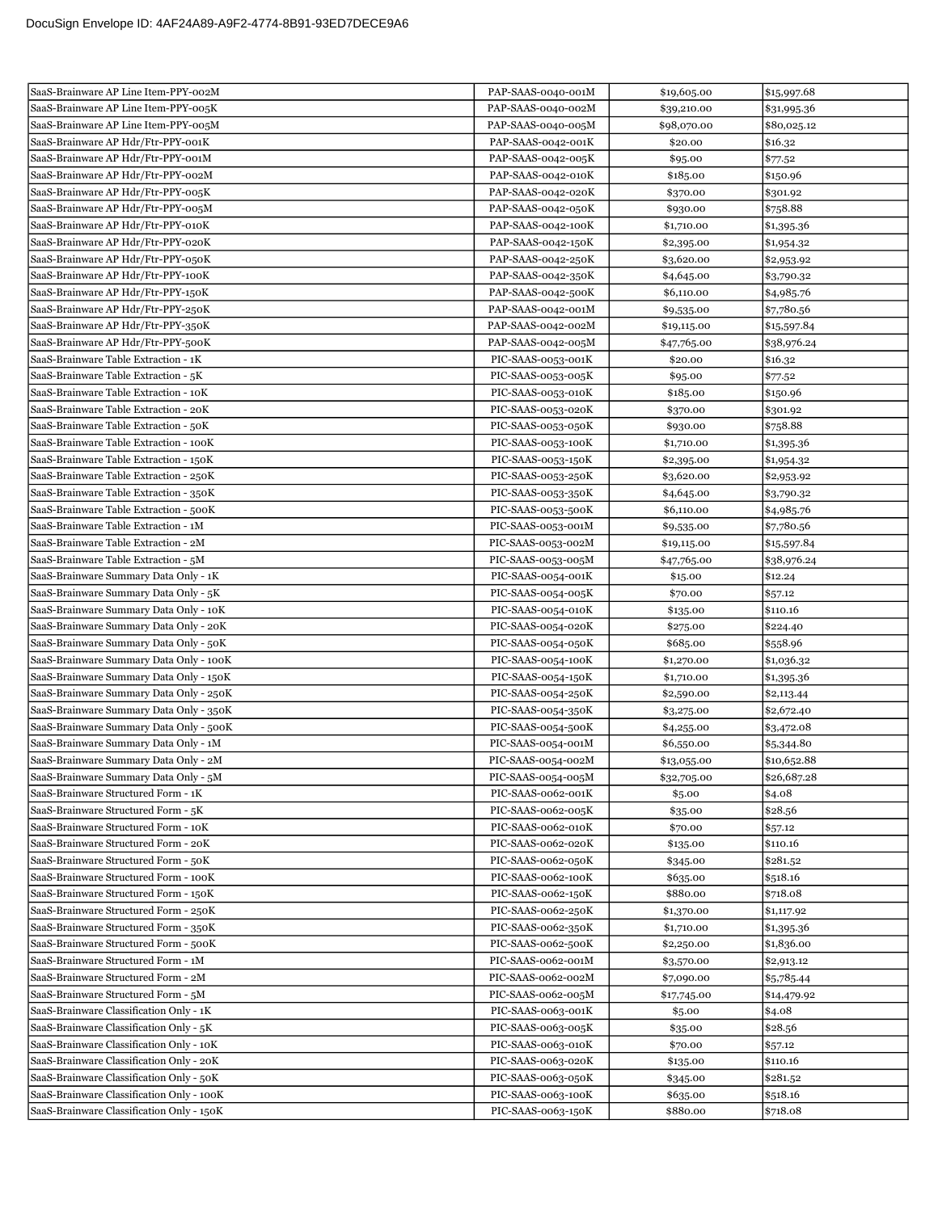| SaaS-Brainware AP Line Item-PPY-002M | PAP-SAAS-0040-001M | $19,605.00 | $15,997.68 |
|---|---|---|---|
| SaaS-Brainware AP Line Item-PPY-005K | PAP-SAAS-0040-002M | $39,210.00 | $31,995.36 |
| SaaS-Brainware AP Line Item-PPY-005M | PAP-SAAS-0040-005M | $98,070.00 | $80,025.12 |
| SaaS-Brainware AP Hdr/Ftr-PPY-001K | PAP-SAAS-0042-001K | $20.00 | $16.32 |
| SaaS-Brainware AP Hdr/Ftr-PPY-001M | PAP-SAAS-0042-005K | $95.00 | $77.52 |
| SaaS-Brainware AP Hdr/Ftr-PPY-002M | PAP-SAAS-0042-010K | $185.00 | $150.96 |
| SaaS-Brainware AP Hdr/Ftr-PPY-005K | PAP-SAAS-0042-020K | $370.00 | $301.92 |
| SaaS-Brainware AP Hdr/Ftr-PPY-005M | PAP-SAAS-0042-050K | $930.00 | $758.88 |
| SaaS-Brainware AP Hdr/Ftr-PPY-010K | PAP-SAAS-0042-100K | $1,710.00 | $1,395.36 |
| SaaS-Brainware AP Hdr/Ftr-PPY-020K | PAP-SAAS-0042-150K | $2,395.00 | $1,954.32 |
| SaaS-Brainware AP Hdr/Ftr-PPY-050K | PAP-SAAS-0042-250K | $3,620.00 | $2,953.92 |
| SaaS-Brainware AP Hdr/Ftr-PPY-100K | PAP-SAAS-0042-350K | $4,645.00 | $3,790.32 |
| SaaS-Brainware AP Hdr/Ftr-PPY-150K | PAP-SAAS-0042-500K | $6,110.00 | $4,985.76 |
| SaaS-Brainware AP Hdr/Ftr-PPY-250K | PAP-SAAS-0042-001M | $9,535.00 | $7,780.56 |
| SaaS-Brainware AP Hdr/Ftr-PPY-350K | PAP-SAAS-0042-002M | $19,115.00 | $15,597.84 |
| SaaS-Brainware AP Hdr/Ftr-PPY-500K | PAP-SAAS-0042-005M | $47,765.00 | $38,976.24 |
| SaaS-Brainware Table Extraction - 1K | PIC-SAAS-0053-001K | $20.00 | $16.32 |
| SaaS-Brainware Table Extraction - 5K | PIC-SAAS-0053-005K | $95.00 | $77.52 |
| SaaS-Brainware Table Extraction - 10K | PIC-SAAS-0053-010K | $185.00 | $150.96 |
| SaaS-Brainware Table Extraction - 20K | PIC-SAAS-0053-020K | $370.00 | $301.92 |
| SaaS-Brainware Table Extraction - 50K | PIC-SAAS-0053-050K | $930.00 | $758.88 |
| SaaS-Brainware Table Extraction - 100K | PIC-SAAS-0053-100K | $1,710.00 | $1,395.36 |
| SaaS-Brainware Table Extraction - 150K | PIC-SAAS-0053-150K | $2,395.00 | $1,954.32 |
| SaaS-Brainware Table Extraction - 250K | PIC-SAAS-0053-250K | $3,620.00 | $2,953.92 |
| SaaS-Brainware Table Extraction - 350K | PIC-SAAS-0053-350K | $4,645.00 | $3,790.32 |
| SaaS-Brainware Table Extraction - 500K | PIC-SAAS-0053-500K | $6,110.00 | $4,985.76 |
| SaaS-Brainware Table Extraction - 1M | PIC-SAAS-0053-001M | $9,535.00 | $7,780.56 |
| SaaS-Brainware Table Extraction - 2M | PIC-SAAS-0053-002M | $19,115.00 | $15,597.84 |
| SaaS-Brainware Table Extraction - 5M | PIC-SAAS-0053-005M | $47,765.00 | $38,976.24 |
| SaaS-Brainware Summary Data Only - 1K | PIC-SAAS-0054-001K | $15.00 | $12.24 |
| SaaS-Brainware Summary Data Only - 5K | PIC-SAAS-0054-005K | $70.00 | $57.12 |
| SaaS-Brainware Summary Data Only - 10K | PIC-SAAS-0054-010K | $135.00 | $110.16 |
| SaaS-Brainware Summary Data Only - 20K | PIC-SAAS-0054-020K | $275.00 | $224.40 |
| SaaS-Brainware Summary Data Only - 50K | PIC-SAAS-0054-050K | $685.00 | $558.96 |
| SaaS-Brainware Summary Data Only - 100K | PIC-SAAS-0054-100K | $1,270.00 | $1,036.32 |
| SaaS-Brainware Summary Data Only - 150K | PIC-SAAS-0054-150K | $1,710.00 | $1,395.36 |
| SaaS-Brainware Summary Data Only - 250K | PIC-SAAS-0054-250K | $2,590.00 | $2,113.44 |
| SaaS-Brainware Summary Data Only - 350K | PIC-SAAS-0054-350K | $3,275.00 | $2,672.40 |
| SaaS-Brainware Summary Data Only - 500K | PIC-SAAS-0054-500K | $4,255.00 | $3,472.08 |
| SaaS-Brainware Summary Data Only - 1M | PIC-SAAS-0054-001M | $6,550.00 | $5,344.80 |
| SaaS-Brainware Summary Data Only - 2M | PIC-SAAS-0054-002M | $13,055.00 | $10,652.88 |
| SaaS-Brainware Summary Data Only - 5M | PIC-SAAS-0054-005M | $32,705.00 | $26,687.28 |
| SaaS-Brainware Structured Form - 1K | PIC-SAAS-0062-001K | $5.00 | $4.08 |
| SaaS-Brainware Structured Form - 5K | PIC-SAAS-0062-005K | $35.00 | $28.56 |
| SaaS-Brainware Structured Form - 10K | PIC-SAAS-0062-010K | $70.00 | $57.12 |
| SaaS-Brainware Structured Form - 20K | PIC-SAAS-0062-020K | $135.00 | $110.16 |
| SaaS-Brainware Structured Form - 50K | PIC-SAAS-0062-050K | $345.00 | $281.52 |
| SaaS-Brainware Structured Form - 100K | PIC-SAAS-0062-100K | $635.00 | $518.16 |
| SaaS-Brainware Structured Form - 150K | PIC-SAAS-0062-150K | $880.00 | $718.08 |
| SaaS-Brainware Structured Form - 250K | PIC-SAAS-0062-250K | $1,370.00 | $1,117.92 |
| SaaS-Brainware Structured Form - 350K | PIC-SAAS-0062-350K | $1,710.00 | $1,395.36 |
| SaaS-Brainware Structured Form - 500K | PIC-SAAS-0062-500K | $2,250.00 | $1,836.00 |
| SaaS-Brainware Structured Form - 1M | PIC-SAAS-0062-001M | $3,570.00 | $2,913.12 |
| SaaS-Brainware Structured Form - 2M | PIC-SAAS-0062-002M | $7,090.00 | $5,785.44 |
| SaaS-Brainware Structured Form - 5M | PIC-SAAS-0062-005M | $17,745.00 | $14,479.92 |
| SaaS-Brainware Classification Only - 1K | PIC-SAAS-0063-001K | $5.00 | $4.08 |
| SaaS-Brainware Classification Only - 5K | PIC-SAAS-0063-005K | $35.00 | $28.56 |
| SaaS-Brainware Classification Only - 10K | PIC-SAAS-0063-010K | $70.00 | $57.12 |
| SaaS-Brainware Classification Only - 20K | PIC-SAAS-0063-020K | $135.00 | $110.16 |
| SaaS-Brainware Classification Only - 50K | PIC-SAAS-0063-050K | $345.00 | $281.52 |
| SaaS-Brainware Classification Only - 100K | PIC-SAAS-0063-100K | $635.00 | $518.16 |
| SaaS-Brainware Classification Only - 150K | PIC-SAAS-0063-150K | $880.00 | $718.08 |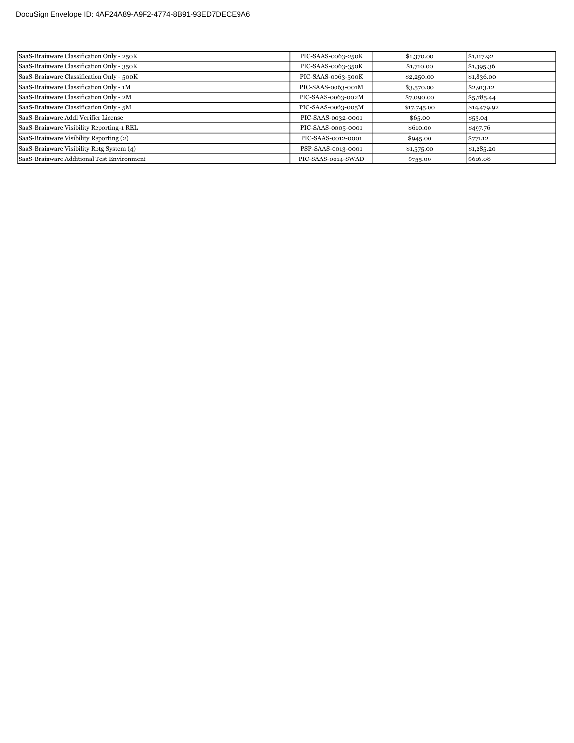| | | | |
|---|---|---|---|
| SaaS-Brainware Classification Only - 250K | PIC-SAAS-0063-250K | $1,370.00 | $1,117.92 |
| SaaS-Brainware Classification Only - 350K | PIC-SAAS-0063-350K | $1,710.00 | $1,395.36 |
| SaaS-Brainware Classification Only - 500K | PIC-SAAS-0063-500K | $2,250.00 | $1,836.00 |
| SaaS-Brainware Classification Only - 1M | PIC-SAAS-0063-001M | $3,570.00 | $2,913.12 |
| SaaS-Brainware Classification Only - 2M | PIC-SAAS-0063-002M | $7,090.00 | $5,785.44 |
| SaaS-Brainware Classification Only - 5M | PIC-SAAS-0063-005M | $17,745.00 | $14,479.92 |
| SaaS-Brainware Addl Verifier License | PIC-SAAS-0032-0001 | $65.00 | $53.04 |
| SaaS-Brainware Visibility Reporting-1 REL | PIC-SAAS-0005-0001 | $610.00 | $497.76 |
| SaaS-Brainware Visibility Reporting (2) | PIC-SAAS-0012-0001 | $945.00 | $771.12 |
| SaaS-Brainware Visibility Rptg System (4) | PSP-SAAS-0013-0001 | $1,575.00 | $1,285.20 |
| SaaS-Brainware Additional Test Environment | PIC-SAAS-0014-SWAD | $755.00 | $616.08 |